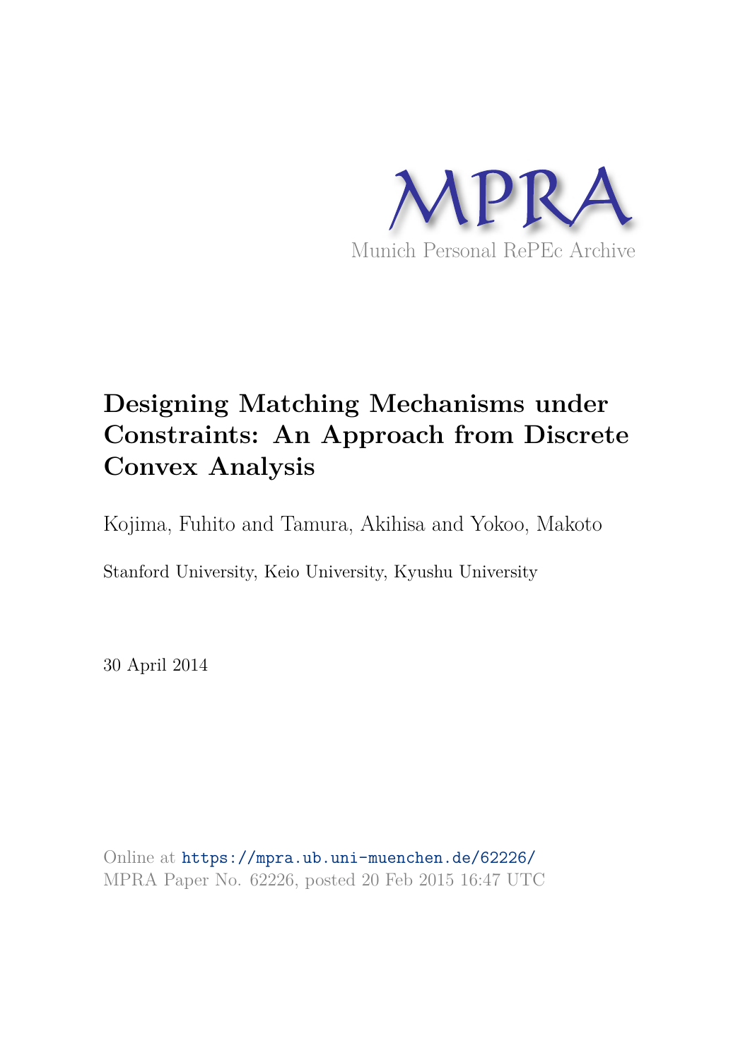MPRA

Munich Personal RePEc Archive

# Designing Matching Mechanisms under Constraints: An Approach from Discrete Convex Analysis

Kojima, Fuhito and Tamura, Akihisa and Yokoo, Makoto

Stanford University, Keio University, Kyushu University

30 April 2014

Online at https://mpra.ub.uni-muenchen.de/62226/
MPRA Paper No. 62226, posted 20 Feb 2015 16:47 UTC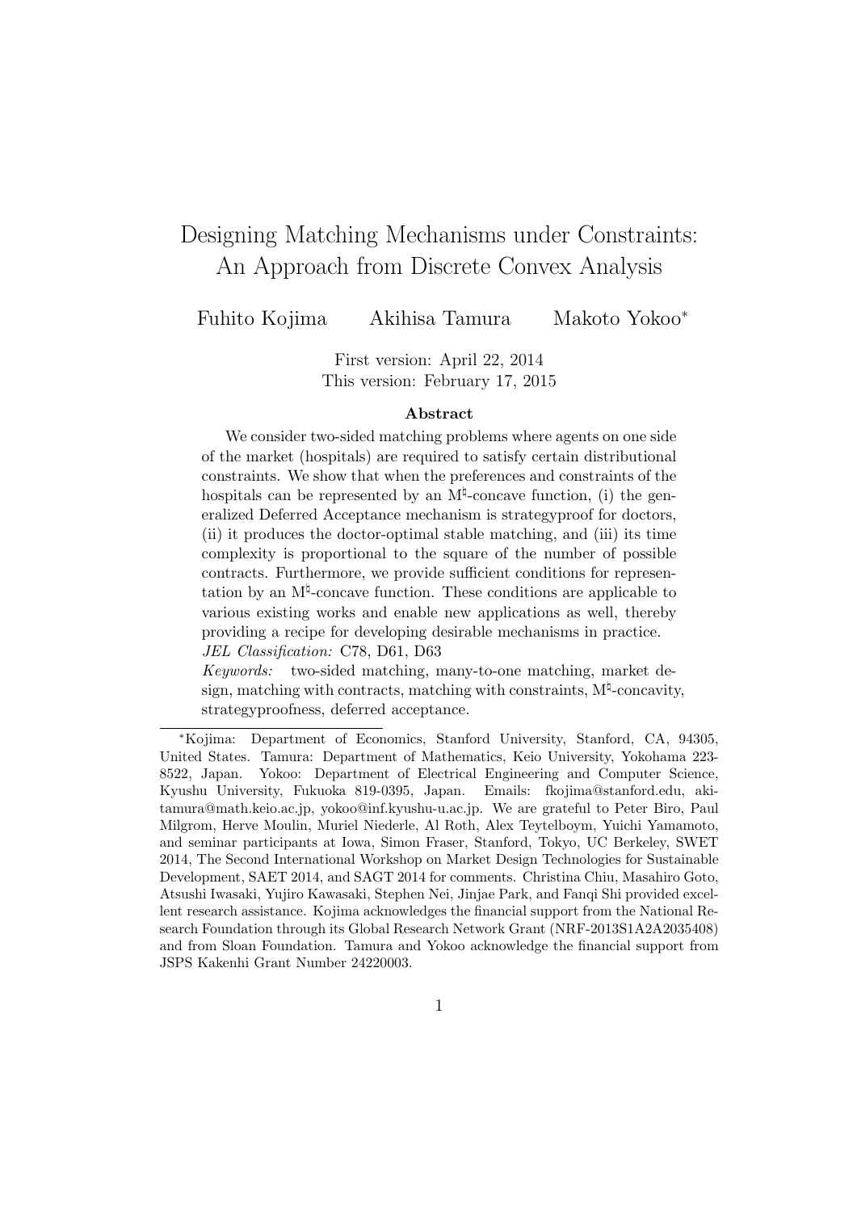# Designing Matching Mechanisms under Constraints: An Approach from Discrete Convex Analysis

Fuhito Kojima   Akihisa Tamura   Makoto Yokoo*

First version: April 22, 2014
This version: February 17, 2015

## Abstract

We consider two-sided matching problems where agents on one side of the market (hospitals) are required to satisfy certain distributional constraints. We show that when the preferences and constraints of the hospitals can be represented by an M$^\natural$-concave function, (i) the generalized Deferred Acceptance mechanism is strategyproof for doctors, (ii) it produces the doctor-optimal stable matching, and (iii) its time complexity is proportional to the square of the number of possible contracts. Furthermore, we provide sufficient conditions for representation by an M$^\natural$-concave function. These conditions are applicable to various existing works and enable new applications as well, thereby providing a recipe for developing desirable mechanisms in practice.

*JEL Classification:* C78, D61, D63

*Keywords:* two-sided matching, many-to-one matching, market design, matching with contracts, matching with constraints, M$^\natural$-concavity, strategyproofness, deferred acceptance.

---

*Kojima: Department of Economics, Stanford University, Stanford, CA, 94305, United States. Tamura: Department of Mathematics, Keio University, Yokohama 223-8522, Japan. Yokoo: Department of Electrical Engineering and Computer Science, Kyushu University, Fukuoka 819-0395, Japan. Emails: fkojima@stanford.edu, aki-tamura@math.keio.ac.jp, yokoo@inf.kyushu-u.ac.jp. We are grateful to Peter Biro, Paul Milgrom, Herve Moulin, Muriel Niederle, Al Roth, Alex Teytelboym, Yuichi Yamamoto, and seminar participants at Iowa, Simon Fraser, Stanford, Tokyo, UC Berkeley, SWET 2014, The Second International Workshop on Market Design Technologies for Sustainable Development, SAET 2014, and SAGT 2014 for comments. Christina Chiu, Masahiro Goto, Atsushi Iwasaki, Yujiro Kawasaki, Stephen Nei, Jinjae Park, and Fanqi Shi provided excellent research assistance. Kojima acknowledges the financial support from the National Research Foundation through its Global Research Network Grant (NRF-2013S1A2A2035408) and from Sloan Foundation. Tamura and Yokoo acknowledge the financial support from JSPS Kakenhi Grant Number 24220003.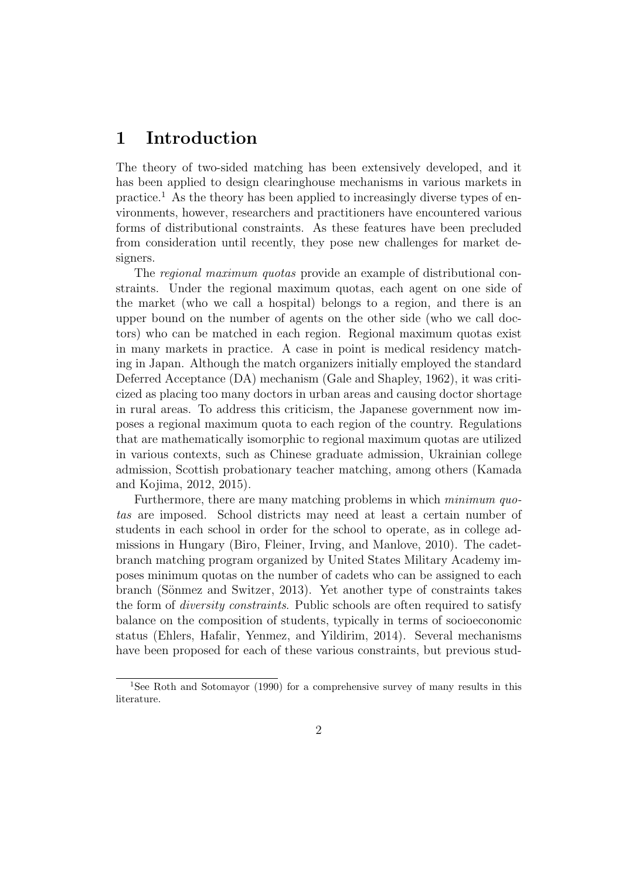# 1 Introduction

The theory of two-sided matching has been extensively developed, and it has been applied to design clearinghouse mechanisms in various markets in practice.[1] As the theory has been applied to increasingly diverse types of environments, however, researchers and practitioners have encountered various forms of distributional constraints. As these features have been precluded from consideration until recently, they pose new challenges for market designers.

The *regional maximum quotas* provide an example of distributional constraints. Under the regional maximum quotas, each agent on one side of the market (who we call a hospital) belongs to a region, and there is an upper bound on the number of agents on the other side (who we call doctors) who can be matched in each region. Regional maximum quotas exist in many markets in practice. A case in point is medical residency matching in Japan. Although the match organizers initially employed the standard Deferred Acceptance (DA) mechanism (Gale and Shapley, 1962), it was criticized as placing too many doctors in urban areas and causing doctor shortage in rural areas. To address this criticism, the Japanese government now imposes a regional maximum quota to each region of the country. Regulations that are mathematically isomorphic to regional maximum quotas are utilized in various contexts, such as Chinese graduate admission, Ukrainian college admission, Scottish probationary teacher matching, among others (Kamada and Kojima, 2012, 2015).

Furthermore, there are many matching problems in which *minimum quotas* are imposed. School districts may need at least a certain number of students in each school in order for the school to operate, as in college admissions in Hungary (Biro, Fleiner, Irving, and Manlove, 2010). The cadet-branch matching program organized by United States Military Academy imposes minimum quotas on the number of cadets who can be assigned to each branch (Sönmez and Switzer, 2013). Yet another type of constraints takes the form of *diversity constraints*. Public schools are often required to satisfy balance on the composition of students, typically in terms of socioeconomic status (Ehlers, Hafalir, Yenmez, and Yildirim, 2014). Several mechanisms have been proposed for each of these various constraints, but previous stud-

[1] See Roth and Sotomayor (1990) for a comprehensive survey of many results in this literature.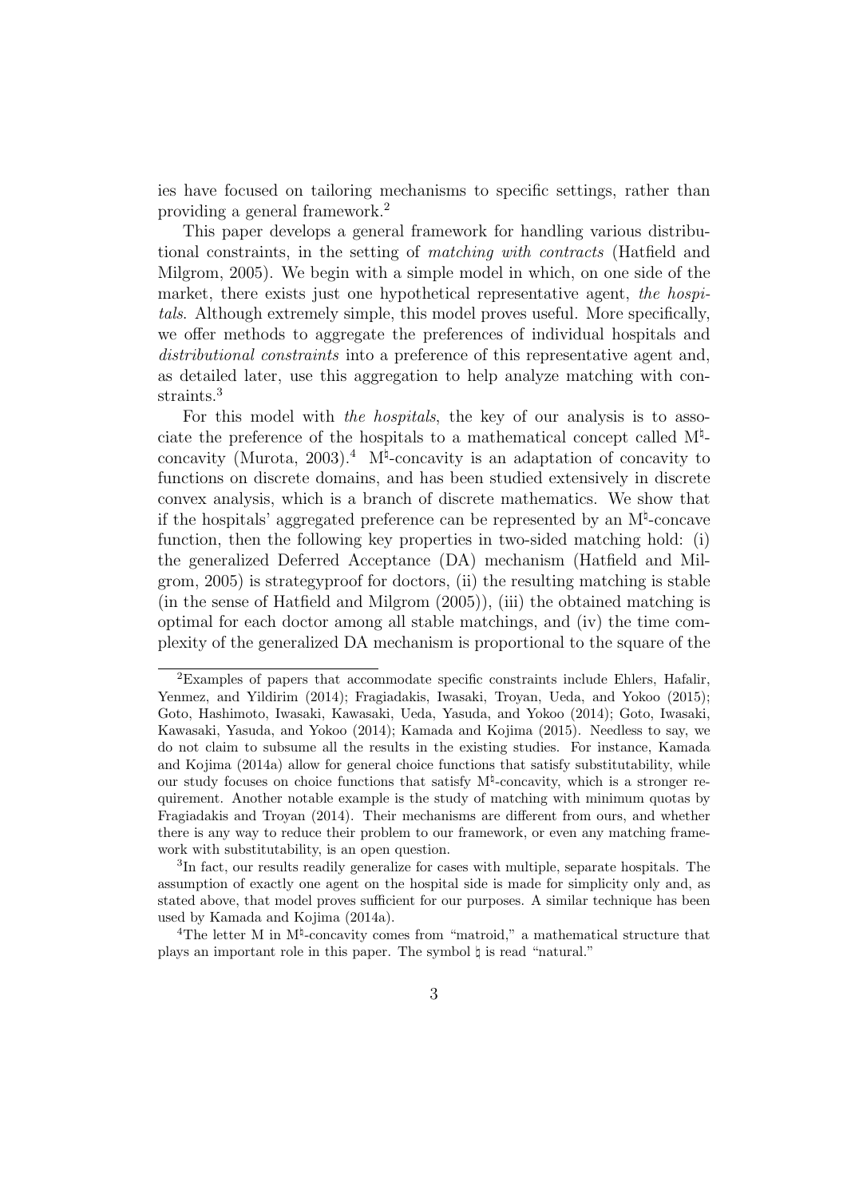ies have focused on tailoring mechanisms to specific settings, rather than providing a general framework.[2]

This paper develops a general framework for handling various distributional constraints, in the setting of *matching with contracts* (Hatfield and Milgrom, 2005). We begin with a simple model in which, on one side of the market, there exists just one hypothetical representative agent, *the hospitals*. Although extremely simple, this model proves useful. More specifically, we offer methods to aggregate the preferences of individual hospitals and *distributional constraints* into a preference of this representative agent and, as detailed later, use this aggregation to help analyze matching with constraints.[3]

For this model with *the hospitals*, the key of our analysis is to associate the preference of the hospitals to a mathematical concept called $\mathrm{M}^\natural$-concavity (Murota, 2003).[4] $\mathrm{M}^\natural$-concavity is an adaptation of concavity to functions on discrete domains, and has been studied extensively in discrete convex analysis, which is a branch of discrete mathematics. We show that if the hospitals' aggregated preference can be represented by an $\mathrm{M}^\natural$-concave function, then the following key properties in two-sided matching hold: (i) the generalized Deferred Acceptance (DA) mechanism (Hatfield and Milgrom, 2005) is strategyproof for doctors, (ii) the resulting matching is stable (in the sense of Hatfield and Milgrom (2005)), (iii) the obtained matching is optimal for each doctor among all stable matchings, and (iv) the time complexity of the generalized DA mechanism is proportional to the square of the

---

[2] Examples of papers that accommodate specific constraints include Ehlers, Hafalir, Yenmez, and Yildirim (2014); Fragiadakis, Iwasaki, Troyan, Ueda, and Yokoo (2015); Goto, Hashimoto, Iwasaki, Kawasaki, Ueda, Yasuda, and Yokoo (2014); Goto, Iwasaki, Kawasaki, Yasuda, and Yokoo (2014); Kamada and Kojima (2015). Needless to say, we do not claim to subsume all the results in the existing studies. For instance, Kamada and Kojima (2014a) allow for general choice functions that satisfy substitutability, while our study focuses on choice functions that satisfy $\mathrm{M}^\natural$-concavity, which is a stronger requirement. Another notable example is the study of matching with minimum quotas by Fragiadakis and Troyan (2014). Their mechanisms are different from ours, and whether there is any way to reduce their problem to our framework, or even any matching framework with substitutability, is an open question.

[3] In fact, our results readily generalize for cases with multiple, separate hospitals. The assumption of exactly one agent on the hospital side is made for simplicity only and, as stated above, that model proves sufficient for our purposes. A similar technique has been used by Kamada and Kojima (2014a).

[4] The letter M in $\mathrm{M}^\natural$-concavity comes from "matroid," a mathematical structure that plays an important role in this paper. The symbol $\natural$ is read "natural."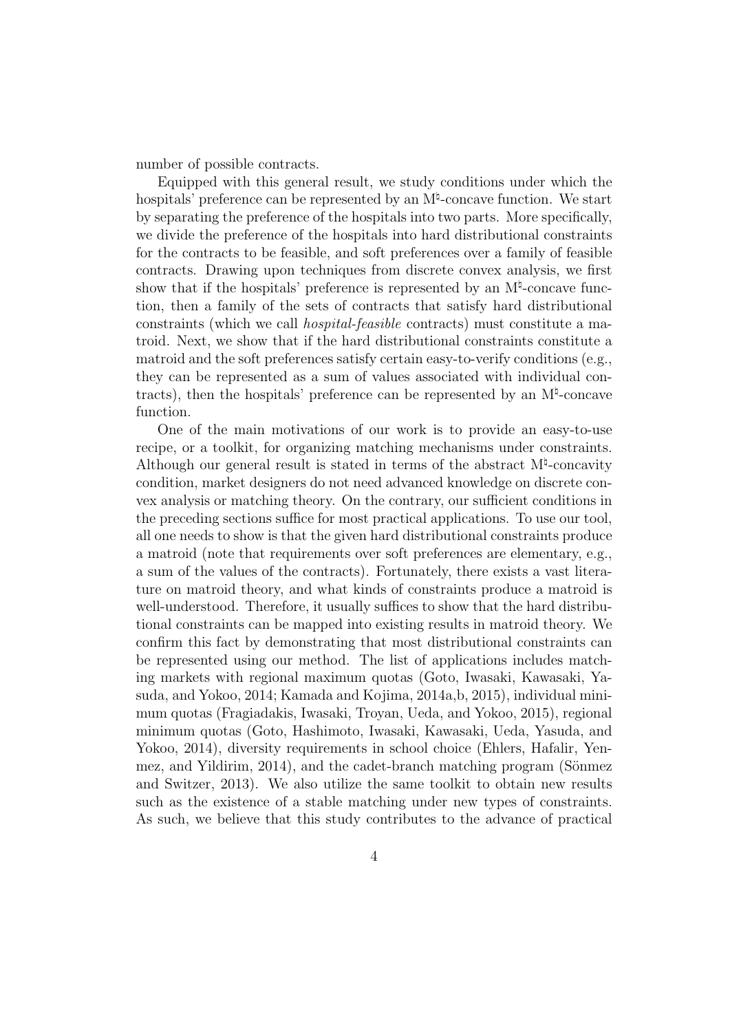number of possible contracts.

Equipped with this general result, we study conditions under which the hospitals' preference can be represented by an $\mathrm{M}^\natural$-concave function. We start by separating the preference of the hospitals into two parts. More specifically, we divide the preference of the hospitals into hard distributional constraints for the contracts to be feasible, and soft preferences over a family of feasible contracts. Drawing upon techniques from discrete convex analysis, we first show that if the hospitals' preference is represented by an $\mathrm{M}^\natural$-concave function, then a family of the sets of contracts that satisfy hard distributional constraints (which we call *hospital-feasible* contracts) must constitute a matroid. Next, we show that if the hard distributional constraints constitute a matroid and the soft preferences satisfy certain easy-to-verify conditions (e.g., they can be represented as a sum of values associated with individual contracts), then the hospitals' preference can be represented by an $\mathrm{M}^\natural$-concave function.

One of the main motivations of our work is to provide an easy-to-use recipe, or a toolkit, for organizing matching mechanisms under constraints. Although our general result is stated in terms of the abstract $\mathrm{M}^\natural$-concavity condition, market designers do not need advanced knowledge on discrete convex analysis or matching theory. On the contrary, our sufficient conditions in the preceding sections suffice for most practical applications. To use our tool, all one needs to show is that the given hard distributional constraints produce a matroid (note that requirements over soft preferences are elementary, e.g., a sum of the values of the contracts). Fortunately, there exists a vast literature on matroid theory, and what kinds of constraints produce a matroid is well-understood. Therefore, it usually suffices to show that the hard distributional constraints can be mapped into existing results in matroid theory. We confirm this fact by demonstrating that most distributional constraints can be represented using our method. The list of applications includes matching markets with regional maximum quotas (Goto, Iwasaki, Kawasaki, Yasuda, and Yokoo, 2014; Kamada and Kojima, 2014a,b, 2015), individual minimum quotas (Fragiadakis, Iwasaki, Troyan, Ueda, and Yokoo, 2015), regional minimum quotas (Goto, Hashimoto, Iwasaki, Kawasaki, Ueda, Yasuda, and Yokoo, 2014), diversity requirements in school choice (Ehlers, Hafalir, Yenmez, and Yildirim, 2014), and the cadet-branch matching program (Sönmez and Switzer, 2013). We also utilize the same toolkit to obtain new results such as the existence of a stable matching under new types of constraints. As such, we believe that this study contributes to the advance of practical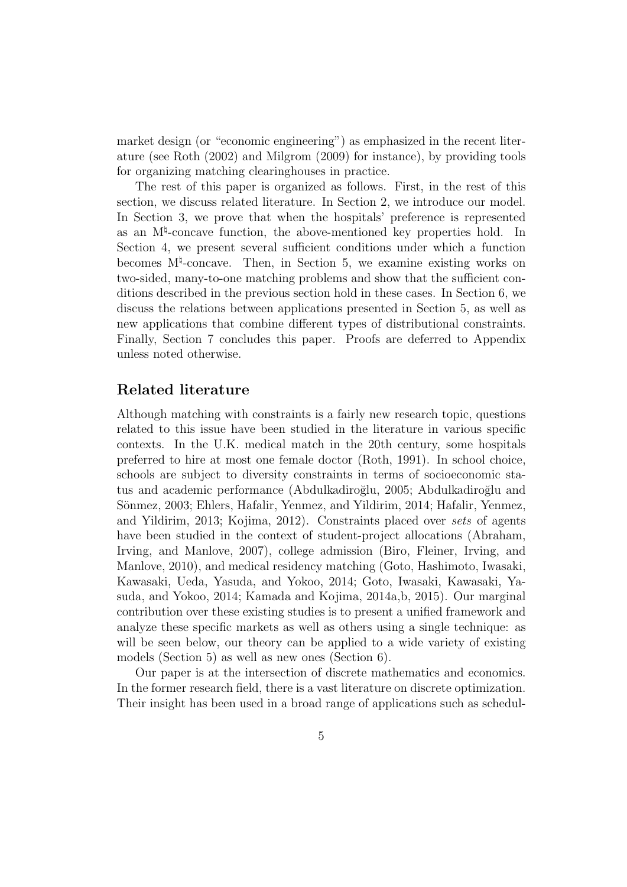market design (or "economic engineering") as emphasized in the recent literature (see Roth (2002) and Milgrom (2009) for instance), by providing tools for organizing matching clearinghouses in practice.

The rest of this paper is organized as follows. First, in the rest of this section, we discuss related literature. In Section 2, we introduce our model. In Section 3, we prove that when the hospitals' preference is represented as an $\mathrm{M}^\natural$-concave function, the above-mentioned key properties hold. In Section 4, we present several sufficient conditions under which a function becomes $\mathrm{M}^\natural$-concave. Then, in Section 5, we examine existing works on two-sided, many-to-one matching problems and show that the sufficient conditions described in the previous section hold in these cases. In Section 6, we discuss the relations between applications presented in Section 5, as well as new applications that combine different types of distributional constraints. Finally, Section 7 concludes this paper. Proofs are deferred to Appendix unless noted otherwise.

## Related literature

Although matching with constraints is a fairly new research topic, questions related to this issue have been studied in the literature in various specific contexts. In the U.K. medical match in the 20th century, some hospitals preferred to hire at most one female doctor (Roth, 1991). In school choice, schools are subject to diversity constraints in terms of socioeconomic status and academic performance (Abdulkadiroğlu, 2005; Abdulkadiroğlu and Sönmez, 2003; Ehlers, Hafalir, Yenmez, and Yildirim, 2014; Hafalir, Yenmez, and Yildirim, 2013; Kojima, 2012). Constraints placed over *sets* of agents have been studied in the context of student-project allocations (Abraham, Irving, and Manlove, 2007), college admission (Biro, Fleiner, Irving, and Manlove, 2010), and medical residency matching (Goto, Hashimoto, Iwasaki, Kawasaki, Ueda, Yasuda, and Yokoo, 2014; Goto, Iwasaki, Kawasaki, Yasuda, and Yokoo, 2014; Kamada and Kojima, 2014a,b, 2015). Our marginal contribution over these existing studies is to present a unified framework and analyze these specific markets as well as others using a single technique: as will be seen below, our theory can be applied to a wide variety of existing models (Section 5) as well as new ones (Section 6).

Our paper is at the intersection of discrete mathematics and economics. In the former research field, there is a vast literature on discrete optimization. Their insight has been used in a broad range of applications such as schedul-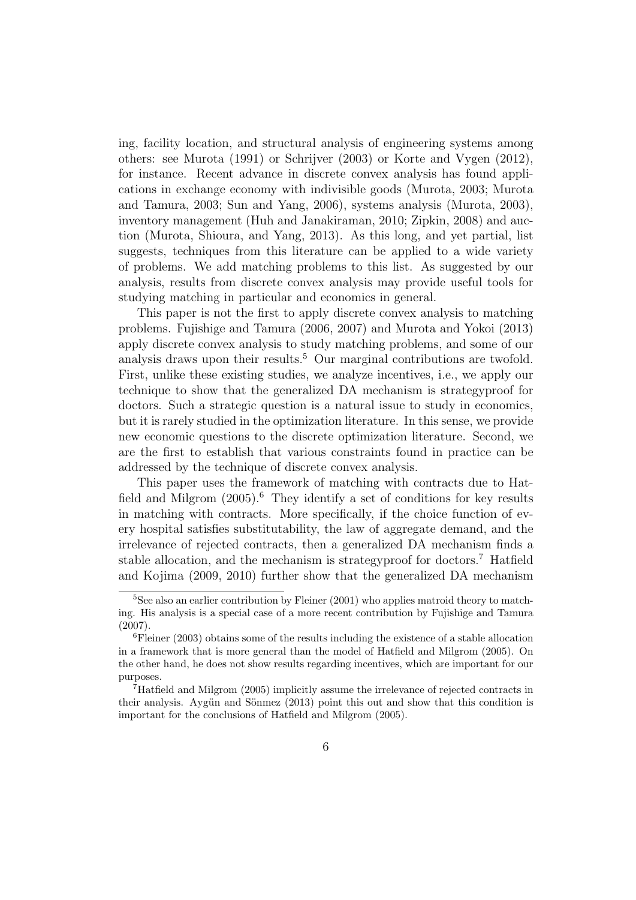ing, facility location, and structural analysis of engineering systems among others: see Murota (1991) or Schrijver (2003) or Korte and Vygen (2012), for instance. Recent advance in discrete convex analysis has found applications in exchange economy with indivisible goods (Murota, 2003; Murota and Tamura, 2003; Sun and Yang, 2006), systems analysis (Murota, 2003), inventory management (Huh and Janakiraman, 2010; Zipkin, 2008) and auction (Murota, Shioura, and Yang, 2013). As this long, and yet partial, list suggests, techniques from this literature can be applied to a wide variety of problems. We add matching problems to this list. As suggested by our analysis, results from discrete convex analysis may provide useful tools for studying matching in particular and economics in general.

This paper is not the first to apply discrete convex analysis to matching problems. Fujishige and Tamura (2006, 2007) and Murota and Yokoi (2013) apply discrete convex analysis to study matching problems, and some of our analysis draws upon their results.[5] Our marginal contributions are twofold. First, unlike these existing studies, we analyze incentives, i.e., we apply our technique to show that the generalized DA mechanism is strategyproof for doctors. Such a strategic question is a natural issue to study in economics, but it is rarely studied in the optimization literature. In this sense, we provide new economic questions to the discrete optimization literature. Second, we are the first to establish that various constraints found in practice can be addressed by the technique of discrete convex analysis.

This paper uses the framework of matching with contracts due to Hatfield and Milgrom (2005).[6] They identify a set of conditions for key results in matching with contracts. More specifically, if the choice function of every hospital satisfies substitutability, the law of aggregate demand, and the irrelevance of rejected contracts, then a generalized DA mechanism finds a stable allocation, and the mechanism is strategyproof for doctors.[7] Hatfield and Kojima (2009, 2010) further show that the generalized DA mechanism

[5] See also an earlier contribution by Fleiner (2001) who applies matroid theory to matching. His analysis is a special case of a more recent contribution by Fujishige and Tamura (2007).

[6] Fleiner (2003) obtains some of the results including the existence of a stable allocation in a framework that is more general than the model of Hatfield and Milgrom (2005). On the other hand, he does not show results regarding incentives, which are important for our purposes.

[7] Hatfield and Milgrom (2005) implicitly assume the irrelevance of rejected contracts in their analysis. Aygün and Sönmez (2013) point this out and show that this condition is important for the conclusions of Hatfield and Milgrom (2005).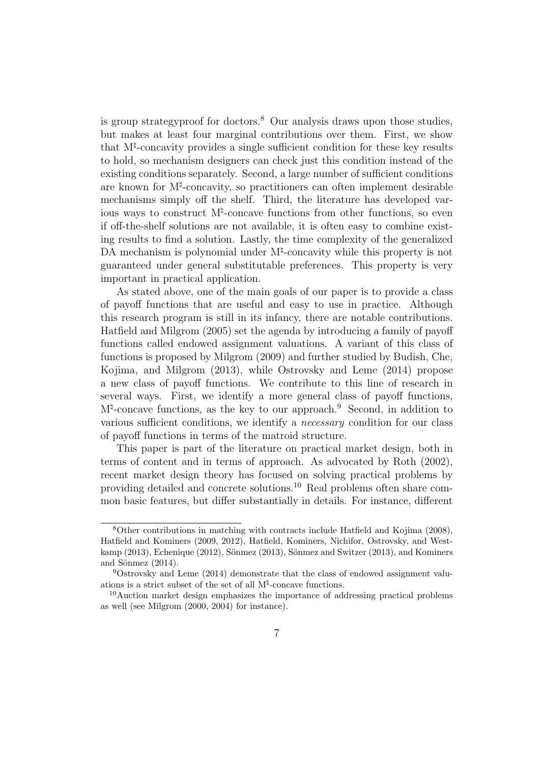is group strategyproof for doctors.[8] Our analysis draws upon those studies, but makes at least four marginal contributions over them. First, we show that $\mathrm{M}^\natural$-concavity provides a single sufficient condition for these key results to hold, so mechanism designers can check just this condition instead of the existing conditions separately. Second, a large number of sufficient conditions are known for $\mathrm{M}^\natural$-concavity, so practitioners can often implement desirable mechanisms simply off the shelf. Third, the literature has developed various ways to construct $\mathrm{M}^\natural$-concave functions from other functions, so even if off-the-shelf solutions are not available, it is often easy to combine existing results to find a solution. Lastly, the time complexity of the generalized DA mechanism is polynomial under $\mathrm{M}^\natural$-concavity while this property is not guaranteed under general substitutable preferences. This property is very important in practical application.

As stated above, one of the main goals of our paper is to provide a class of payoff functions that are useful and easy to use in practice. Although this research program is still in its infancy, there are notable contributions. Hatfield and Milgrom (2005) set the agenda by introducing a family of payoff functions called endowed assignment valuations. A variant of this class of functions is proposed by Milgrom (2009) and further studied by Budish, Che, Kojima, and Milgrom (2013), while Ostrovsky and Leme (2014) propose a new class of payoff functions. We contribute to this line of research in several ways. First, we identify a more general class of payoff functions, $\mathrm{M}^\natural$-concave functions, as the key to our approach.[9] Second, in addition to various sufficient conditions, we identify a *necessary* condition for our class of payoff functions in terms of the matroid structure.

This paper is part of the literature on practical market design, both in terms of content and in terms of approach. As advocated by Roth (2002), recent market design theory has focused on solving practical problems by providing detailed and concrete solutions.[10] Real problems often share common basic features, but differ substantially in details. For instance, different

---

[8] Other contributions in matching with contracts include Hatfield and Kojima (2008), Hatfield and Kominers (2009, 2012), Hatfield, Kominers, Nichifor, Ostrovsky, and Westkamp (2013), Echenique (2012), Sönmez (2013), Sönmez and Switzer (2013), and Kominers and Sönmez (2014).

[9] Ostrovsky and Leme (2014) demonstrate that the class of endowed assignment valuations is a strict subset of the set of all $\mathrm{M}^\natural$-concave functions.

[10] Auction market design emphasizes the importance of addressing practical problems as well (see Milgrom (2000, 2004) for instance).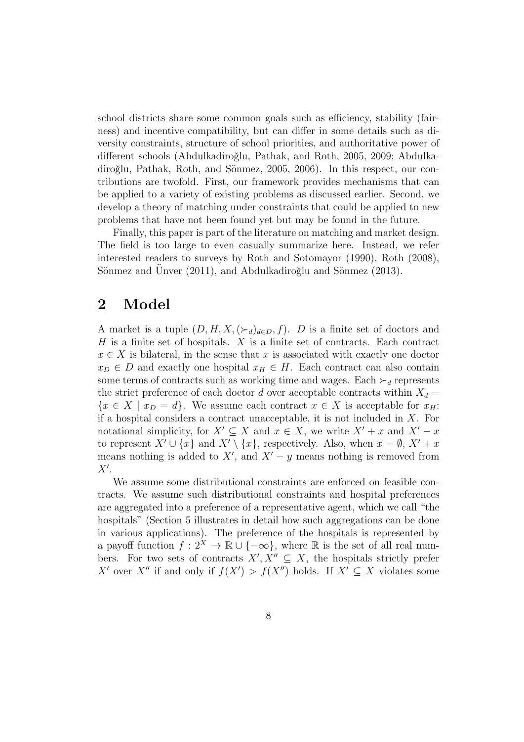school districts share some common goals such as efficiency, stability (fairness) and incentive compatibility, but can differ in some details such as diversity constraints, structure of school priorities, and authoritative power of different schools (Abdulkadiroğlu, Pathak, and Roth, 2005, 2009; Abdulkadiroğlu, Pathak, Roth, and Sönmez, 2005, 2006). In this respect, our contributions are twofold. First, our framework provides mechanisms that can be applied to a variety of existing problems as discussed earlier. Second, we develop a theory of matching under constraints that could be applied to new problems that have not been found yet but may be found in the future.

Finally, this paper is part of the literature on matching and market design. The field is too large to even casually summarize here. Instead, we refer interested readers to surveys by Roth and Sotomayor (1990), Roth (2008), Sönmez and Ünver (2011), and Abdulkadiroğlu and Sönmez (2013).

# 2 Model

A market is a tuple $(D, H, X, (\succ_d)_{d \in D}, f)$. $D$ is a finite set of doctors and $H$ is a finite set of hospitals. $X$ is a finite set of contracts. Each contract $x \in X$ is bilateral, in the sense that $x$ is associated with exactly one doctor $x_D \in D$ and exactly one hospital $x_H \in H$. Each contract can also contain some terms of contracts such as working time and wages. Each $\succ_d$ represents the strict preference of each doctor $d$ over acceptable contracts within $X_d = \{x \in X \mid x_D = d\}$. We assume each contract $x \in X$ is acceptable for $x_H$: if a hospital considers a contract unacceptable, it is not included in $X$. For notational simplicity, for $X' \subseteq X$ and $x \in X$, we write $X' + x$ and $X' - x$ to represent $X' \cup \{x\}$ and $X' \setminus \{x\}$, respectively. Also, when $x = \emptyset$, $X' + x$ means nothing is added to $X'$, and $X' - y$ means nothing is removed from $X'$.

We assume some distributional constraints are enforced on feasible contracts. We assume such distributional constraints and hospital preferences are aggregated into a preference of a representative agent, which we call "the hospitals" (Section 5 illustrates in detail how such aggregations can be done in various applications). The preference of the hospitals is represented by a payoff function $f : 2^X \to \mathbb{R} \cup \{-\infty\}$, where $\mathbb{R}$ is the set of all real numbers. For two sets of contracts $X', X'' \subseteq X$, the hospitals strictly prefer $X'$ over $X''$ if and only if $f(X') > f(X'')$ holds. If $X' \subseteq X$ violates some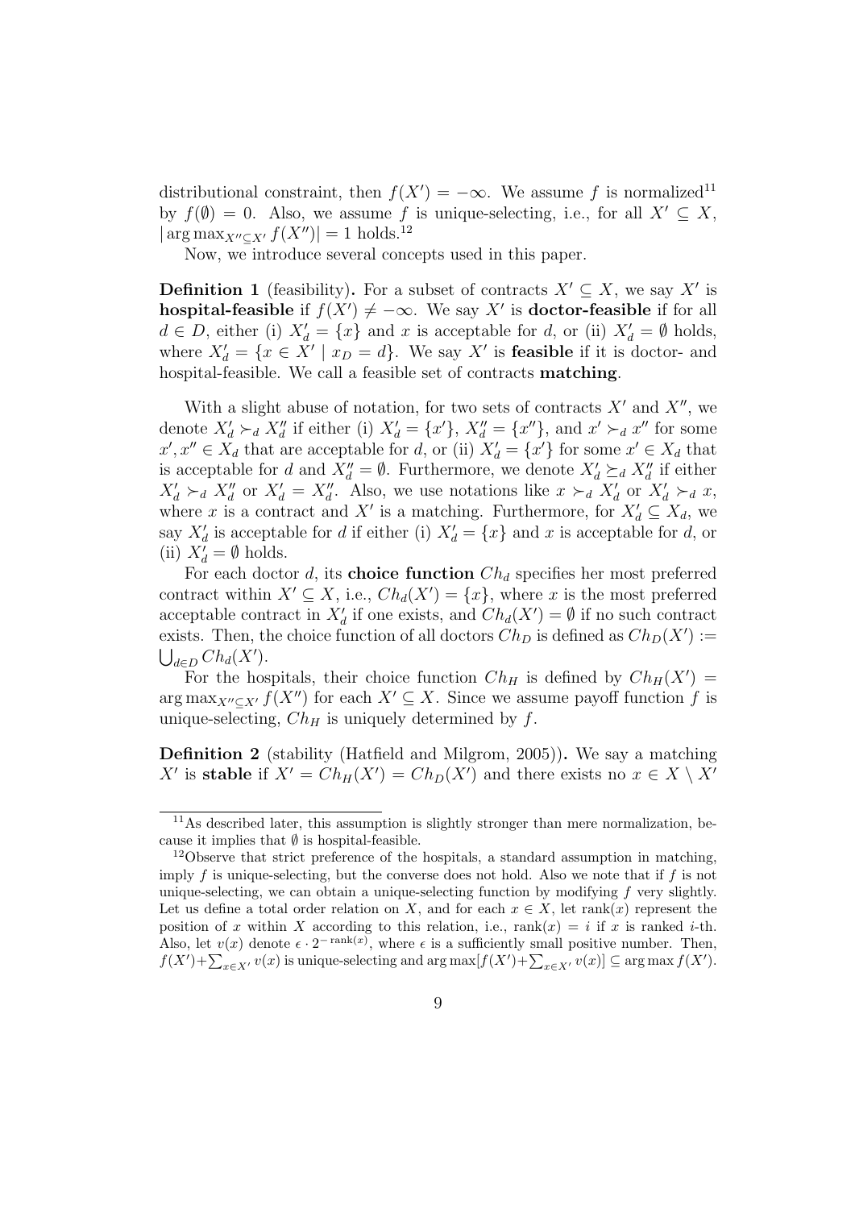distributional constraint, then $f(X') = -\infty$. We assume $f$ is normalized[11] by $f(\emptyset) = 0$. Also, we assume $f$ is unique-selecting, i.e., for all $X' \subseteq X$, $|\arg\max_{X'' \subseteq X'} f(X'')| = 1$ holds.[12]

Now, we introduce several concepts used in this paper.

**Definition 1** (feasibility)**.** For a subset of contracts $X' \subseteq X$, we say $X'$ is **hospital-feasible** if $f(X') \neq -\infty$. We say $X'$ is **doctor-feasible** if for all $d \in D$, either (i) $X'_d = \{x\}$ and $x$ is acceptable for $d$, or (ii) $X'_d = \emptyset$ holds, where $X'_d = \{x \in X' \mid x_D = d\}$. We say $X'$ is **feasible** if it is doctor- and hospital-feasible. We call a feasible set of contracts **matching**.

With a slight abuse of notation, for two sets of contracts $X'$ and $X''$, we denote $X'_d \succ_d X''_d$ if either (i) $X'_d = \{x'\}$, $X''_d = \{x''\}$, and $x' \succ_d x''$ for some $x', x'' \in X_d$ that are acceptable for $d$, or (ii) $X'_d = \{x'\}$ for some $x' \in X_d$ that is acceptable for $d$ and $X''_d = \emptyset$. Furthermore, we denote $X'_d \succeq_d X''_d$ if either $X'_d \succ_d X''_d$ or $X'_d = X''_d$. Also, we use notations like $x \succ_d X'_d$ or $X'_d \succ_d x$, where $x$ is a contract and $X'$ is a matching. Furthermore, for $X'_d \subseteq X_d$, we say $X'_d$ is acceptable for $d$ if either (i) $X'_d = \{x\}$ and $x$ is acceptable for $d$, or (ii) $X'_d = \emptyset$ holds.

For each doctor $d$, its **choice function** $Ch_d$ specifies her most preferred contract within $X' \subseteq X$, i.e., $Ch_d(X') = \{x\}$, where $x$ is the most preferred acceptable contract in $X'_d$ if one exists, and $Ch_d(X') = \emptyset$ if no such contract exists. Then, the choice function of all doctors $Ch_D$ is defined as $Ch_D(X') := \bigcup_{d \in D} Ch_d(X')$.

For the hospitals, their choice function $Ch_H$ is defined by $Ch_H(X') = \arg\max_{X'' \subseteq X'} f(X'')$ for each $X' \subseteq X$. Since we assume payoff function $f$ is unique-selecting, $Ch_H$ is uniquely determined by $f$.

**Definition 2** (stability (Hatfield and Milgrom, 2005))**.** We say a matching $X'$ is **stable** if $X' = Ch_H(X') = Ch_D(X')$ and there exists no $x \in X \setminus X'$

[11] As described later, this assumption is slightly stronger than mere normalization, because it implies that $\emptyset$ is hospital-feasible.

[12] Observe that strict preference of the hospitals, a standard assumption in matching, imply $f$ is unique-selecting, but the converse does not hold. Also we note that if $f$ is not unique-selecting, we can obtain a unique-selecting function by modifying $f$ very slightly. Let us define a total order relation on $X$, and for each $x \in X$, let $\text{rank}(x)$ represent the position of $x$ within $X$ according to this relation, i.e., $\text{rank}(x) = i$ if $x$ is ranked $i$-th. Also, let $v(x)$ denote $\epsilon \cdot 2^{-\text{rank}(x)}$, where $\epsilon$ is a sufficiently small positive number. Then, $f(X') + \sum_{x \in X'} v(x)$ is unique-selecting and $\arg\max[f(X') + \sum_{x \in X'} v(x)] \subseteq \arg\max f(X')$.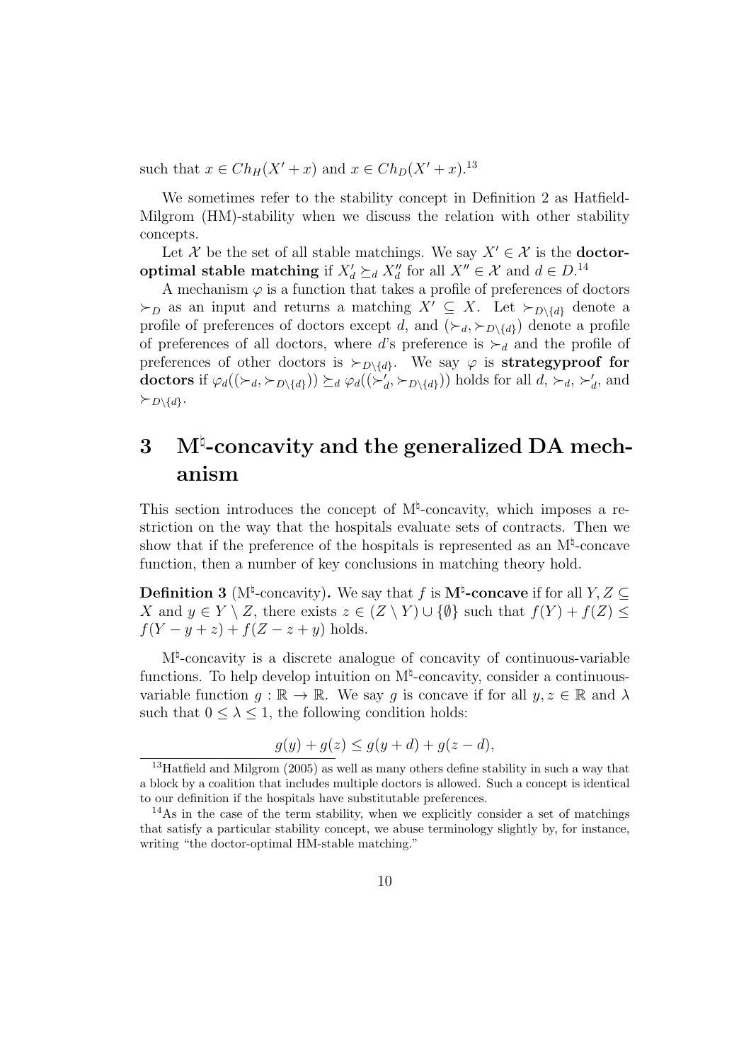such that $x \in Ch_H(X' + x)$ and $x \in Ch_D(X' + x)$.[13]

We sometimes refer to the stability concept in Definition 2 as Hatfield-Milgrom (HM)-stability when we discuss the relation with other stability concepts.

Let $\mathcal{X}$ be the set of all stable matchings. We say $X' \in \mathcal{X}$ is the **doctor-optimal stable matching** if $X'_d \succeq_d X''_d$ for all $X'' \in \mathcal{X}$ and $d \in D$.[14]

A mechanism $\varphi$ is a function that takes a profile of preferences of doctors $\succ_D$ as an input and returns a matching $X' \subseteq X$. Let $\succ_{D\setminus\{d\}}$ denote a profile of preferences of doctors except $d$, and $(\succ_d, \succ_{D\setminus\{d\}})$ denote a profile of preferences of all doctors, where $d$'s preference is $\succ_d$ and the profile of preferences of other doctors is $\succ_{D\setminus\{d\}}$. We say $\varphi$ is **strategyproof for doctors** if $\varphi_d((\succ_d, \succ_{D\setminus\{d\}})) \succeq_d \varphi_d((\succ'_d, \succ_{D\setminus\{d\}}))$ holds for all $d$, $\succ_d$, $\succ'_d$, and $\succ_{D\setminus\{d\}}$.

# 3 M$^\natural$-concavity and the generalized DA mechanism

This section introduces the concept of M$^\natural$-concavity, which imposes a restriction on the way that the hospitals evaluate sets of contracts. Then we show that if the preference of the hospitals is represented as an M$^\natural$-concave function, then a number of key conclusions in matching theory hold.

**Definition 3** (M$^\natural$-concavity)**.** We say that $f$ is **M$^\natural$-concave** if for all $Y, Z \subseteq X$ and $y \in Y \setminus Z$, there exists $z \in (Z \setminus Y) \cup \{\emptyset\}$ such that $f(Y) + f(Z) \leq f(Y - y + z) + f(Z - z + y)$ holds.

M$^\natural$-concavity is a discrete analogue of concavity of continuous-variable functions. To help develop intuition on M$^\natural$-concavity, consider a continuous-variable function $g : \mathbb{R} \to \mathbb{R}$. We say $g$ is concave if for all $y, z \in \mathbb{R}$ and $\lambda$ such that $0 \leq \lambda \leq 1$, the following condition holds:

$$g(y) + g(z) \leq g(y + d) + g(z - d),$$

[13] Hatfield and Milgrom (2005) as well as many others define stability in such a way that a block by a coalition that includes multiple doctors is allowed. Such a concept is identical to our definition if the hospitals have substitutable preferences.

[14] As in the case of the term stability, when we explicitly consider a set of matchings that satisfy a particular stability concept, we abuse terminology slightly by, for instance, writing "the doctor-optimal HM-stable matching."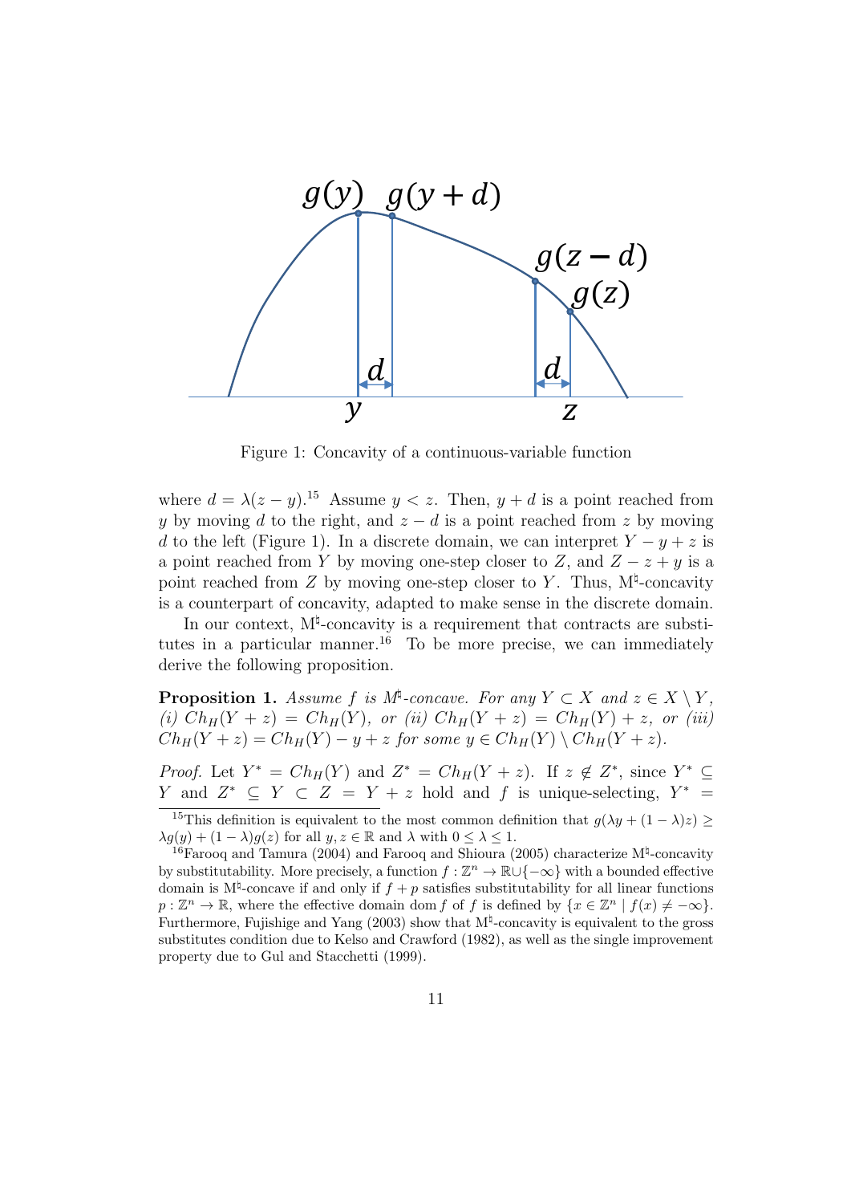Figure 1: Concavity of a continuous-variable function

where $d = \lambda(z - y)$.[15] Assume $y < z$. Then, $y + d$ is a point reached from $y$ by moving $d$ to the right, and $z - d$ is a point reached from $z$ by moving $d$ to the left (Figure 1). In a discrete domain, we can interpret $Y - y + z$ is a point reached from $Y$ by moving one-step closer to $Z$, and $Z - z + y$ is a point reached from $Z$ by moving one-step closer to $Y$. Thus, M$^\natural$-concavity is a counterpart of concavity, adapted to make sense in the discrete domain.

In our context, M$^\natural$-concavity is a requirement that contracts are substitutes in a particular manner.[16] To be more precise, we can immediately derive the following proposition.

**Proposition 1.** *Assume $f$ is M$^\natural$-concave. For any $Y \subset X$ and $z \in X \setminus Y$, (i) $Ch_H(Y + z) = Ch_H(Y)$, or (ii) $Ch_H(Y + z) = Ch_H(Y) + z$, or (iii) $Ch_H(Y + z) = Ch_H(Y) - y + z$ for some $y \in Ch_H(Y) \setminus Ch_H(Y + z)$.*

*Proof.* Let $Y^* = Ch_H(Y)$ and $Z^* = Ch_H(Y + z)$. If $z \notin Z^*$, since $Y^* \subseteq Y$ and $Z^* \subseteq Y \subset Z = Y + z$ hold and $f$ is unique-selecting, $Y^* =$

[15] This definition is equivalent to the most common definition that $g(\lambda y + (1 - \lambda)z) \geq \lambda g(y) + (1 - \lambda)g(z)$ for all $y, z \in \mathbb{R}$ and $\lambda$ with $0 \leq \lambda \leq 1$.

[16] Farooq and Tamura (2004) and Farooq and Shioura (2005) characterize M$^\natural$-concavity by substitutability. More precisely, a function $f : \mathbb{Z}^n \to \mathbb{R} \cup \{-\infty\}$ with a bounded effective domain is M$^\natural$-concave if and only if $f + p$ satisfies substitutability for all linear functions $p : \mathbb{Z}^n \to \mathbb{R}$, where the effective domain dom $f$ of $f$ is defined by $\{x \in \mathbb{Z}^n \mid f(x) \neq -\infty\}$. Furthermore, Fujishige and Yang (2003) show that M$^\natural$-concavity is equivalent to the gross substitutes condition due to Kelso and Crawford (1982), as well as the single improvement property due to Gul and Stacchetti (1999).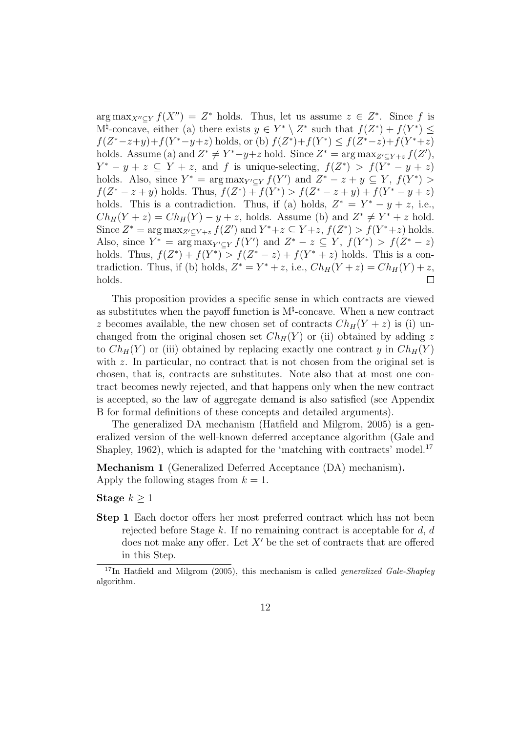$\arg\max_{X'' \subseteq Y} f(X'') = Z^*$ holds. Thus, let us assume $z \in Z^*$. Since $f$ is M$^\natural$-concave, either (a) there exists $y \in Y^* \setminus Z^*$ such that $f(Z^*) + f(Y^*) \leq f(Z^* - z + y) + f(Y^* - y + z)$ holds, or (b) $f(Z^*) + f(Y^*) \leq f(Z^* - z) + f(Y^* + z)$ holds. Assume (a) and $Z^* \neq Y^* - y + z$ hold. Since $Z^* = \arg\max_{Z' \subseteq Y+z} f(Z')$, $Y^* - y + z \subseteq Y + z$, and $f$ is unique-selecting, $f(Z^*) > f(Y^* - y + z)$ holds. Also, since $Y^* = \arg\max_{Y' \subseteq Y} f(Y')$ and $Z^* - z + y \subseteq Y$, $f(Y^*) > f(Z^* - z + y)$ holds. Thus, $f(Z^*) + f(Y^*) > f(Z^* - z + y) + f(Y^* - y + z)$ holds. This is a contradiction. Thus, if (a) holds, $Z^* = Y^* - y + z$, i.e., $Ch_H(Y + z) = Ch_H(Y) - y + z$, holds. Assume (b) and $Z^* \neq Y^* + z$ hold. Since $Z^* = \arg\max_{Z' \subseteq Y+z} f(Z')$ and $Y^* + z \subseteq Y + z$, $f(Z^*) > f(Y^* + z)$ holds. Also, since $Y^* = \arg\max_{Y' \subseteq Y} f(Y')$ and $Z^* - z \subseteq Y$, $f(Y^*) > f(Z^* - z)$ holds. Thus, $f(Z^*) + f(Y^*) > f(Z^* - z) + f(Y^* + z)$ holds. This is a contradiction. Thus, if (b) holds, $Z^* = Y^* + z$, i.e., $Ch_H(Y + z) = Ch_H(Y) + z$, holds. □

This proposition provides a specific sense in which contracts are viewed as substitutes when the payoff function is M$^\natural$-concave. When a new contract $z$ becomes available, the new chosen set of contracts $Ch_H(Y + z)$ is (i) unchanged from the original chosen set $Ch_H(Y)$ or (ii) obtained by adding $z$ to $Ch_H(Y)$ or (iii) obtained by replacing exactly one contract $y$ in $Ch_H(Y)$ with $z$. In particular, no contract that is not chosen from the original set is chosen, that is, contracts are substitutes. Note also that at most one contract becomes newly rejected, and that happens only when the new contract is accepted, so the law of aggregate demand is also satisfied (see Appendix B for formal definitions of these concepts and detailed arguments).

The generalized DA mechanism (Hatfield and Milgrom, 2005) is a generalized version of the well-known deferred acceptance algorithm (Gale and Shapley, 1962), which is adapted for the 'matching with contracts' model.[17]

**Mechanism 1** (Generalized Deferred Acceptance (DA) mechanism)**.**
Apply the following stages from $k = 1$.

**Stage $k \geq 1$**

**Step 1** Each doctor offers her most preferred contract which has not been rejected before Stage $k$. If no remaining contract is acceptable for $d$, $d$ does not make any offer. Let $X'$ be the set of contracts that are offered in this Step.

[17] In Hatfield and Milgrom (2005), this mechanism is called *generalized Gale-Shapley* algorithm.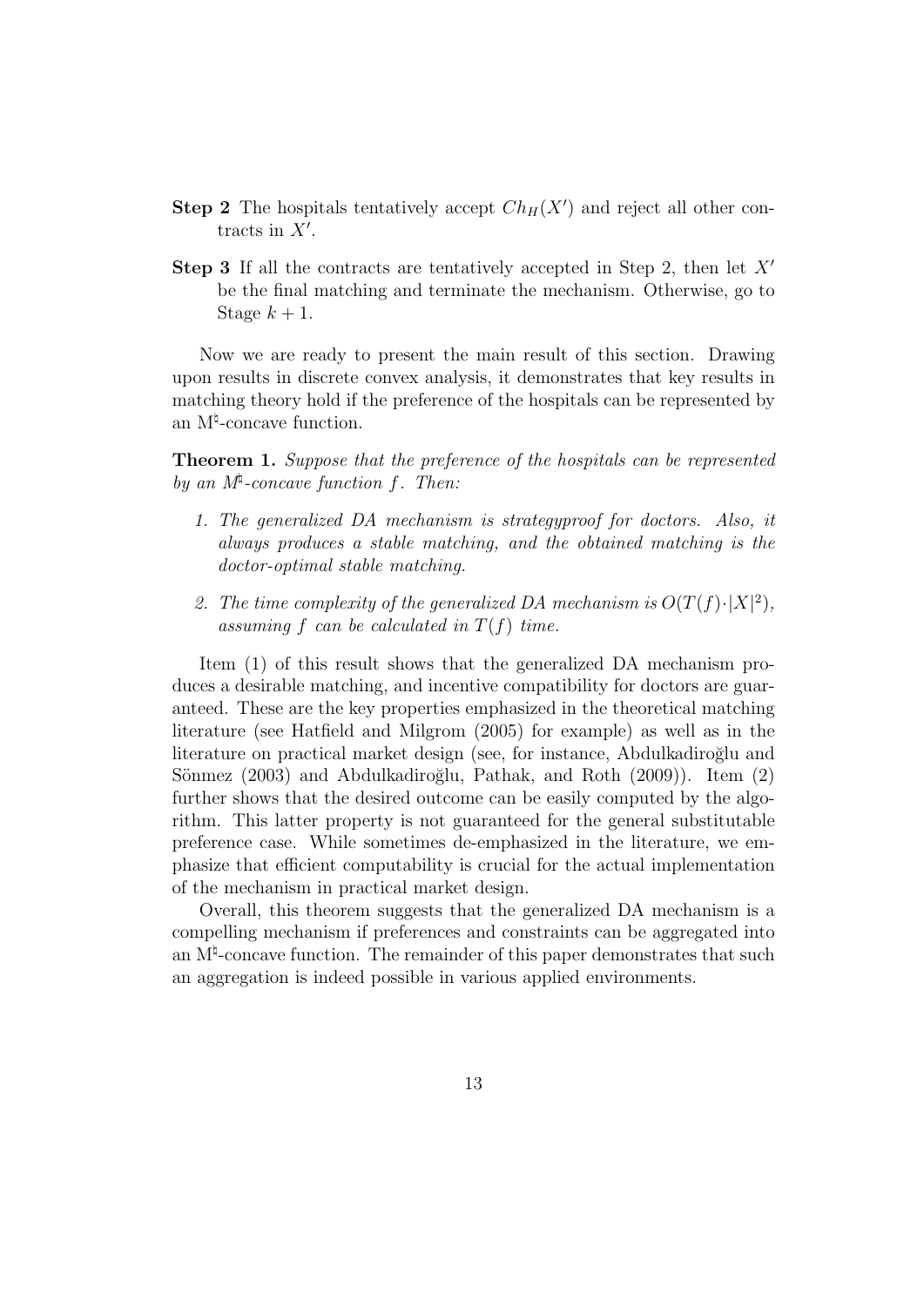**Step 2** The hospitals tentatively accept $Ch_H(X')$ and reject all other contracts in $X'$.

**Step 3** If all the contracts are tentatively accepted in Step 2, then let $X'$ be the final matching and terminate the mechanism. Otherwise, go to Stage $k + 1$.

Now we are ready to present the main result of this section. Drawing upon results in discrete convex analysis, it demonstrates that key results in matching theory hold if the preference of the hospitals can be represented by an M$^\natural$-concave function.

**Theorem 1.** *Suppose that the preference of the hospitals can be represented by an M$^\natural$-concave function $f$. Then:*

1. *The generalized DA mechanism is strategyproof for doctors. Also, it always produces a stable matching, and the obtained matching is the doctor-optimal stable matching.*
2. *The time complexity of the generalized DA mechanism is $O(T(f) \cdot |X|^2)$, assuming $f$ can be calculated in $T(f)$ time.*

Item (1) of this result shows that the generalized DA mechanism produces a desirable matching, and incentive compatibility for doctors are guaranteed. These are the key properties emphasized in the theoretical matching literature (see Hatfield and Milgrom (2005) for example) as well as in the literature on practical market design (see, for instance, Abdulkadiroğlu and Sönmez (2003) and Abdulkadiroğlu, Pathak, and Roth (2009)). Item (2) further shows that the desired outcome can be easily computed by the algorithm. This latter property is not guaranteed for the general substitutable preference case. While sometimes de-emphasized in the literature, we emphasize that efficient computability is crucial for the actual implementation of the mechanism in practical market design.

Overall, this theorem suggests that the generalized DA mechanism is a compelling mechanism if preferences and constraints can be aggregated into an M$^\natural$-concave function. The remainder of this paper demonstrates that such an aggregation is indeed possible in various applied environments.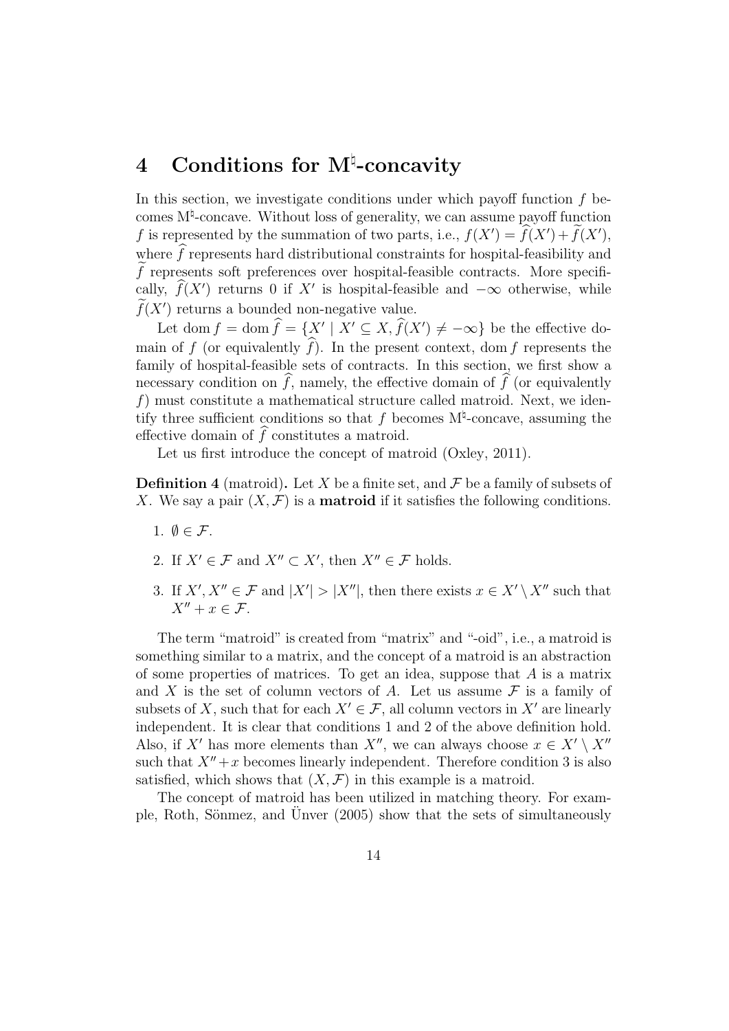# 4 Conditions for M$^\natural$-concavity

In this section, we investigate conditions under which payoff function $f$ becomes M$^\natural$-concave. Without loss of generality, we can assume payoff function $f$ is represented by the summation of two parts, i.e., $f(X') = \widehat{f}(X') + \widetilde{f}(X')$, where $\widehat{f}$ represents hard distributional constraints for hospital-feasibility and $\widetilde{f}$ represents soft preferences over hospital-feasible contracts. More specifically, $\widehat{f}(X')$ returns 0 if $X'$ is hospital-feasible and $-\infty$ otherwise, while $\widetilde{f}(X')$ returns a bounded non-negative value.

Let $\operatorname{dom} f = \operatorname{dom} \widehat{f} = \{X' \mid X' \subseteq X, \widehat{f}(X') \neq -\infty\}$ be the effective domain of $f$ (or equivalently $\widehat{f}$). In the present context, $\operatorname{dom} f$ represents the family of hospital-feasible sets of contracts. In this section, we first show a necessary condition on $\widehat{f}$, namely, the effective domain of $\widehat{f}$ (or equivalently $f$) must constitute a mathematical structure called matroid. Next, we identify three sufficient conditions so that $f$ becomes M$^\natural$-concave, assuming the effective domain of $\widehat{f}$ constitutes a matroid.

Let us first introduce the concept of matroid (Oxley, 2011).

**Definition 4** (matroid)**.** Let $X$ be a finite set, and $\mathcal{F}$ be a family of subsets of $X$. We say a pair $(X, \mathcal{F})$ is a **matroid** if it satisfies the following conditions.

1. $\emptyset \in \mathcal{F}$.
2. If $X' \in \mathcal{F}$ and $X'' \subset X'$, then $X'' \in \mathcal{F}$ holds.
3. If $X', X'' \in \mathcal{F}$ and $|X'| > |X''|$, then there exists $x \in X' \setminus X''$ such that $X'' + x \in \mathcal{F}$.

The term "matroid" is created from "matrix" and "-oid", i.e., a matroid is something similar to a matrix, and the concept of a matroid is an abstraction of some properties of matrices. To get an idea, suppose that $A$ is a matrix and $X$ is the set of column vectors of $A$. Let us assume $\mathcal{F}$ is a family of subsets of $X$, such that for each $X' \in \mathcal{F}$, all column vectors in $X'$ are linearly independent. It is clear that conditions 1 and 2 of the above definition hold. Also, if $X'$ has more elements than $X''$, we can always choose $x \in X' \setminus X''$ such that $X'' + x$ becomes linearly independent. Therefore condition 3 is also satisfied, which shows that $(X, \mathcal{F})$ in this example is a matroid.

The concept of matroid has been utilized in matching theory. For example, Roth, Sönmez, and Ünver (2005) show that the sets of simultaneously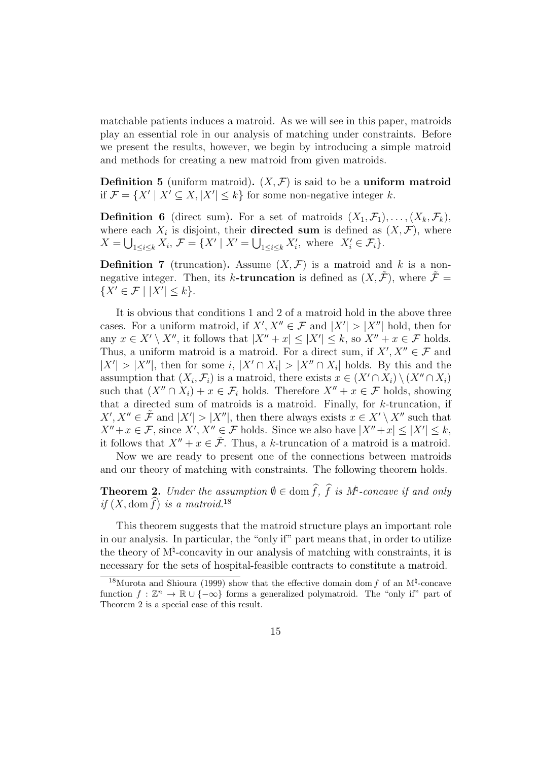matchable patients induces a matroid. As we will see in this paper, matroids play an essential role in our analysis of matching under constraints. Before we present the results, however, we begin by introducing a simple matroid and methods for creating a new matroid from given matroids.

**Definition 5** (uniform matroid)**.** $(X, \mathcal{F})$ is said to be a **uniform matroid** if $\mathcal{F} = \{X' \mid X' \subseteq X, |X'| \leq k\}$ for some non-negative integer $k$.

**Definition 6** (direct sum)**.** For a set of matroids $(X_1, \mathcal{F}_1), \ldots, (X_k, \mathcal{F}_k)$, where each $X_i$ is disjoint, their **directed sum** is defined as $(X, \mathcal{F})$, where $X = \bigcup_{1 \leq i \leq k} X_i$, $\mathcal{F} = \{X' \mid X' = \bigcup_{1 \leq i \leq k} X'_i, \text{ where } X'_i \in \mathcal{F}_i\}$.

**Definition 7** (truncation)**.** Assume $(X, \mathcal{F})$ is a matroid and $k$ is a non-negative integer. Then, its $k$**-truncation** is defined as $(X, \tilde{\mathcal{F}})$, where $\tilde{\mathcal{F}} = \{X' \in \mathcal{F} \mid |X'| \leq k\}$.

It is obvious that conditions 1 and 2 of a matroid hold in the above three cases. For a uniform matroid, if $X', X'' \in \mathcal{F}$ and $|X'| > |X''|$ hold, then for any $x \in X' \setminus X''$, it follows that $|X'' + x| \leq |X'| \leq k$, so $X'' + x \in \mathcal{F}$ holds. Thus, a uniform matroid is a matroid. For a direct sum, if $X', X'' \in \mathcal{F}$ and $|X'| > |X''|$, then for some $i$, $|X' \cap X_i| > |X'' \cap X_i|$ holds. By this and the assumption that $(X_i, \mathcal{F}_i)$ is a matroid, there exists $x \in (X' \cap X_i) \setminus (X'' \cap X_i)$ such that $(X'' \cap X_i) + x \in \mathcal{F}_i$ holds. Therefore $X'' + x \in \mathcal{F}$ holds, showing that a directed sum of matroids is a matroid. Finally, for $k$-truncation, if $X', X'' \in \tilde{\mathcal{F}}$ and $|X'| > |X''|$, then there always exists $x \in X' \setminus X''$ such that $X'' + x \in \mathcal{F}$, since $X', X'' \in \mathcal{F}$ holds. Since we also have $|X'' + x| \leq |X'| \leq k$, it follows that $X'' + x \in \tilde{\mathcal{F}}$. Thus, a $k$-truncation of a matroid is a matroid.

Now we are ready to present one of the connections between matroids and our theory of matching with constraints. The following theorem holds.

**Theorem 2.** *Under the assumption $\emptyset \in \operatorname{dom} \widehat{f}$, $\widehat{f}$ is M$^\natural$-concave if and only if $(X, \operatorname{dom} \widehat{f})$ is a matroid.*[18]

This theorem suggests that the matroid structure plays an important role in our analysis. In particular, the "only if" part means that, in order to utilize the theory of M$^\natural$-concavity in our analysis of matching with constraints, it is necessary for the sets of hospital-feasible contracts to constitute a matroid.

[18] Murota and Shioura (1999) show that the effective domain $\operatorname{dom} f$ of an M$^\natural$-concave function $f : \mathbb{Z}^n \to \mathbb{R} \cup \{-\infty\}$ forms a generalized polymatroid. The "only if" part of Theorem 2 is a special case of this result.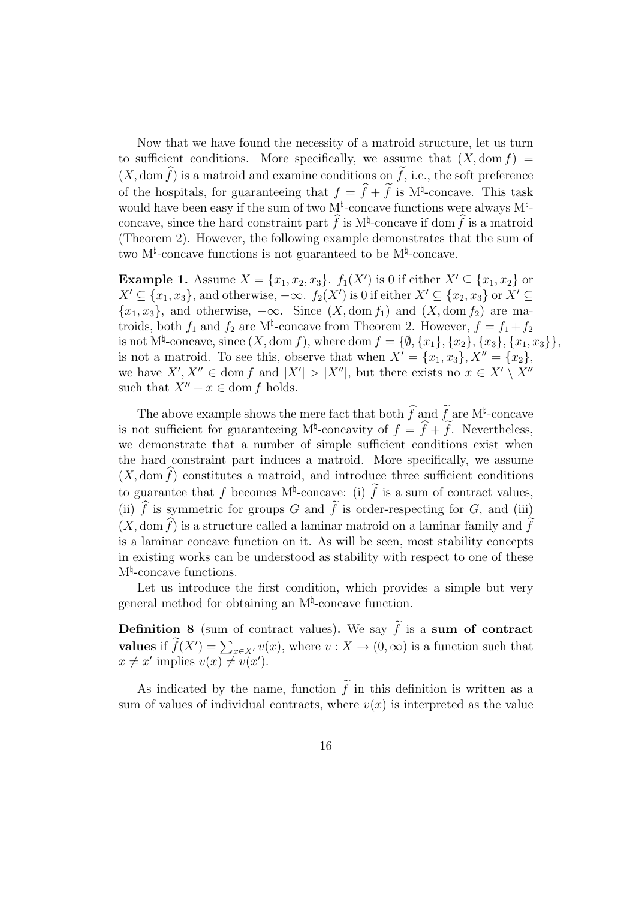Now that we have found the necessity of a matroid structure, let us turn to sufficient conditions. More specifically, we assume that $(X, \mathrm{dom}\, f) = (X, \mathrm{dom}\, \widehat{f})$ is a matroid and examine conditions on $\widetilde{f}$, i.e., the soft preference of the hospitals, for guaranteeing that $f = \widehat{f} + \widetilde{f}$ is M$^\natural$-concave. This task would have been easy if the sum of two M$^\natural$-concave functions were always M$^\natural$-concave, since the hard constraint part $\widehat{f}$ is M$^\natural$-concave if $\mathrm{dom}\, \widehat{f}$ is a matroid (Theorem 2). However, the following example demonstrates that the sum of two M$^\natural$-concave functions is not guaranteed to be M$^\natural$-concave.

**Example 1.** Assume $X = \{x_1, x_2, x_3\}$. $f_1(X')$ is 0 if either $X' \subseteq \{x_1, x_2\}$ or $X' \subseteq \{x_1, x_3\}$, and otherwise, $-\infty$. $f_2(X')$ is 0 if either $X' \subseteq \{x_2, x_3\}$ or $X' \subseteq \{x_1, x_3\}$, and otherwise, $-\infty$. Since $(X, \mathrm{dom}\, f_1)$ and $(X, \mathrm{dom}\, f_2)$ are matroids, both $f_1$ and $f_2$ are M$^\natural$-concave from Theorem 2. However, $f = f_1 + f_2$ is not M$^\natural$-concave, since $(X, \mathrm{dom}\, f)$, where $\mathrm{dom}\, f = \{\emptyset, \{x_1\}, \{x_2\}, \{x_3\}, \{x_1, x_3\}\}$, is not a matroid. To see this, observe that when $X' = \{x_1, x_3\}, X'' = \{x_2\}$, we have $X', X'' \in \mathrm{dom}\, f$ and $|X'| > |X''|$, but there exists no $x \in X' \setminus X''$ such that $X'' + x \in \mathrm{dom}\, f$ holds.

The above example shows the mere fact that both $\widehat{f}$ and $\widetilde{f}$ are M$^\natural$-concave is not sufficient for guaranteeing M$^\natural$-concavity of $f = \widehat{f} + \widetilde{f}$. Nevertheless, we demonstrate that a number of simple sufficient conditions exist when the hard constraint part induces a matroid. More specifically, we assume $(X, \mathrm{dom}\, \widehat{f})$ constitutes a matroid, and introduce three sufficient conditions to guarantee that $f$ becomes M$^\natural$-concave: (i) $\widetilde{f}$ is a sum of contract values, (ii) $\widehat{f}$ is symmetric for groups $G$ and $\widetilde{f}$ is order-respecting for $G$, and (iii) $(X, \mathrm{dom}\, \widehat{f})$ is a structure called a laminar matroid on a laminar family and $\widetilde{f}$ is a laminar concave function on it. As will be seen, most stability concepts in existing works can be understood as stability with respect to one of these M$^\natural$-concave functions.

Let us introduce the first condition, which provides a simple but very general method for obtaining an M$^\natural$-concave function.

**Definition 8** (sum of contract values)**.** We say $\widetilde{f}$ is a **sum of contract values** if $\widetilde{f}(X') = \sum_{x \in X'} v(x)$, where $v : X \to (0, \infty)$ is a function such that $x \neq x'$ implies $v(x) \neq v(x')$.

As indicated by the name, function $\widetilde{f}$ in this definition is written as a sum of values of individual contracts, where $v(x)$ is interpreted as the value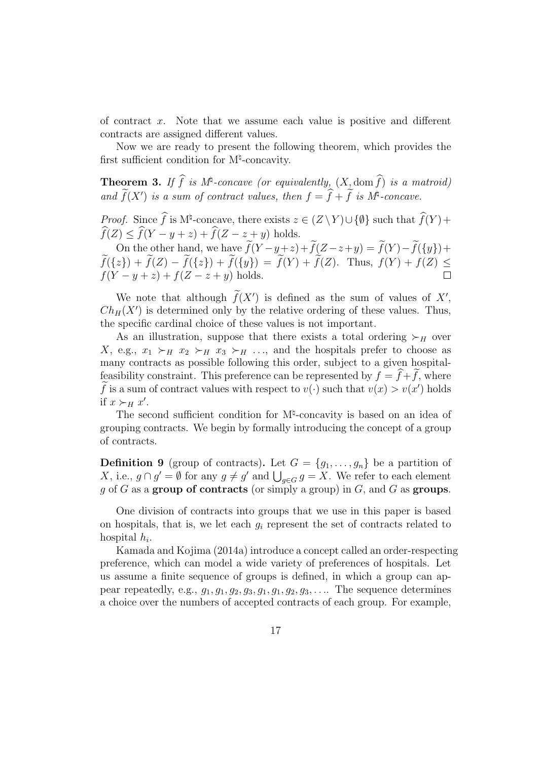of contract $x$. Note that we assume each value is positive and different contracts are assigned different values.

Now we are ready to present the following theorem, which provides the first sufficient condition for M$^\natural$-concavity.

**Theorem 3.** *If $\widehat{f}$ is M$^\natural$-concave (or equivalently, $(X, \mathrm{dom}\,\widehat{f})$ is a matroid) and $\widetilde{f}(X')$ is a sum of contract values, then $f = \widehat{f} + \widetilde{f}$ is M$^\natural$-concave.*

*Proof.* Since $\widehat{f}$ is M$^\natural$-concave, there exists $z \in (Z \setminus Y) \cup \{\emptyset\}$ such that $\widehat{f}(Y) + \widehat{f}(Z) \leq \widehat{f}(Y - y + z) + \widehat{f}(Z - z + y)$ holds.

On the other hand, we have $\widetilde{f}(Y - y + z) + \widetilde{f}(Z - z + y) = \widetilde{f}(Y) - \widetilde{f}(\{y\}) + \widetilde{f}(\{z\}) + \widetilde{f}(Z) - \widetilde{f}(\{z\}) + \widetilde{f}(\{y\}) = \widetilde{f}(Y) + \widetilde{f}(Z)$. Thus, $f(Y) + f(Z) \leq f(Y - y + z) + f(Z - z + y)$ holds. $\square$

We note that although $\widetilde{f}(X')$ is defined as the sum of values of $X'$, $Ch_H(X')$ is determined only by the relative ordering of these values. Thus, the specific cardinal choice of these values is not important.

As an illustration, suppose that there exists a total ordering $\succ_H$ over $X$, e.g., $x_1 \succ_H x_2 \succ_H x_3 \succ_H \ldots$, and the hospitals prefer to choose as many contracts as possible following this order, subject to a given hospital-feasibility constraint. This preference can be represented by $f = \widehat{f} + \widetilde{f}$, where $\widetilde{f}$ is a sum of contract values with respect to $v(\cdot)$ such that $v(x) > v(x')$ holds if $x \succ_H x'$.

The second sufficient condition for M$^\natural$-concavity is based on an idea of grouping contracts. We begin by formally introducing the concept of a group of contracts.

**Definition 9** (group of contracts)**.** Let $G = \{g_1, \ldots, g_n\}$ be a partition of $X$, i.e., $g \cap g' = \emptyset$ for any $g \neq g'$ and $\bigcup_{g \in G} g = X$. We refer to each element $g$ of $G$ as a **group of contracts** (or simply a group) in $G$, and $G$ as **groups**.

One division of contracts into groups that we use in this paper is based on hospitals, that is, we let each $g_i$ represent the set of contracts related to hospital $h_i$.

Kamada and Kojima (2014a) introduce a concept called an order-respecting preference, which can model a wide variety of preferences of hospitals. Let us assume a finite sequence of groups is defined, in which a group can appear repeatedly, e.g., $g_1, g_1, g_2, g_3, g_1, g_1, g_2, g_3, \ldots$. The sequence determines a choice over the numbers of accepted contracts of each group. For example,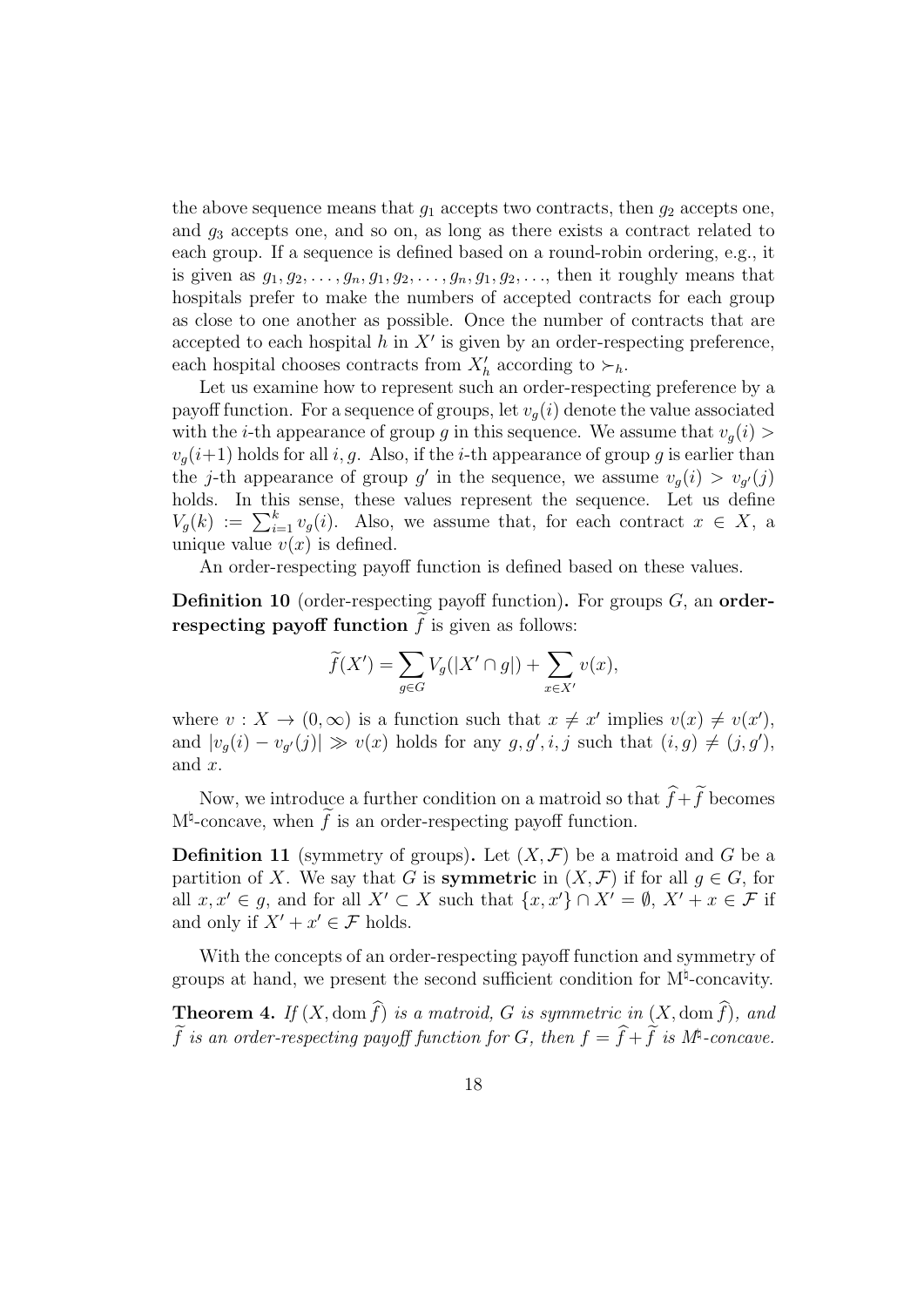the above sequence means that $g_1$ accepts two contracts, then $g_2$ accepts one, and $g_3$ accepts one, and so on, as long as there exists a contract related to each group. If a sequence is defined based on a round-robin ordering, e.g., it is given as $g_1, g_2, \ldots, g_n, g_1, g_2, \ldots, g_n, g_1, g_2, \ldots$, then it roughly means that hospitals prefer to make the numbers of accepted contracts for each group as close to one another as possible. Once the number of contracts that are accepted to each hospital $h$ in $X'$ is given by an order-respecting preference, each hospital chooses contracts from $X'_h$ according to $\succ_h$.

Let us examine how to represent such an order-respecting preference by a payoff function. For a sequence of groups, let $v_g(i)$ denote the value associated with the $i$-th appearance of group $g$ in this sequence. We assume that $v_g(i) > v_g(i+1)$ holds for all $i, g$. Also, if the $i$-th appearance of group $g$ is earlier than the $j$-th appearance of group $g'$ in the sequence, we assume $v_g(i) > v_{g'}(j)$ holds. In this sense, these values represent the sequence. Let us define $V_g(k) := \sum_{i=1}^{k} v_g(i)$. Also, we assume that, for each contract $x \in X$, a unique value $v(x)$ is defined.

An order-respecting payoff function is defined based on these values.

**Definition 10** (order-respecting payoff function)**.** For groups $G$, an **order-respecting payoff function** $\widetilde{f}$ is given as follows:

$$\widetilde{f}(X') = \sum_{g \in G} V_g(|X' \cap g|) + \sum_{x \in X'} v(x),$$

where $v : X \to (0, \infty)$ is a function such that $x \neq x'$ implies $v(x) \neq v(x')$, and $|v_g(i) - v_{g'}(j)| \gg v(x)$ holds for any $g, g', i, j$ such that $(i, g) \neq (j, g')$, and $x$.

Now, we introduce a further condition on a matroid so that $\widehat{f} + \widetilde{f}$ becomes M$^\natural$-concave, when $\widetilde{f}$ is an order-respecting payoff function.

**Definition 11** (symmetry of groups)**.** Let $(X, \mathcal{F})$ be a matroid and $G$ be a partition of $X$. We say that $G$ is **symmetric** in $(X, \mathcal{F})$ if for all $g \in G$, for all $x, x' \in g$, and for all $X' \subset X$ such that $\{x, x'\} \cap X' = \emptyset$, $X' + x \in \mathcal{F}$ if and only if $X' + x' \in \mathcal{F}$ holds.

With the concepts of an order-respecting payoff function and symmetry of groups at hand, we present the second sufficient condition for M$^\natural$-concavity.

**Theorem 4.** *If $(X, \operatorname{dom} \widehat{f})$ is a matroid, $G$ is symmetric in $(X, \operatorname{dom} \widehat{f})$, and $\widetilde{f}$ is an order-respecting payoff function for $G$, then $f = \widehat{f} + \widetilde{f}$ is M$^\natural$-concave.*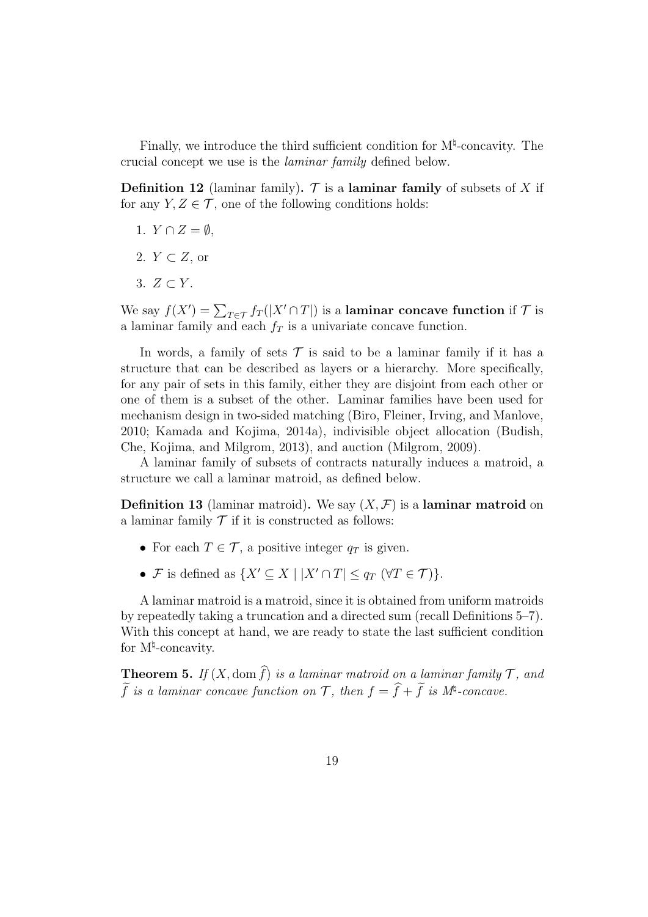Finally, we introduce the third sufficient condition for M$^\natural$-concavity. The crucial concept we use is the *laminar family* defined below.

**Definition 12** (laminar family)**.** $\mathcal{T}$ is a **laminar family** of subsets of $X$ if for any $Y, Z \in \mathcal{T}$, one of the following conditions holds:

1. $Y \cap Z = \emptyset$,
2. $Y \subset Z$, or
3. $Z \subset Y$.

We say $f(X') = \sum_{T \in \mathcal{T}} f_T(|X' \cap T|)$ is a **laminar concave function** if $\mathcal{T}$ is a laminar family and each $f_T$ is a univariate concave function.

In words, a family of sets $\mathcal{T}$ is said to be a laminar family if it has a structure that can be described as layers or a hierarchy. More specifically, for any pair of sets in this family, either they are disjoint from each other or one of them is a subset of the other. Laminar families have been used for mechanism design in two-sided matching (Biro, Fleiner, Irving, and Manlove, 2010; Kamada and Kojima, 2014a), indivisible object allocation (Budish, Che, Kojima, and Milgrom, 2013), and auction (Milgrom, 2009).

A laminar family of subsets of contracts naturally induces a matroid, a structure we call a laminar matroid, as defined below.

**Definition 13** (laminar matroid)**.** We say $(X, \mathcal{F})$ is a **laminar matroid** on a laminar family $\mathcal{T}$ if it is constructed as follows:

- For each $T \in \mathcal{T}$, a positive integer $q_T$ is given.
- $\mathcal{F}$ is defined as $\{X' \subseteq X \mid |X' \cap T| \leq q_T \ (\forall T \in \mathcal{T})\}$.

A laminar matroid is a matroid, since it is obtained from uniform matroids by repeatedly taking a truncation and a directed sum (recall Definitions 5–7). With this concept at hand, we are ready to state the last sufficient condition for M$^\natural$-concavity.

**Theorem 5.** *If $(X, \operatorname{dom} \widehat{f})$ is a laminar matroid on a laminar family $\mathcal{T}$, and $\widetilde{f}$ is a laminar concave function on $\mathcal{T}$, then $f = \widehat{f} + \widetilde{f}$ is M$^\natural$-concave.*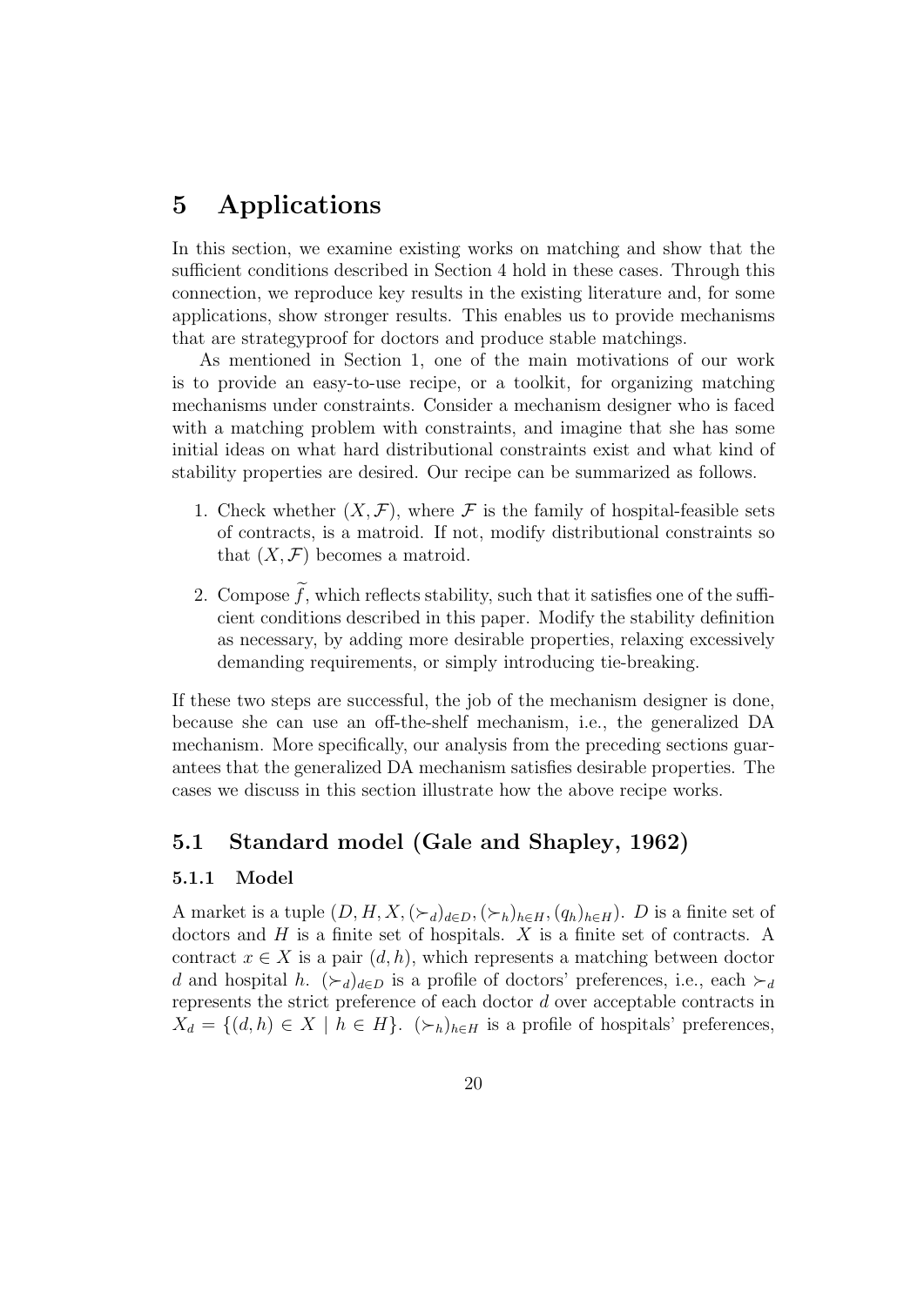# 5 Applications

In this section, we examine existing works on matching and show that the sufficient conditions described in Section 4 hold in these cases. Through this connection, we reproduce key results in the existing literature and, for some applications, show stronger results. This enables us to provide mechanisms that are strategyproof for doctors and produce stable matchings.

As mentioned in Section 1, one of the main motivations of our work is to provide an easy-to-use recipe, or a toolkit, for organizing matching mechanisms under constraints. Consider a mechanism designer who is faced with a matching problem with constraints, and imagine that she has some initial ideas on what hard distributional constraints exist and what kind of stability properties are desired. Our recipe can be summarized as follows.

1. Check whether $(X, \mathcal{F})$, where $\mathcal{F}$ is the family of hospital-feasible sets of contracts, is a matroid. If not, modify distributional constraints so that $(X, \mathcal{F})$ becomes a matroid.
2. Compose $\widetilde{f}$, which reflects stability, such that it satisfies one of the sufficient conditions described in this paper. Modify the stability definition as necessary, by adding more desirable properties, relaxing excessively demanding requirements, or simply introducing tie-breaking.

If these two steps are successful, the job of the mechanism designer is done, because she can use an off-the-shelf mechanism, i.e., the generalized DA mechanism. More specifically, our analysis from the preceding sections guarantees that the generalized DA mechanism satisfies desirable properties. The cases we discuss in this section illustrate how the above recipe works.

## 5.1 Standard model (Gale and Shapley, 1962)

### 5.1.1 Model

A market is a tuple $(D, H, X, (\succ_d)_{d \in D}, (\succ_h)_{h \in H}, (q_h)_{h \in H})$. $D$ is a finite set of doctors and $H$ is a finite set of hospitals. $X$ is a finite set of contracts. A contract $x \in X$ is a pair $(d, h)$, which represents a matching between doctor $d$ and hospital $h$. $(\succ_d)_{d \in D}$ is a profile of doctors' preferences, i.e., each $\succ_d$ represents the strict preference of each doctor $d$ over acceptable contracts in $X_d = \{(d, h) \in X \mid h \in H\}$. $(\succ_h)_{h \in H}$ is a profile of hospitals' preferences,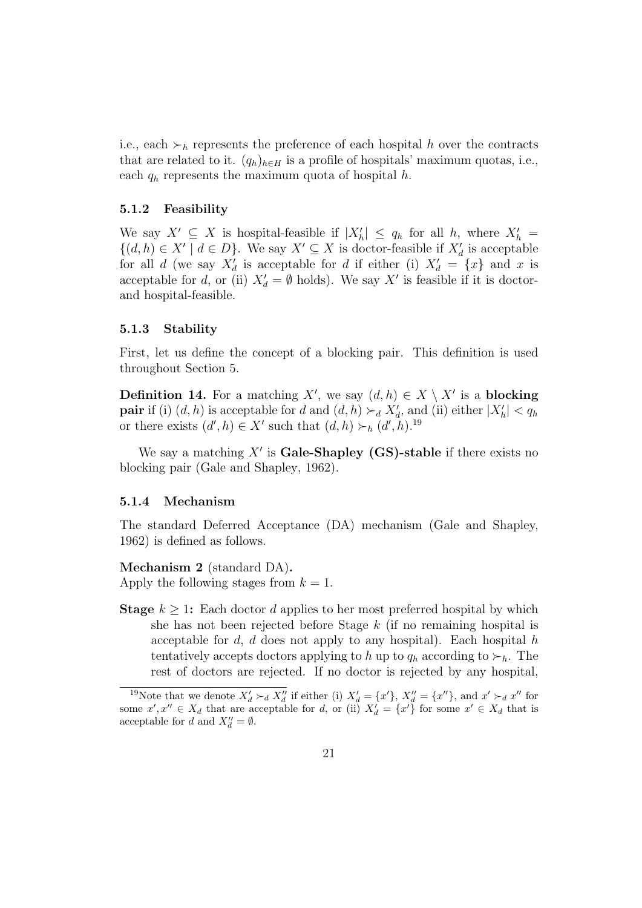i.e., each $\succ_h$ represents the preference of each hospital $h$ over the contracts that are related to it. $(q_h)_{h \in H}$ is a profile of hospitals' maximum quotas, i.e., each $q_h$ represents the maximum quota of hospital $h$.

### 5.1.2 Feasibility

We say $X' \subseteq X$ is hospital-feasible if $|X'_h| \leq q_h$ for all $h$, where $X'_h = \{(d, h) \in X' \mid d \in D\}$. We say $X' \subseteq X$ is doctor-feasible if $X'_d$ is acceptable for all $d$ (we say $X'_d$ is acceptable for $d$ if either (i) $X'_d = \{x\}$ and $x$ is acceptable for $d$, or (ii) $X'_d = \emptyset$ holds). We say $X'$ is feasible if it is doctor- and hospital-feasible.

### 5.1.3 Stability

First, let us define the concept of a blocking pair. This definition is used throughout Section 5.

**Definition 14.** For a matching $X'$, we say $(d, h) \in X \setminus X'$ is a **blocking pair** if (i) $(d, h)$ is acceptable for $d$ and $(d, h) \succ_d X'_d$, and (ii) either $|X'_h| < q_h$ or there exists $(d', h) \in X'$ such that $(d, h) \succ_h (d', h)$.[19]

We say a matching $X'$ is **Gale-Shapley (GS)-stable** if there exists no blocking pair (Gale and Shapley, 1962).

### 5.1.4 Mechanism

The standard Deferred Acceptance (DA) mechanism (Gale and Shapley, 1962) is defined as follows.

**Mechanism 2** (standard DA)**.**
Apply the following stages from $k = 1$.

**Stage $k \geq 1$:** Each doctor $d$ applies to her most preferred hospital by which she has not been rejected before Stage $k$ (if no remaining hospital is acceptable for $d$, $d$ does not apply to any hospital). Each hospital $h$ tentatively accepts doctors applying to $h$ up to $q_h$ according to $\succ_h$. The rest of doctors are rejected. If no doctor is rejected by any hospital,

[19] Note that we denote $X'_d \succ_d X''_d$ if either (i) $X'_d = \{x'\}$, $X''_d = \{x''\}$, and $x' \succ_d x''$ for some $x', x'' \in X_d$ that are acceptable for $d$, or (ii) $X'_d = \{x'\}$ for some $x' \in X_d$ that is acceptable for $d$ and $X''_d = \emptyset$.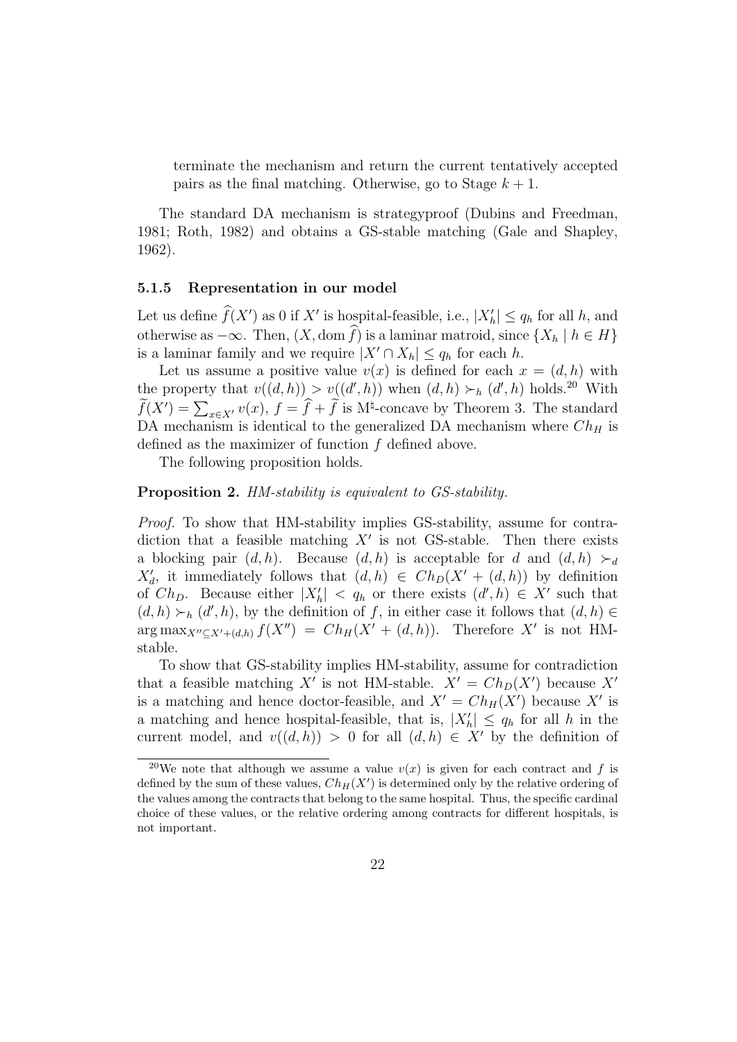terminate the mechanism and return the current tentatively accepted pairs as the final matching. Otherwise, go to Stage $k+1$.

The standard DA mechanism is strategyproof (Dubins and Freedman, 1981; Roth, 1982) and obtains a GS-stable matching (Gale and Shapley, 1962).

#### 5.1.5 Representation in our model

Let us define $\widehat{f}(X')$ as 0 if $X'$ is hospital-feasible, i.e., $|X'_h| \leq q_h$ for all $h$, and otherwise as $-\infty$. Then, $(X, \mathrm{dom}\, \widehat{f})$ is a laminar matroid, since $\{X_h \mid h \in H\}$ is a laminar family and we require $|X' \cap X_h| \leq q_h$ for each $h$.

Let us assume a positive value $v(x)$ is defined for each $x = (d, h)$ with the property that $v((d,h)) > v((d',h))$ when $(d,h) \succ_h (d',h)$ holds.[20] With $\widetilde{f}(X') = \sum_{x \in X'} v(x)$, $f = \widehat{f} + \widetilde{f}$ is M$^\natural$-concave by Theorem 3. The standard DA mechanism is identical to the generalized DA mechanism where $Ch_H$ is defined as the maximizer of function $f$ defined above.

The following proposition holds.

**Proposition 2.** *HM-stability is equivalent to GS-stability.*

*Proof.* To show that HM-stability implies GS-stability, assume for contradiction that a feasible matching $X'$ is not GS-stable. Then there exists a blocking pair $(d,h)$. Because $(d,h)$ is acceptable for $d$ and $(d,h) \succ_d X'_d$, it immediately follows that $(d,h) \in Ch_D(X' + (d,h))$ by definition of $Ch_D$. Because either $|X'_h| < q_h$ or there exists $(d',h) \in X'$ such that $(d,h) \succ_h (d',h)$, by the definition of $f$, in either case it follows that $(d,h) \in \arg\max_{X'' \subseteq X' + (d,h)} f(X'') = Ch_H(X' + (d,h))$. Therefore $X'$ is not HM-stable.

To show that GS-stability implies HM-stability, assume for contradiction that a feasible matching $X'$ is not HM-stable. $X' = Ch_D(X')$ because $X'$ is a matching and hence doctor-feasible, and $X' = Ch_H(X')$ because $X'$ is a matching and hence hospital-feasible, that is, $|X'_h| \leq q_h$ for all $h$ in the current model, and $v((d,h)) > 0$ for all $(d,h) \in X'$ by the definition of

[20] We note that although we assume a value $v(x)$ is given for each contract and $f$ is defined by the sum of these values, $Ch_H(X')$ is determined only by the relative ordering of the values among the contracts that belong to the same hospital. Thus, the specific cardinal choice of these values, or the relative ordering among contracts for different hospitals, is not important.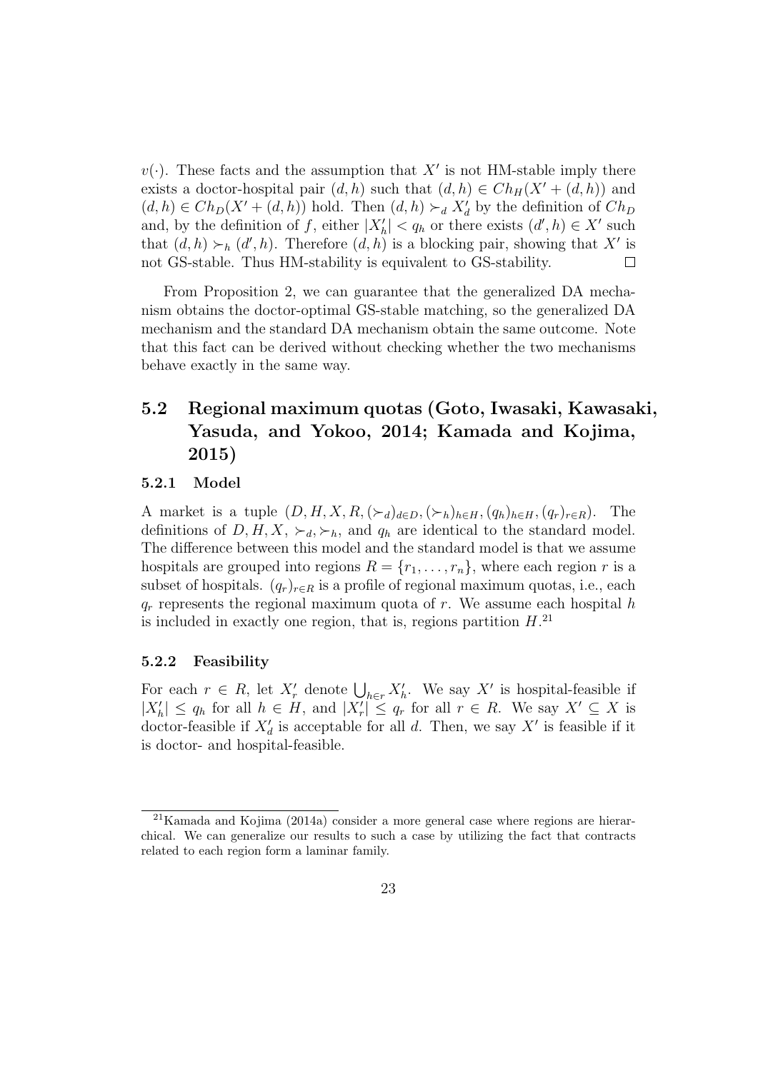$v(\cdot)$. These facts and the assumption that $X'$ is not HM-stable imply there exists a doctor-hospital pair $(d, h)$ such that $(d, h) \in Ch_H(X' + (d, h))$ and $(d, h) \in Ch_D(X' + (d, h))$ hold. Then $(d, h) \succ_d X'_d$ by the definition of $Ch_D$ and, by the definition of $f$, either $|X'_h| < q_h$ or there exists $(d', h) \in X'$ such that $(d, h) \succ_h (d', h)$. Therefore $(d, h)$ is a blocking pair, showing that $X'$ is not GS-stable. Thus HM-stability is equivalent to GS-stability. $\square$

From Proposition 2, we can guarantee that the generalized DA mechanism obtains the doctor-optimal GS-stable matching, so the generalized DA mechanism and the standard DA mechanism obtain the same outcome. Note that this fact can be derived without checking whether the two mechanisms behave exactly in the same way.

## 5.2 Regional maximum quotas (Goto, Iwasaki, Kawasaki, Yasuda, and Yokoo, 2014; Kamada and Kojima, 2015)

### 5.2.1 Model

A market is a tuple $(D, H, X, R, (\succ_d)_{d \in D}, (\succ_h)_{h \in H}, (q_h)_{h \in H}, (q_r)_{r \in R})$. The definitions of $D, H, X, \succ_d, \succ_h$, and $q_h$ are identical to the standard model. The difference between this model and the standard model is that we assume hospitals are grouped into regions $R = \{r_1, \ldots, r_n\}$, where each region $r$ is a subset of hospitals. $(q_r)_{r \in R}$ is a profile of regional maximum quotas, i.e., each $q_r$ represents the regional maximum quota of $r$. We assume each hospital $h$ is included in exactly one region, that is, regions partition $H$.[21]

### 5.2.2 Feasibility

For each $r \in R$, let $X'_r$ denote $\bigcup_{h \in r} X'_h$. We say $X'$ is hospital-feasible if $|X'_h| \leq q_h$ for all $h \in H$, and $|X'_r| \leq q_r$ for all $r \in R$. We say $X' \subseteq X$ is doctor-feasible if $X'_d$ is acceptable for all $d$. Then, we say $X'$ is feasible if it is doctor- and hospital-feasible.

[21] Kamada and Kojima (2014a) consider a more general case where regions are hierarchical. We can generalize our results to such a case by utilizing the fact that contracts related to each region form a laminar family.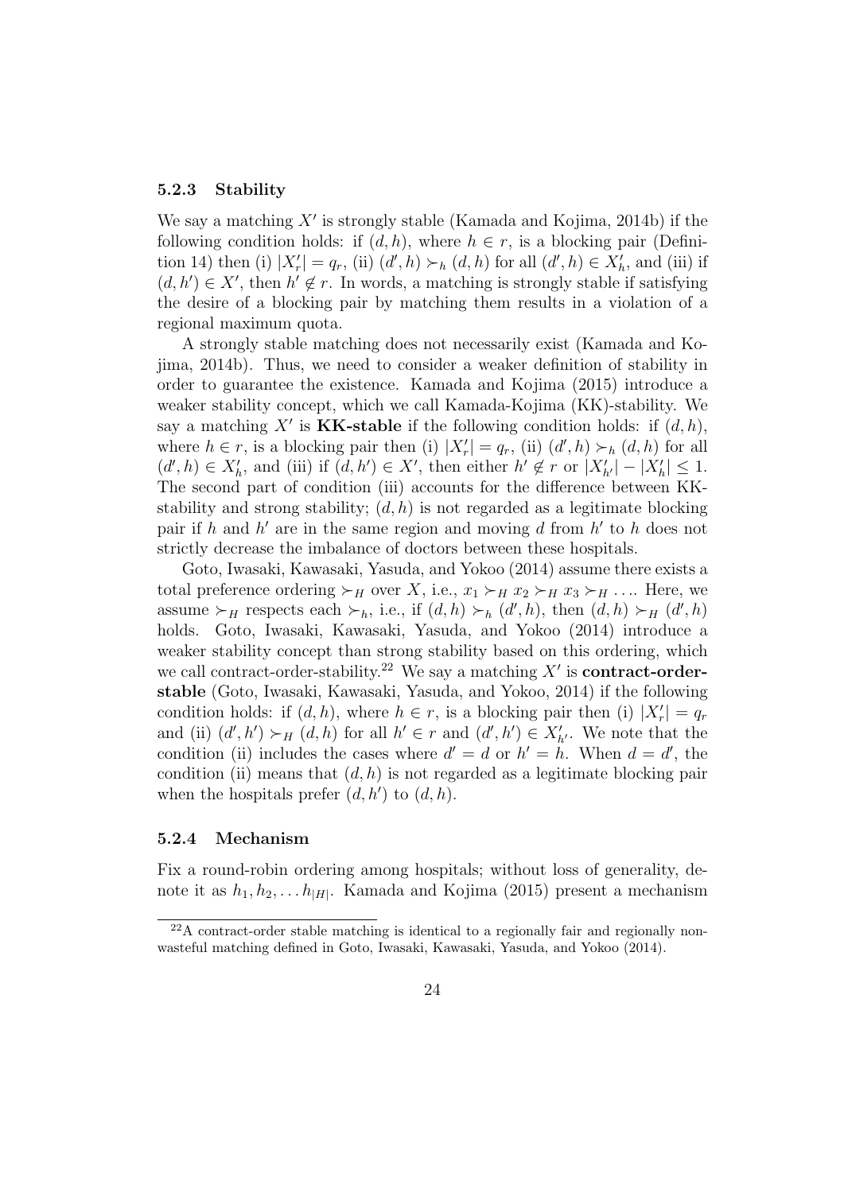### 5.2.3 Stability

We say a matching $X'$ is strongly stable (Kamada and Kojima, 2014b) if the following condition holds: if $(d, h)$, where $h \in r$, is a blocking pair (Definition 14) then (i) $|X'_r| = q_r$, (ii) $(d', h) \succ_h (d, h)$ for all $(d', h) \in X'_h$, and (iii) if $(d, h') \in X'$, then $h' \notin r$. In words, a matching is strongly stable if satisfying the desire of a blocking pair by matching them results in a violation of a regional maximum quota.

A strongly stable matching does not necessarily exist (Kamada and Kojima, 2014b). Thus, we need to consider a weaker definition of stability in order to guarantee the existence. Kamada and Kojima (2015) introduce a weaker stability concept, which we call Kamada-Kojima (KK)-stability. We say a matching $X'$ is **KK-stable** if the following condition holds: if $(d, h)$, where $h \in r$, is a blocking pair then (i) $|X'_r| = q_r$, (ii) $(d', h) \succ_h (d, h)$ for all $(d', h) \in X'_h$, and (iii) if $(d, h') \in X'$, then either $h' \notin r$ or $|X'_{h'}| - |X'_h| \leq 1$. The second part of condition (iii) accounts for the difference between KK-stability and strong stability; $(d, h)$ is not regarded as a legitimate blocking pair if $h$ and $h'$ are in the same region and moving $d$ from $h'$ to $h$ does not strictly decrease the imbalance of doctors between these hospitals.

Goto, Iwasaki, Kawasaki, Yasuda, and Yokoo (2014) assume there exists a total preference ordering $\succ_H$ over $X$, i.e., $x_1 \succ_H x_2 \succ_H x_3 \succ_H \ldots$. Here, we assume $\succ_H$ respects each $\succ_h$, i.e., if $(d, h) \succ_h (d', h)$, then $(d, h) \succ_H (d', h)$ holds. Goto, Iwasaki, Kawasaki, Yasuda, and Yokoo (2014) introduce a weaker stability concept than strong stability based on this ordering, which we call contract-order-stability.[22] We say a matching $X'$ is **contract-order-stable** (Goto, Iwasaki, Kawasaki, Yasuda, and Yokoo, 2014) if the following condition holds: if $(d, h)$, where $h \in r$, is a blocking pair then (i) $|X'_r| = q_r$ and (ii) $(d', h') \succ_H (d, h)$ for all $h' \in r$ and $(d', h') \in X'_{h'}$. We note that the condition (ii) includes the cases where $d' = d$ or $h' = h$. When $d = d'$, the condition (ii) means that $(d, h)$ is not regarded as a legitimate blocking pair when the hospitals prefer $(d, h')$ to $(d, h)$.

### 5.2.4 Mechanism

Fix a round-robin ordering among hospitals; without loss of generality, denote it as $h_1, h_2, \ldots h_{|H|}$. Kamada and Kojima (2015) present a mechanism

[22] A contract-order stable matching is identical to a regionally fair and regionally non-wasteful matching defined in Goto, Iwasaki, Kawasaki, Yasuda, and Yokoo (2014).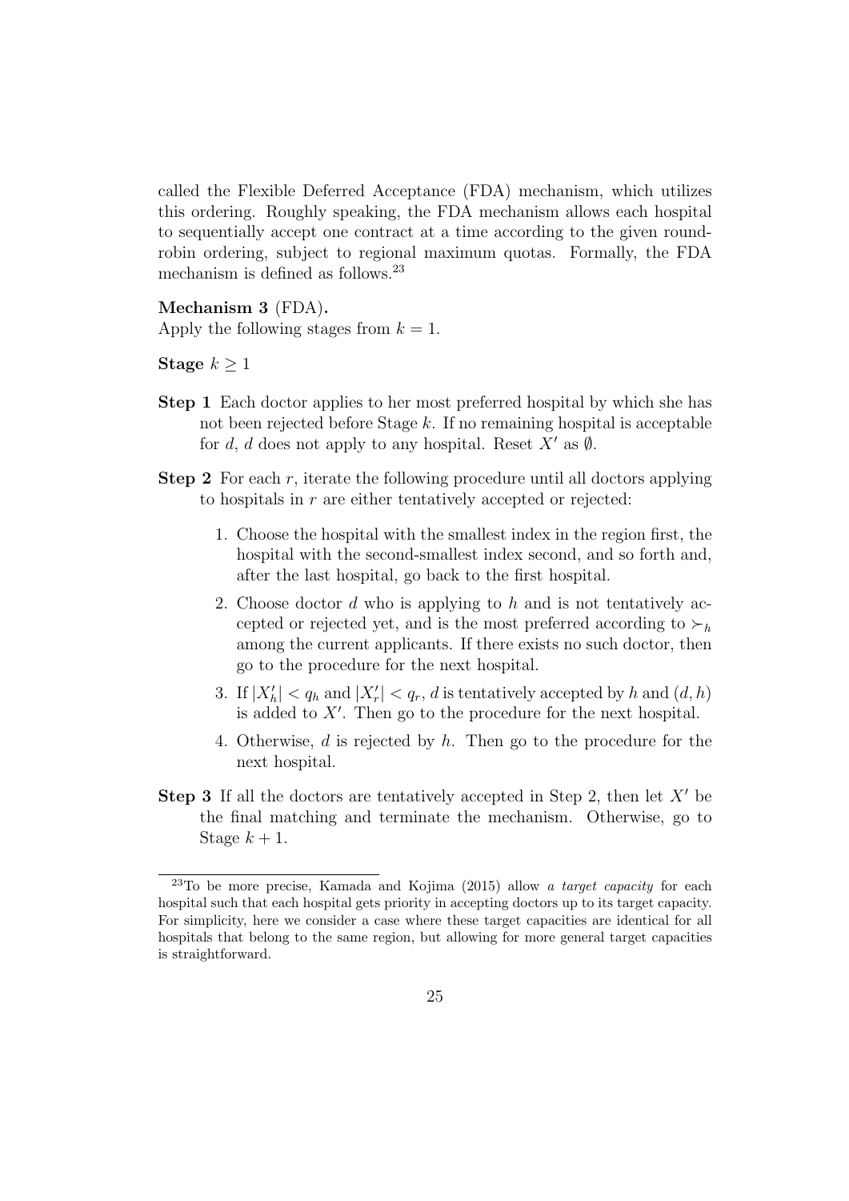called the Flexible Deferred Acceptance (FDA) mechanism, which utilizes this ordering. Roughly speaking, the FDA mechanism allows each hospital to sequentially accept one contract at a time according to the given round-robin ordering, subject to regional maximum quotas. Formally, the FDA mechanism is defined as follows.[23]

**Mechanism 3** (FDA)**.**
Apply the following stages from $k = 1$.

**Stage** $k \geq 1$

**Step 1** Each doctor applies to her most preferred hospital by which she has not been rejected before Stage $k$. If no remaining hospital is acceptable for $d$, $d$ does not apply to any hospital. Reset $X'$ as $\emptyset$.

**Step 2** For each $r$, iterate the following procedure until all doctors applying to hospitals in $r$ are either tentatively accepted or rejected:

1. Choose the hospital with the smallest index in the region first, the hospital with the second-smallest index second, and so forth and, after the last hospital, go back to the first hospital.
2. Choose doctor $d$ who is applying to $h$ and is not tentatively accepted or rejected yet, and is the most preferred according to $\succ_h$ among the current applicants. If there exists no such doctor, then go to the procedure for the next hospital.
3. If $|X'_h| < q_h$ and $|X'_r| < q_r$, $d$ is tentatively accepted by $h$ and $(d, h)$ is added to $X'$. Then go to the procedure for the next hospital.
4. Otherwise, $d$ is rejected by $h$. Then go to the procedure for the next hospital.

**Step 3** If all the doctors are tentatively accepted in Step 2, then let $X'$ be the final matching and terminate the mechanism. Otherwise, go to Stage $k + 1$.

[23] To be more precise, Kamada and Kojima (2015) allow *a target capacity* for each hospital such that each hospital gets priority in accepting doctors up to its target capacity. For simplicity, here we consider a case where these target capacities are identical for all hospitals that belong to the same region, but allowing for more general target capacities is straightforward.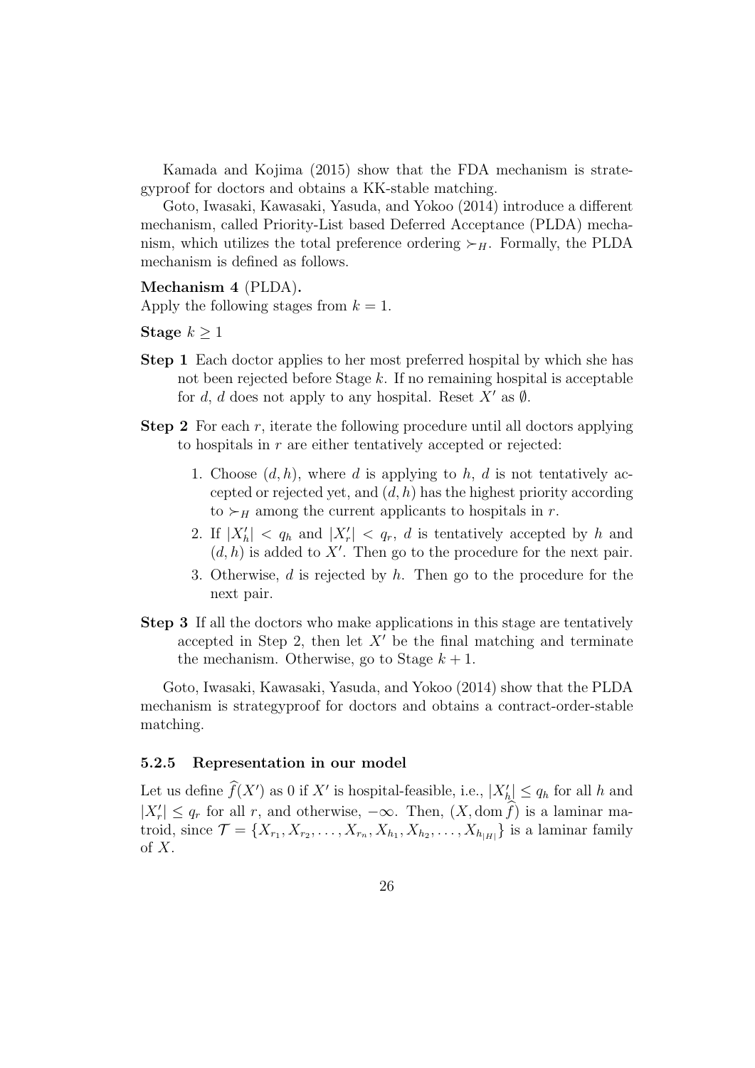Kamada and Kojima (2015) show that the FDA mechanism is strategyproof for doctors and obtains a KK-stable matching.

Goto, Iwasaki, Kawasaki, Yasuda, and Yokoo (2014) introduce a different mechanism, called Priority-List based Deferred Acceptance (PLDA) mechanism, which utilizes the total preference ordering $\succ_H$. Formally, the PLDA mechanism is defined as follows.

**Mechanism 4** (PLDA)**.**
Apply the following stages from $k = 1$.

**Stage** $k \geq 1$

**Step 1** Each doctor applies to her most preferred hospital by which she has not been rejected before Stage $k$. If no remaining hospital is acceptable for $d$, $d$ does not apply to any hospital. Reset $X'$ as $\emptyset$.

**Step 2** For each $r$, iterate the following procedure until all doctors applying to hospitals in $r$ are either tentatively accepted or rejected:

1. Choose $(d, h)$, where $d$ is applying to $h$, $d$ is not tentatively accepted or rejected yet, and $(d, h)$ has the highest priority according to $\succ_H$ among the current applicants to hospitals in $r$.
2. If $|X'_h| < q_h$ and $|X'_r| < q_r$, $d$ is tentatively accepted by $h$ and $(d, h)$ is added to $X'$. Then go to the procedure for the next pair.
3. Otherwise, $d$ is rejected by $h$. Then go to the procedure for the next pair.

**Step 3** If all the doctors who make applications in this stage are tentatively accepted in Step 2, then let $X'$ be the final matching and terminate the mechanism. Otherwise, go to Stage $k + 1$.

Goto, Iwasaki, Kawasaki, Yasuda, and Yokoo (2014) show that the PLDA mechanism is strategyproof for doctors and obtains a contract-order-stable matching.

### 5.2.5 Representation in our model

Let us define $\widehat{f}(X')$ as 0 if $X'$ is hospital-feasible, i.e., $|X'_h| \leq q_h$ for all $h$ and $|X'_r| \leq q_r$ for all $r$, and otherwise, $-\infty$. Then, $(X, \operatorname{dom} \widehat{f})$ is a laminar matroid, since $\mathcal{T} = \{X_{r_1}, X_{r_2}, \ldots, X_{r_n}, X_{h_1}, X_{h_2}, \ldots, X_{h_{|H|}}\}$ is a laminar family of $X$.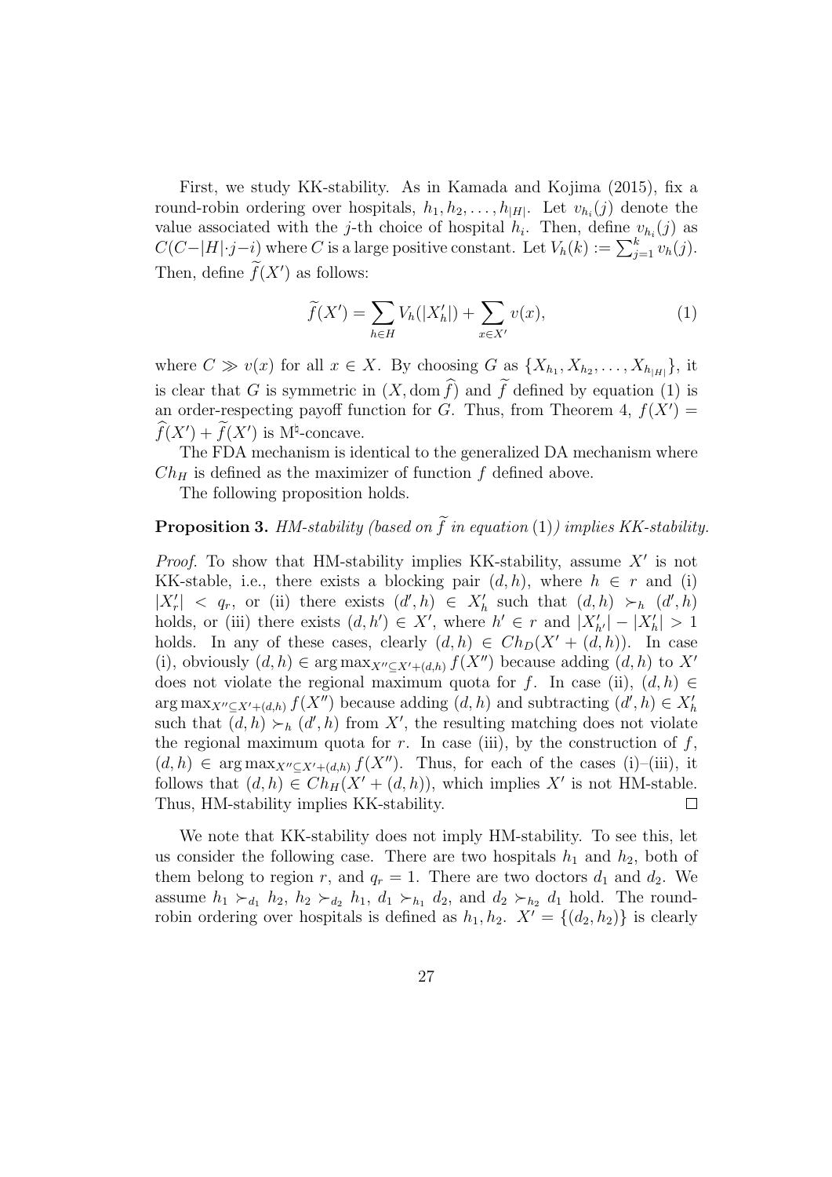First, we study KK-stability. As in Kamada and Kojima (2015), fix a round-robin ordering over hospitals, $h_1, h_2, \ldots, h_{|H|}$. Let $v_{h_i}(j)$ denote the value associated with the $j$-th choice of hospital $h_i$. Then, define $v_{h_i}(j)$ as $C(C-|H|\cdot j-i)$ where $C$ is a large positive constant. Let $V_h(k) := \sum_{j=1}^{k} v_h(j)$. Then, define $\widetilde{f}(X')$ as follows:

$$\widetilde{f}(X') = \sum_{h \in H} V_h(|X'_h|) + \sum_{x \in X'} v(x), \tag{1}$$

where $C \gg v(x)$ for all $x \in X$. By choosing $G$ as $\{X_{h_1}, X_{h_2}, \ldots, X_{h_{|H|}}\}$, it is clear that $G$ is symmetric in $(X, \mathrm{dom}\,\widehat{f})$ and $\widetilde{f}$ defined by equation (1) is an order-respecting payoff function for $G$. Thus, from Theorem 4, $f(X') = \widehat{f}(X') + \widetilde{f}(X')$ is M$^\natural$-concave.

The FDA mechanism is identical to the generalized DA mechanism where $Ch_H$ is defined as the maximizer of function $f$ defined above.

The following proposition holds.

**Proposition 3.** *HM-stability (based on $\widetilde{f}$ in equation* (1)*) implies KK-stability.*

*Proof.* To show that HM-stability implies KK-stability, assume $X'$ is not KK-stable, i.e., there exists a blocking pair $(d, h)$, where $h \in r$ and (i) $|X'_r| < q_r$, or (ii) there exists $(d', h) \in X'_h$ such that $(d, h) \succ_h (d', h)$ holds, or (iii) there exists $(d, h') \in X'$, where $h' \in r$ and $|X'_{h'}| - |X'_h| > 1$ holds. In any of these cases, clearly $(d, h) \in Ch_D(X' + (d, h))$. In case (i), obviously $(d, h) \in \arg\max_{X'' \subseteq X' + (d,h)} f(X'')$ because adding $(d, h)$ to $X'$ does not violate the regional maximum quota for $f$. In case (ii), $(d, h) \in \arg\max_{X'' \subseteq X' + (d,h)} f(X'')$ because adding $(d, h)$ and subtracting $(d', h) \in X'_h$ such that $(d, h) \succ_h (d', h)$ from $X'$, the resulting matching does not violate the regional maximum quota for $r$. In case (iii), by the construction of $f$, $(d, h) \in \arg\max_{X'' \subseteq X' + (d,h)} f(X'')$. Thus, for each of the cases (i)–(iii), it follows that $(d, h) \in Ch_H(X' + (d, h))$, which implies $X'$ is not HM-stable. Thus, HM-stability implies KK-stability. $\square$

We note that KK-stability does not imply HM-stability. To see this, let us consider the following case. There are two hospitals $h_1$ and $h_2$, both of them belong to region $r$, and $q_r = 1$. There are two doctors $d_1$ and $d_2$. We assume $h_1 \succ_{d_1} h_2$, $h_2 \succ_{d_2} h_1$, $d_1 \succ_{h_1} d_2$, and $d_2 \succ_{h_2} d_1$ hold. The round-robin ordering over hospitals is defined as $h_1, h_2$. $X' = \{(d_2, h_2)\}$ is clearly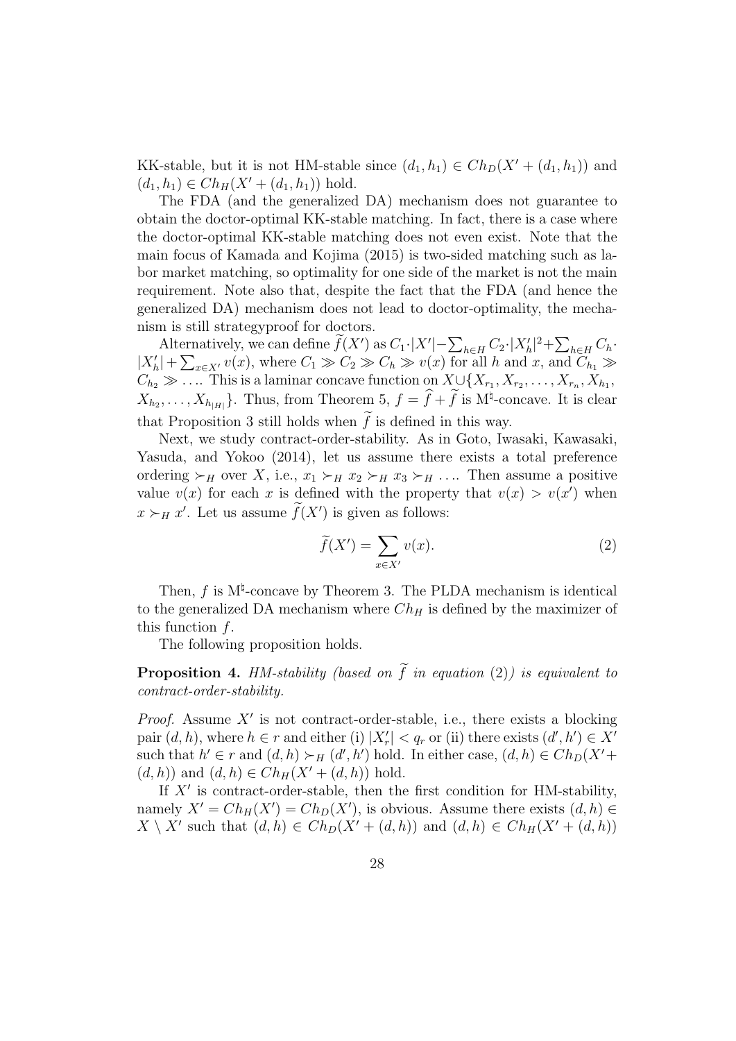KK-stable, but it is not HM-stable since $(d_1, h_1) \in Ch_D(X' + (d_1, h_1))$ and $(d_1, h_1) \in Ch_H(X' + (d_1, h_1))$ hold.

The FDA (and the generalized DA) mechanism does not guarantee to obtain the doctor-optimal KK-stable matching. In fact, there is a case where the doctor-optimal KK-stable matching does not even exist. Note that the main focus of Kamada and Kojima (2015) is two-sided matching such as labor market matching, so optimality for one side of the market is not the main requirement. Note also that, despite the fact that the FDA (and hence the generalized DA) mechanism does not lead to doctor-optimality, the mechanism is still strategyproof for doctors.

Alternatively, we can define $\widetilde{f}(X')$ as $C_1 \cdot |X'| - \sum_{h \in H} C_2 \cdot |X'_h|^2 + \sum_{h \in H} C_h \cdot |X'_h| + \sum_{x \in X'} v(x)$, where $C_1 \gg C_2 \gg C_h \gg v(x)$ for all $h$ and $x$, and $C_{h_1} \gg C_{h_2} \gg \ldots$. This is a laminar concave function on $X \cup \{X_{r_1}, X_{r_2}, \ldots, X_{r_n}, X_{h_1}, X_{h_2}, \ldots, X_{h_{|H|}}\}$. Thus, from Theorem 5, $f = \widehat{f} + \widetilde{f}$ is M$^\natural$-concave. It is clear that Proposition 3 still holds when $\widetilde{f}$ is defined in this way.

Next, we study contract-order-stability. As in Goto, Iwasaki, Kawasaki, Yasuda, and Yokoo (2014), let us assume there exists a total preference ordering $\succ_H$ over $X$, i.e., $x_1 \succ_H x_2 \succ_H x_3 \succ_H \ldots$. Then assume a positive value $v(x)$ for each $x$ is defined with the property that $v(x) > v(x')$ when $x \succ_H x'$. Let us assume $\widetilde{f}(X')$ is given as follows:

$$\widetilde{f}(X') = \sum_{x \in X'} v(x). \tag{2}$$

Then, $f$ is M$^\natural$-concave by Theorem 3. The PLDA mechanism is identical to the generalized DA mechanism where $Ch_H$ is defined by the maximizer of this function $f$.

The following proposition holds.

**Proposition 4.** *HM-stability (based on $\widetilde{f}$ in equation (2)) is equivalent to contract-order-stability.*

*Proof.* Assume $X'$ is not contract-order-stable, i.e., there exists a blocking pair $(d, h)$, where $h \in r$ and either (i) $|X'_r| < q_r$ or (ii) there exists $(d', h') \in X'$ such that $h' \in r$ and $(d, h) \succ_H (d', h')$ hold. In either case, $(d, h) \in Ch_D(X' + (d, h))$ and $(d, h) \in Ch_H(X' + (d, h))$ hold.

If $X'$ is contract-order-stable, then the first condition for HM-stability, namely $X' = Ch_H(X') = Ch_D(X')$, is obvious. Assume there exists $(d, h) \in X \setminus X'$ such that $(d, h) \in Ch_D(X' + (d, h))$ and $(d, h) \in Ch_H(X' + (d, h))$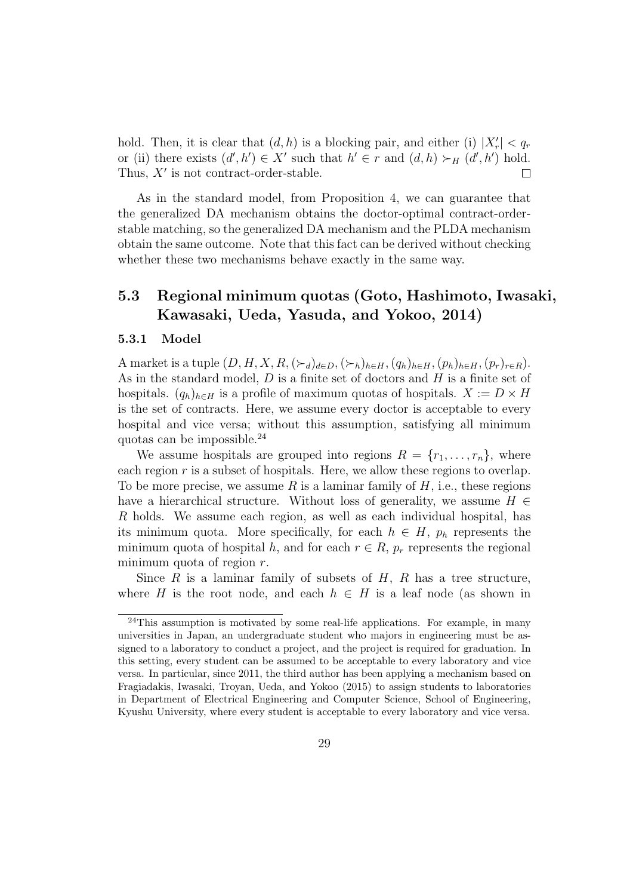hold. Then, it is clear that $(d, h)$ is a blocking pair, and either (i) $|X'_r| < q_r$ or (ii) there exists $(d', h') \in X'$ such that $h' \in r$ and $(d, h) \succ_H (d', h')$ hold. Thus, $X'$ is not contract-order-stable. $\square$

As in the standard model, from Proposition 4, we can guarantee that the generalized DA mechanism obtains the doctor-optimal contract-order-stable matching, so the generalized DA mechanism and the PLDA mechanism obtain the same outcome. Note that this fact can be derived without checking whether these two mechanisms behave exactly in the same way.

## 5.3 Regional minimum quotas (Goto, Hashimoto, Iwasaki, Kawasaki, Ueda, Yasuda, and Yokoo, 2014)

### 5.3.1 Model

A market is a tuple $(D, H, X, R, (\succ_d)_{d \in D}, (\succ_h)_{h \in H}, (q_h)_{h \in H}, (p_h)_{h \in H}, (p_r)_{r \in R})$. As in the standard model, $D$ is a finite set of doctors and $H$ is a finite set of hospitals. $(q_h)_{h \in H}$ is a profile of maximum quotas of hospitals. $X := D \times H$ is the set of contracts. Here, we assume every doctor is acceptable to every hospital and vice versa; without this assumption, satisfying all minimum quotas can be impossible.[24]

We assume hospitals are grouped into regions $R = \{r_1, \ldots, r_n\}$, where each region $r$ is a subset of hospitals. Here, we allow these regions to overlap. To be more precise, we assume $R$ is a laminar family of $H$, i.e., these regions have a hierarchical structure. Without loss of generality, we assume $H \in R$ holds. We assume each region, as well as each individual hospital, has its minimum quota. More specifically, for each $h \in H$, $p_h$ represents the minimum quota of hospital $h$, and for each $r \in R$, $p_r$ represents the regional minimum quota of region $r$.

Since $R$ is a laminar family of subsets of $H$, $R$ has a tree structure, where $H$ is the root node, and each $h \in H$ is a leaf node (as shown in

[24] This assumption is motivated by some real-life applications. For example, in many universities in Japan, an undergraduate student who majors in engineering must be assigned to a laboratory to conduct a project, and the project is required for graduation. In this setting, every student can be assumed to be acceptable to every laboratory and vice versa. In particular, since 2011, the third author has been applying a mechanism based on Fragiadakis, Iwasaki, Troyan, Ueda, and Yokoo (2015) to assign students to laboratories in Department of Electrical Engineering and Computer Science, School of Engineering, Kyushu University, where every student is acceptable to every laboratory and vice versa.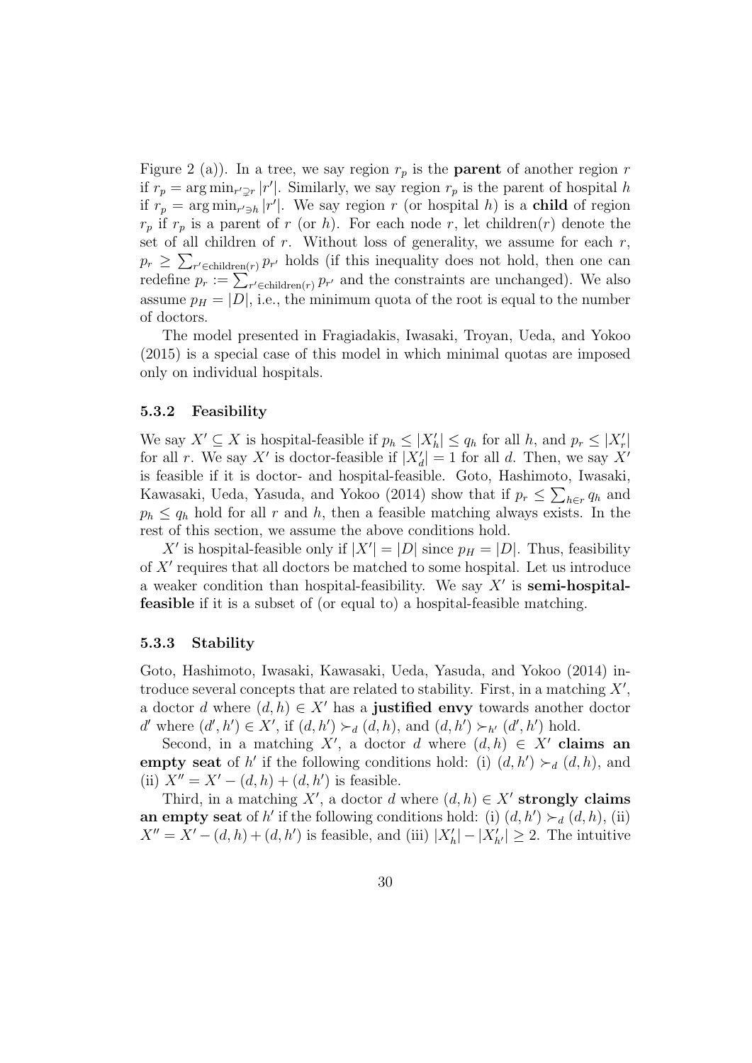Figure 2 (a)). In a tree, we say region $r_p$ is the **parent** of another region $r$ if $r_p = \arg\min_{r' \supsetneq r} |r'|$. Similarly, we say region $r_p$ is the parent of hospital $h$ if $r_p = \arg\min_{r' \ni h} |r'|$. We say region $r$ (or hospital $h$) is a **child** of region $r_p$ if $r_p$ is a parent of $r$ (or $h$). For each node $r$, let children$(r)$ denote the set of all children of $r$. Without loss of generality, we assume for each $r$, $p_r \geq \sum_{r' \in \text{children}(r)} p_{r'}$ holds (if this inequality does not hold, then one can redefine $p_r := \sum_{r' \in \text{children}(r)} p_{r'}$ and the constraints are unchanged). We also assume $p_H = |D|$, i.e., the minimum quota of the root is equal to the number of doctors.

The model presented in Fragiadakis, Iwasaki, Troyan, Ueda, and Yokoo (2015) is a special case of this model in which minimal quotas are imposed only on individual hospitals.

### 5.3.2 Feasibility

We say $X' \subseteq X$ is hospital-feasible if $p_h \leq |X'_h| \leq q_h$ for all $h$, and $p_r \leq |X'_r|$ for all $r$. We say $X'$ is doctor-feasible if $|X'_d| = 1$ for all $d$. Then, we say $X'$ is feasible if it is doctor- and hospital-feasible. Goto, Hashimoto, Iwasaki, Kawasaki, Ueda, Yasuda, and Yokoo (2014) show that if $p_r \leq \sum_{h \in r} q_h$ and $p_h \leq q_h$ hold for all $r$ and $h$, then a feasible matching always exists. In the rest of this section, we assume the above conditions hold.

$X'$ is hospital-feasible only if $|X'| = |D|$ since $p_H = |D|$. Thus, feasibility of $X'$ requires that all doctors be matched to some hospital. Let us introduce a weaker condition than hospital-feasibility. We say $X'$ is **semi-hospital-feasible** if it is a subset of (or equal to) a hospital-feasible matching.

### 5.3.3 Stability

Goto, Hashimoto, Iwasaki, Kawasaki, Ueda, Yasuda, and Yokoo (2014) introduce several concepts that are related to stability. First, in a matching $X'$, a doctor $d$ where $(d, h) \in X'$ has a **justified envy** towards another doctor $d'$ where $(d', h') \in X'$, if $(d, h') \succ_d (d, h)$, and $(d, h') \succ_{h'} (d', h')$ hold.

Second, in a matching $X'$, a doctor $d$ where $(d, h) \in X'$ **claims an empty seat** of $h'$ if the following conditions hold: (i) $(d, h') \succ_d (d, h)$, and (ii) $X'' = X' - (d, h) + (d, h')$ is feasible.

Third, in a matching $X'$, a doctor $d$ where $(d, h) \in X'$ **strongly claims an empty seat** of $h'$ if the following conditions hold: (i) $(d, h') \succ_d (d, h)$, (ii) $X'' = X' - (d, h) + (d, h')$ is feasible, and (iii) $|X'_h| - |X'_{h'}| \geq 2$. The intuitive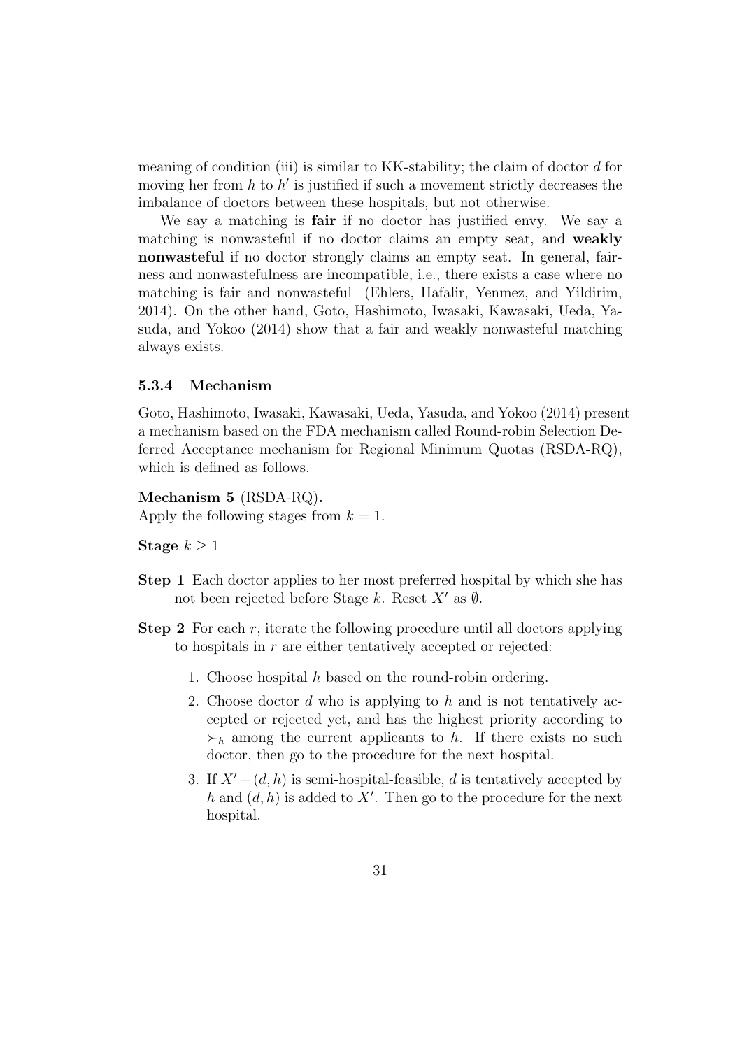meaning of condition (iii) is similar to KK-stability; the claim of doctor $d$ for moving her from $h$ to $h'$ is justified if such a movement strictly decreases the imbalance of doctors between these hospitals, but not otherwise.

We say a matching is **fair** if no doctor has justified envy. We say a matching is nonwasteful if no doctor claims an empty seat, and **weakly nonwasteful** if no doctor strongly claims an empty seat. In general, fairness and nonwastefulness are incompatible, i.e., there exists a case where no matching is fair and nonwasteful (Ehlers, Hafalir, Yenmez, and Yildirim, 2014). On the other hand, Goto, Hashimoto, Iwasaki, Kawasaki, Ueda, Yasuda, and Yokoo (2014) show that a fair and weakly nonwasteful matching always exists.

### 5.3.4 Mechanism

Goto, Hashimoto, Iwasaki, Kawasaki, Ueda, Yasuda, and Yokoo (2014) present a mechanism based on the FDA mechanism called Round-robin Selection Deferred Acceptance mechanism for Regional Minimum Quotas (RSDA-RQ), which is defined as follows.

**Mechanism 5** (RSDA-RQ)**.**
Apply the following stages from $k = 1$.

**Stage** $k \geq 1$

**Step 1** Each doctor applies to her most preferred hospital by which she has not been rejected before Stage $k$. Reset $X'$ as $\emptyset$.

**Step 2** For each $r$, iterate the following procedure until all doctors applying to hospitals in $r$ are either tentatively accepted or rejected:

1. Choose hospital $h$ based on the round-robin ordering.
2. Choose doctor $d$ who is applying to $h$ and is not tentatively accepted or rejected yet, and has the highest priority according to $\succ_h$ among the current applicants to $h$. If there exists no such doctor, then go to the procedure for the next hospital.
3. If $X' + (d, h)$ is semi-hospital-feasible, $d$ is tentatively accepted by $h$ and $(d, h)$ is added to $X'$. Then go to the procedure for the next hospital.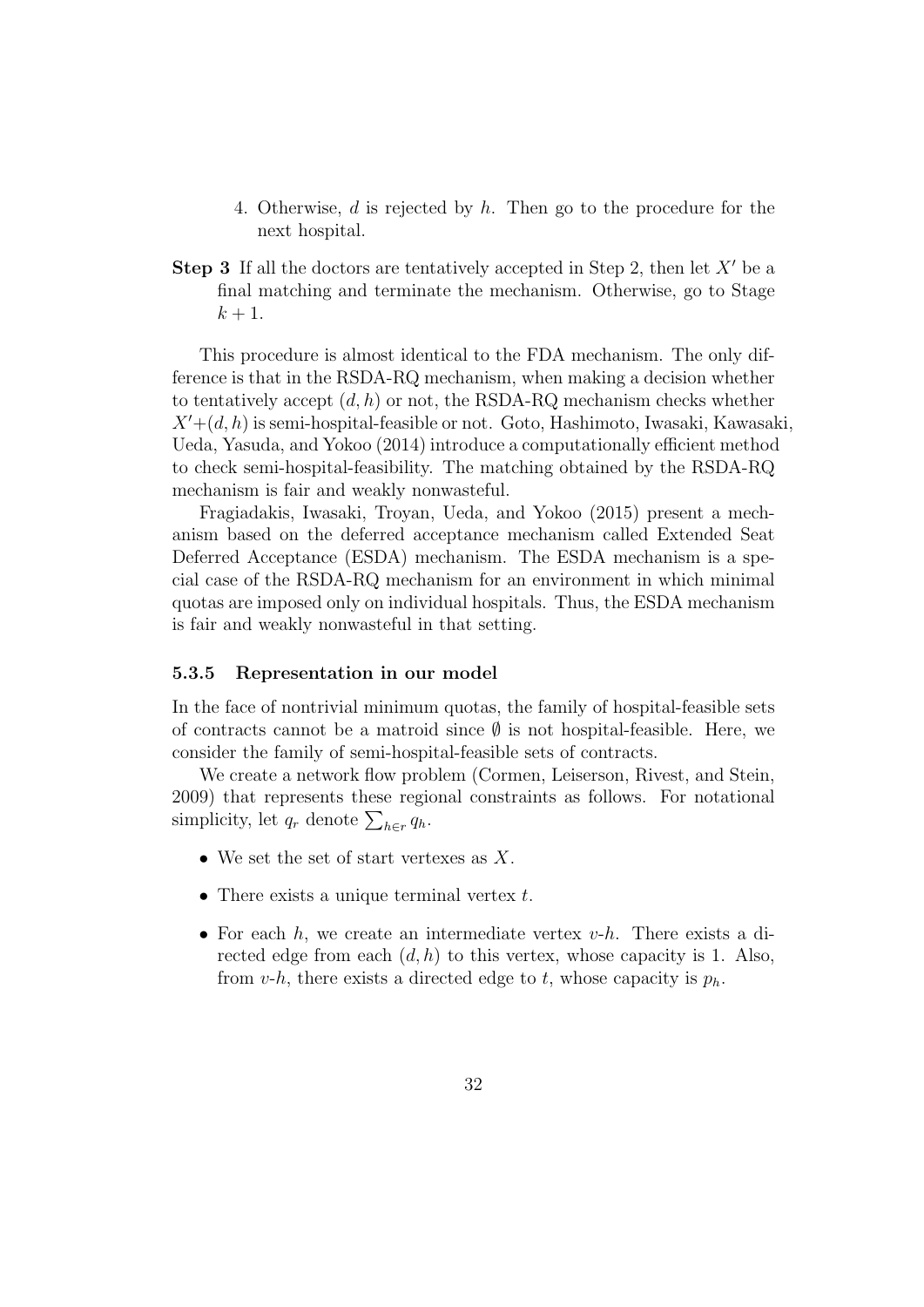4. Otherwise, $d$ is rejected by $h$. Then go to the procedure for the next hospital.

**Step 3** If all the doctors are tentatively accepted in Step 2, then let $X'$ be a final matching and terminate the mechanism. Otherwise, go to Stage $k+1$.

This procedure is almost identical to the FDA mechanism. The only difference is that in the RSDA-RQ mechanism, when making a decision whether to tentatively accept $(d, h)$ or not, the RSDA-RQ mechanism checks whether $X' + (d, h)$ is semi-hospital-feasible or not. Goto, Hashimoto, Iwasaki, Kawasaki, Ueda, Yasuda, and Yokoo (2014) introduce a computationally efficient method to check semi-hospital-feasibility. The matching obtained by the RSDA-RQ mechanism is fair and weakly nonwasteful.

Fragiadakis, Iwasaki, Troyan, Ueda, and Yokoo (2015) present a mechanism based on the deferred acceptance mechanism called Extended Seat Deferred Acceptance (ESDA) mechanism. The ESDA mechanism is a special case of the RSDA-RQ mechanism for an environment in which minimal quotas are imposed only on individual hospitals. Thus, the ESDA mechanism is fair and weakly nonwasteful in that setting.

### 5.3.5 Representation in our model

In the face of nontrivial minimum quotas, the family of hospital-feasible sets of contracts cannot be a matroid since $\emptyset$ is not hospital-feasible. Here, we consider the family of semi-hospital-feasible sets of contracts.

We create a network flow problem (Cormen, Leiserson, Rivest, and Stein, 2009) that represents these regional constraints as follows. For notational simplicity, let $q_r$ denote $\sum_{h \in r} q_h$.

- We set the set of start vertexes as $X$.
- There exists a unique terminal vertex $t$.
- For each $h$, we create an intermediate vertex $v$-$h$. There exists a directed edge from each $(d, h)$ to this vertex, whose capacity is 1. Also, from $v$-$h$, there exists a directed edge to $t$, whose capacity is $p_h$.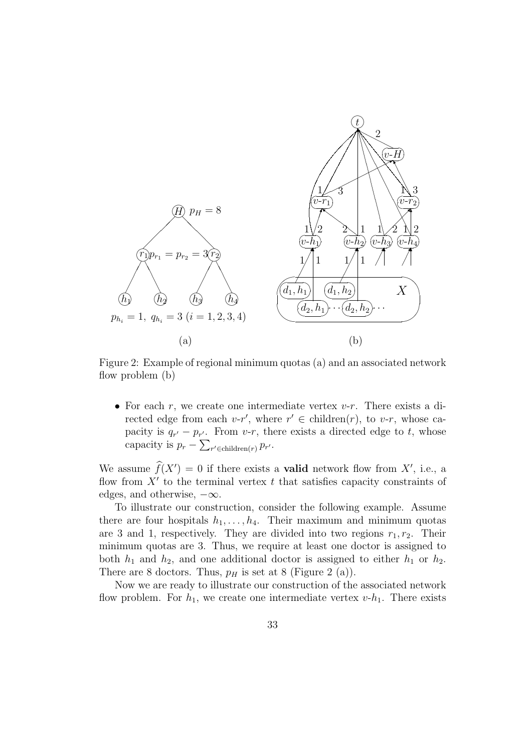Figure 2: Example of regional minimum quotas (a) and an associated network flow problem (b)

- For each $r$, we create one intermediate vertex $v$-$r$. There exists a directed edge from each $v$-$r'$, where $r' \in \text{children}(r)$, to $v$-$r$, whose capacity is $q_{r'} - p_{r'}$. From $v$-$r$, there exists a directed edge to $t$, whose capacity is $p_r - \sum_{r' \in \text{children}(r)} p_{r'}$.

We assume $\widehat{f}(X') = 0$ if there exists a **valid** network flow from $X'$, i.e., a flow from $X'$ to the terminal vertex $t$ that satisfies capacity constraints of edges, and otherwise, $-\infty$.

To illustrate our construction, consider the following example. Assume there are four hospitals $h_1, \ldots, h_4$. Their maximum and minimum quotas are 3 and 1, respectively. They are divided into two regions $r_1, r_2$. Their minimum quotas are 3. Thus, we require at least one doctor is assigned to both $h_1$ and $h_2$, and one additional doctor is assigned to either $h_1$ or $h_2$. There are 8 doctors. Thus, $p_H$ is set at 8 (Figure 2 (a)).

Now we are ready to illustrate our construction of the associated network flow problem. For $h_1$, we create one intermediate vertex $v$-$h_1$. There exists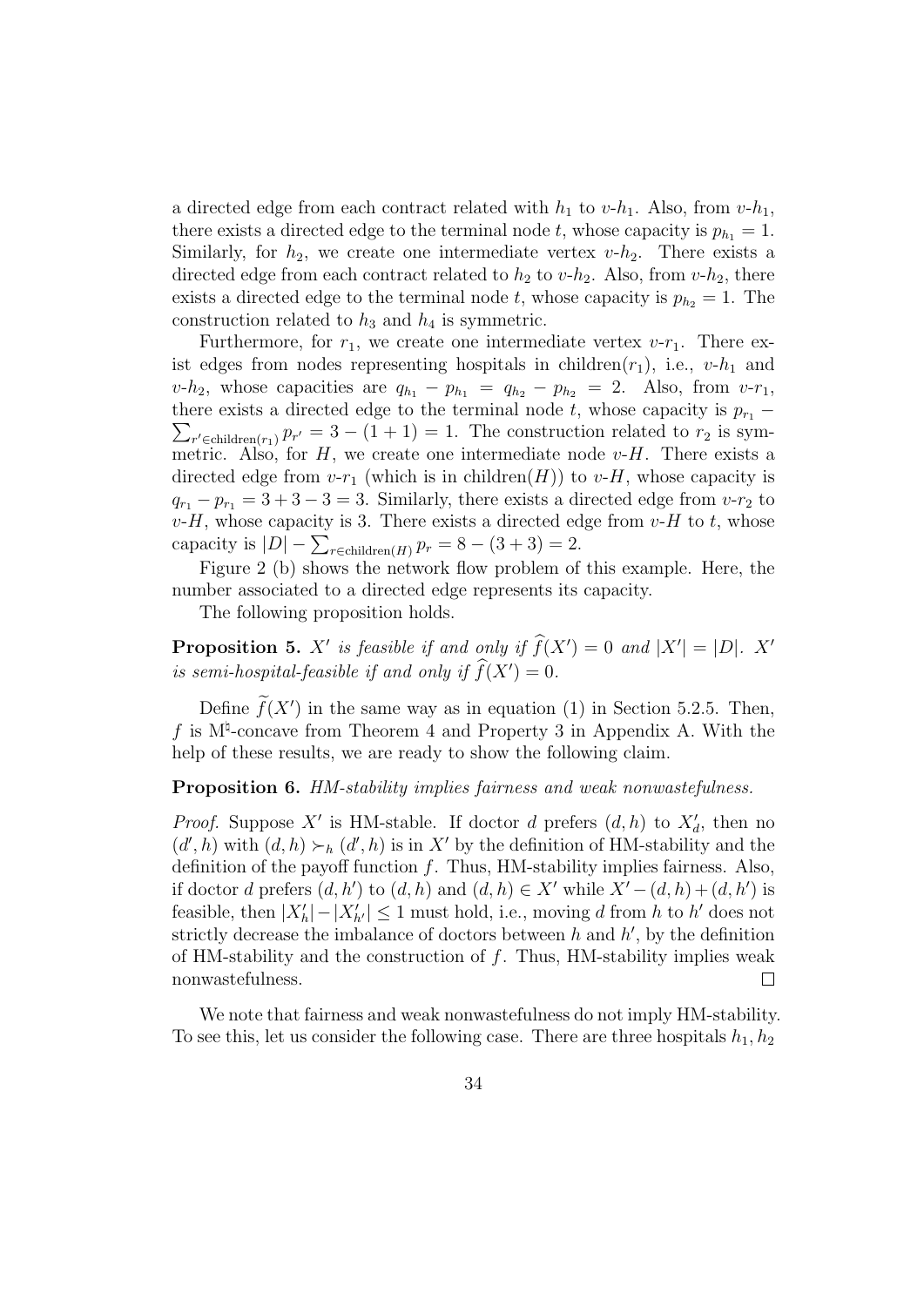a directed edge from each contract related with $h_1$ to $v$-$h_1$. Also, from $v$-$h_1$, there exists a directed edge to the terminal node $t$, whose capacity is $p_{h_1} = 1$. Similarly, for $h_2$, we create one intermediate vertex $v$-$h_2$. There exists a directed edge from each contract related to $h_2$ to $v$-$h_2$. Also, from $v$-$h_2$, there exists a directed edge to the terminal node $t$, whose capacity is $p_{h_2} = 1$. The construction related to $h_3$ and $h_4$ is symmetric.

Furthermore, for $r_1$, we create one intermediate vertex $v$-$r_1$. There exist edges from nodes representing hospitals in children$(r_1)$, i.e., $v$-$h_1$ and $v$-$h_2$, whose capacities are $q_{h_1} - p_{h_1} = q_{h_2} - p_{h_2} = 2$. Also, from $v$-$r_1$, there exists a directed edge to the terminal node $t$, whose capacity is $p_{r_1} - \sum_{r' \in \text{children}(r_1)} p_{r'} = 3 - (1+1) = 1$. The construction related to $r_2$ is symmetric. Also, for $H$, we create one intermediate node $v$-$H$. There exists a directed edge from $v$-$r_1$ (which is in children$(H)$) to $v$-$H$, whose capacity is $q_{r_1} - p_{r_1} = 3 + 3 - 3 = 3$. Similarly, there exists a directed edge from $v$-$r_2$ to $v$-$H$, whose capacity is 3. There exists a directed edge from $v$-$H$ to $t$, whose capacity is $|D| - \sum_{r \in \text{children}(H)} p_r = 8 - (3+3) = 2$.

Figure 2 (b) shows the network flow problem of this example. Here, the number associated to a directed edge represents its capacity.

The following proposition holds.

**Proposition 5.** *$X'$ is feasible if and only if $\widehat{f}(X') = 0$ and $|X'| = |D|$. $X'$ is semi-hospital-feasible if and only if $\widehat{f}(X') = 0$.*

Define $\widetilde{f}(X')$ in the same way as in equation (1) in Section 5.2.5. Then, $f$ is M$^\natural$-concave from Theorem 4 and Property 3 in Appendix A. With the help of these results, we are ready to show the following claim.

**Proposition 6.** *HM-stability implies fairness and weak nonwastefulness.*

*Proof.* Suppose $X'$ is HM-stable. If doctor $d$ prefers $(d,h)$ to $X'_d$, then no $(d',h)$ with $(d,h) \succ_h (d',h)$ is in $X'$ by the definition of HM-stability and the definition of the payoff function $f$. Thus, HM-stability implies fairness. Also, if doctor $d$ prefers $(d,h')$ to $(d,h)$ and $(d,h) \in X'$ while $X' - (d,h) + (d,h')$ is feasible, then $|X'_h| - |X'_{h'}| \leq 1$ must hold, i.e., moving $d$ from $h$ to $h'$ does not strictly decrease the imbalance of doctors between $h$ and $h'$, by the definition of HM-stability and the construction of $f$. Thus, HM-stability implies weak nonwastefulness. □

We note that fairness and weak nonwastefulness do not imply HM-stability. To see this, let us consider the following case. There are three hospitals $h_1, h_2$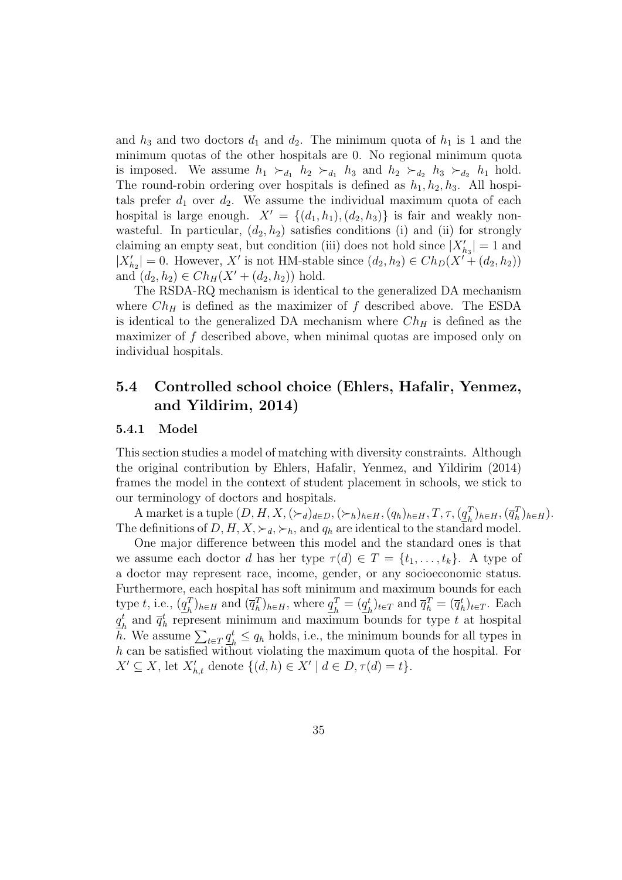and $h_3$ and two doctors $d_1$ and $d_2$. The minimum quota of $h_1$ is 1 and the minimum quotas of the other hospitals are 0. No regional minimum quota is imposed. We assume $h_1 \succ_{d_1} h_2 \succ_{d_1} h_3$ and $h_2 \succ_{d_2} h_3 \succ_{d_2} h_1$ hold. The round-robin ordering over hospitals is defined as $h_1, h_2, h_3$. All hospitals prefer $d_1$ over $d_2$. We assume the individual maximum quota of each hospital is large enough. $X' = \{(d_1, h_1), (d_2, h_3)\}$ is fair and weakly nonwasteful. In particular, $(d_2, h_2)$ satisfies conditions (i) and (ii) for strongly claiming an empty seat, but condition (iii) does not hold since $|X'_{h_3}| = 1$ and $|X'_{h_2}| = 0$. However, $X'$ is not HM-stable since $(d_2, h_2) \in Ch_D(X' + (d_2, h_2))$ and $(d_2, h_2) \in Ch_H(X' + (d_2, h_2))$ hold.

The RSDA-RQ mechanism is identical to the generalized DA mechanism where $Ch_H$ is defined as the maximizer of $f$ described above. The ESDA is identical to the generalized DA mechanism where $Ch_H$ is defined as the maximizer of $f$ described above, when minimal quotas are imposed only on individual hospitals.

## 5.4 Controlled school choice (Ehlers, Hafalir, Yenmez, and Yildirim, 2014)

### 5.4.1 Model

This section studies a model of matching with diversity constraints. Although the original contribution by Ehlers, Hafalir, Yenmez, and Yildirim (2014) frames the model in the context of student placement in schools, we stick to our terminology of doctors and hospitals.

A market is a tuple $(D, H, X, (\succ_d)_{d \in D}, (\succ_h)_{h \in H}, (q_h)_{h \in H}, T, \tau, (\underline{q}_h^T)_{h \in H}, (\overline{q}_h^T)_{h \in H})$. The definitions of $D, H, X, \succ_d, \succ_h$, and $q_h$ are identical to the standard model.

One major difference between this model and the standard ones is that we assume each doctor $d$ has her type $\tau(d) \in T = \{t_1, \ldots, t_k\}$. A type of a doctor may represent race, income, gender, or any socioeconomic status. Furthermore, each hospital has soft minimum and maximum bounds for each type $t$, i.e., $(\underline{q}_h^T)_{h \in H}$ and $(\overline{q}_h^T)_{h \in H}$, where $\underline{q}_h^T = (\underline{q}_h^t)_{t \in T}$ and $\overline{q}_h^T = (\overline{q}_h^t)_{t \in T}$. Each $\underline{q}_h^t$ and $\overline{q}_h^t$ represent minimum and maximum bounds for type $t$ at hospital $h$. We assume $\sum_{t \in T} \underline{q}_h^t \leq q_h$ holds, i.e., the minimum bounds for all types in $h$ can be satisfied without violating the maximum quota of the hospital. For $X' \subseteq X$, let $X'_{h,t}$ denote $\{(d, h) \in X' \mid d \in D, \tau(d) = t\}$.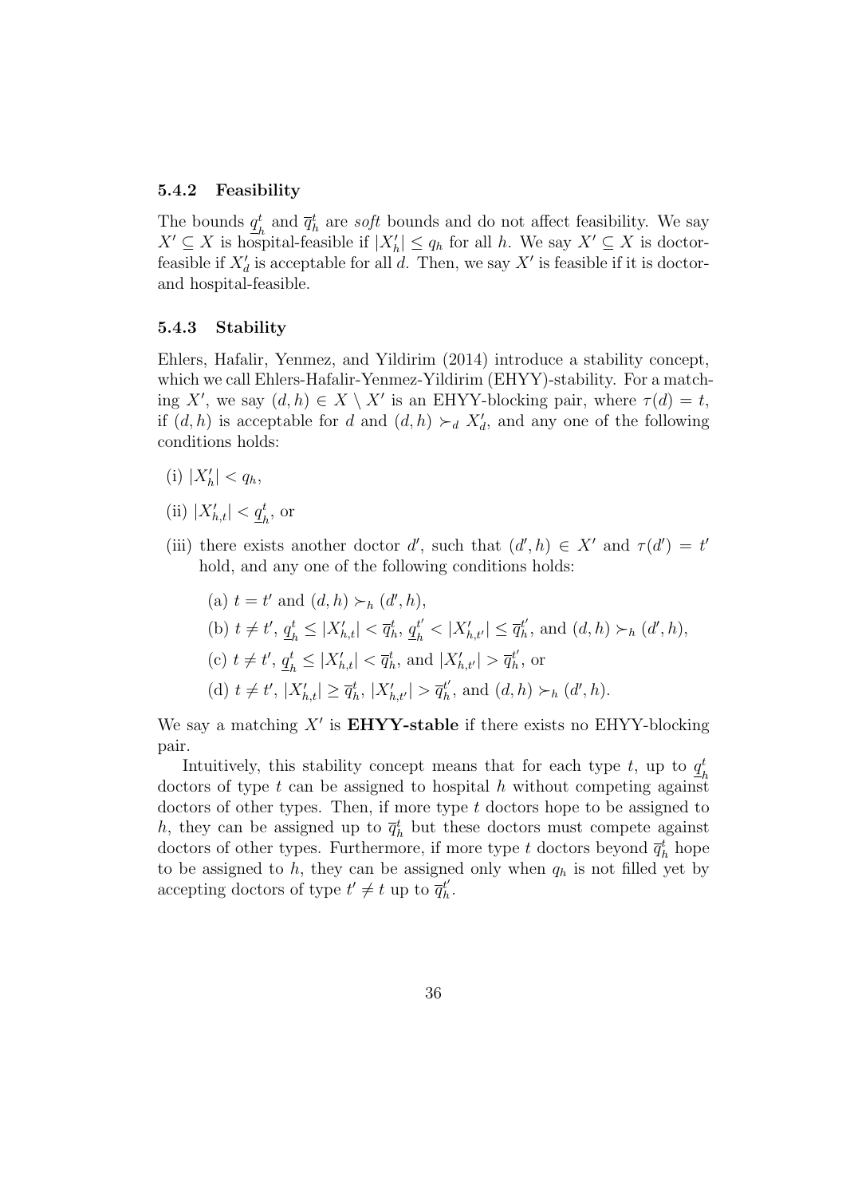### 5.4.2 Feasibility

The bounds $\underline{q}_h^t$ and $\overline{q}_h^t$ are *soft* bounds and do not affect feasibility. We say $X' \subseteq X$ is hospital-feasible if $|X'_h| \le q_h$ for all $h$. We say $X' \subseteq X$ is doctor-feasible if $X'_d$ is acceptable for all $d$. Then, we say $X'$ is feasible if it is doctor- and hospital-feasible.

### 5.4.3 Stability

Ehlers, Hafalir, Yenmez, and Yildirim (2014) introduce a stability concept, which we call Ehlers-Hafalir-Yenmez-Yildirim (EHYY)-stability. For a matching $X'$, we say $(d, h) \in X \setminus X'$ is an EHYY-blocking pair, where $\tau(d) = t$, if $(d, h)$ is acceptable for $d$ and $(d, h) \succ_d X'_d$, and any one of the following conditions holds:

(i) $|X'_h| < q_h$,

(ii) $|X'_{h,t}| < \underline{q}_h^t$, or

(iii) there exists another doctor $d'$, such that $(d', h) \in X'$ and $\tau(d') = t'$ hold, and any one of the following conditions holds:

  (a) $t = t'$ and $(d, h) \succ_h (d', h)$,

  (b) $t \neq t'$, $\underline{q}_h^t \le |X'_{h,t}| < \overline{q}_h^t$, $\underline{q}_h^{t'} < |X'_{h,t'}| \le \overline{q}_h^{t'}$, and $(d, h) \succ_h (d', h)$,

  (c) $t \neq t'$, $\underline{q}_h^t \le |X'_{h,t}| < \overline{q}_h^t$, and $|X'_{h,t'}| > \overline{q}_h^{t'}$, or

  (d) $t \neq t'$, $|X'_{h,t}| \ge \overline{q}_h^t$, $|X'_{h,t'}| > \overline{q}_h^{t'}$, and $(d, h) \succ_h (d', h)$.

We say a matching $X'$ is **EHYY-stable** if there exists no EHYY-blocking pair.

Intuitively, this stability concept means that for each type $t$, up to $\underline{q}_h^t$ doctors of type $t$ can be assigned to hospital $h$ without competing against doctors of other types. Then, if more type $t$ doctors hope to be assigned to $h$, they can be assigned up to $\overline{q}_h^t$ but these doctors must compete against doctors of other types. Furthermore, if more type $t$ doctors beyond $\overline{q}_h^t$ hope to be assigned to $h$, they can be assigned only when $q_h$ is not filled yet by accepting doctors of type $t' \neq t$ up to $\overline{q}_h^{t'}$.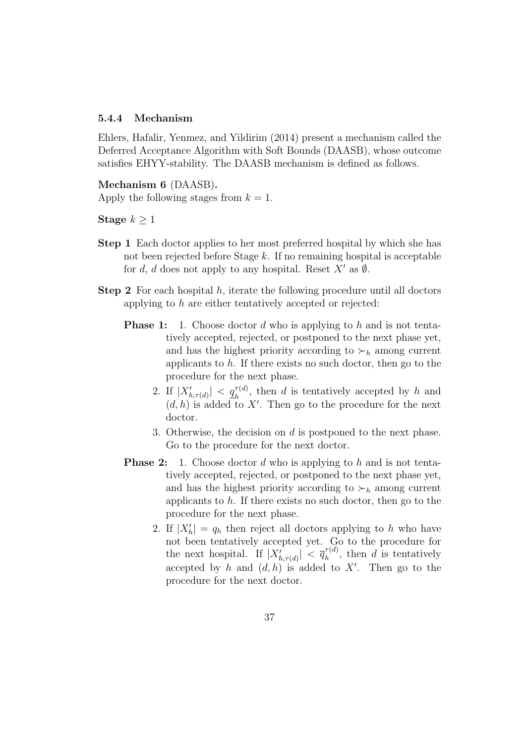### 5.4.4 Mechanism

Ehlers, Hafalir, Yenmez, and Yildirim (2014) present a mechanism called the Deferred Acceptance Algorithm with Soft Bounds (DAASB), whose outcome satisfies EHYY-stability. The DAASB mechanism is defined as follows.

**Mechanism 6** (DAASB)**.**
Apply the following stages from $k = 1$.

**Stage** $k \geq 1$

**Step 1** Each doctor applies to her most preferred hospital by which she has not been rejected before Stage $k$. If no remaining hospital is acceptable for $d$, $d$ does not apply to any hospital. Reset $X'$ as $\emptyset$.

**Step 2** For each hospital $h$, iterate the following procedure until all doctors applying to $h$ are either tentatively accepted or rejected:

**Phase 1:**

1. Choose doctor $d$ who is applying to $h$ and is not tentatively accepted, rejected, or postponed to the next phase yet, and has the highest priority according to $\succ_h$ among current applicants to $h$. If there exists no such doctor, then go to the procedure for the next phase.
2. If $|X'_{h,\tau(d)}| < \underline{q}_h^{\tau(d)}$, then $d$ is tentatively accepted by $h$ and $(d, h)$ is added to $X'$. Then go to the procedure for the next doctor.
3. Otherwise, the decision on $d$ is postponed to the next phase. Go to the procedure for the next doctor.

**Phase 2:**

1. Choose doctor $d$ who is applying to $h$ and is not tentatively accepted, rejected, or postponed to the next phase yet, and has the highest priority according to $\succ_h$ among current applicants to $h$. If there exists no such doctor, then go to the procedure for the next phase.
2. If $|X'_h| = q_h$ then reject all doctors applying to $h$ who have not been tentatively accepted yet. Go to the procedure for the next hospital. If $|X'_{h,\tau(d)}| < \overline{q}_h^{\tau(d)}$, then $d$ is tentatively accepted by $h$ and $(d, h)$ is added to $X'$. Then go to the procedure for the next doctor.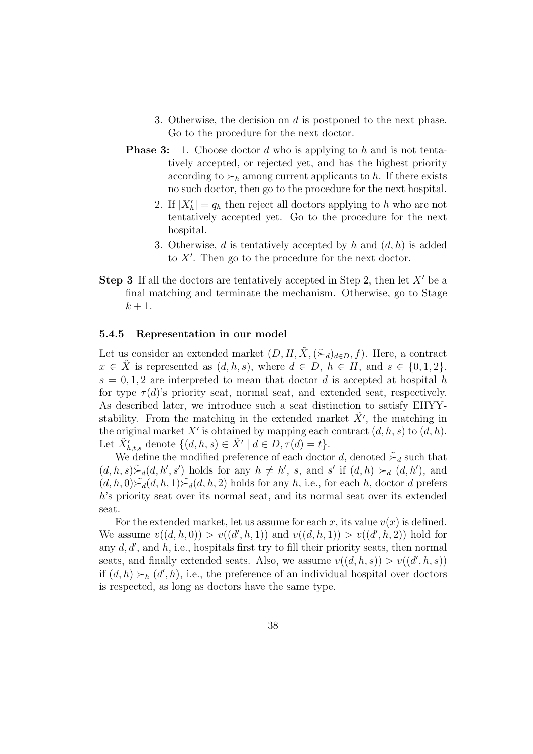3. Otherwise, the decision on $d$ is postponed to the next phase. Go to the procedure for the next doctor.

**Phase 3:** 1. Choose doctor $d$ who is applying to $h$ and is not tentatively accepted, or rejected yet, and has the highest priority according to $\succ_h$ among current applicants to $h$. If there exists no such doctor, then go to the procedure for the next hospital.

2. If $|X'_h| = q_h$ then reject all doctors applying to $h$ who are not tentatively accepted yet. Go to the procedure for the next hospital.

3. Otherwise, $d$ is tentatively accepted by $h$ and $(d, h)$ is added to $X'$. Then go to the procedure for the next doctor.

**Step 3** If all the doctors are tentatively accepted in Step 2, then let $X'$ be a final matching and terminate the mechanism. Otherwise, go to Stage $k + 1$.

### 5.4.5 Representation in our model

Let us consider an extended market $(D, H, \tilde{X}, (\tilde{\succ}_d)_{d \in D}, f)$. Here, a contract $x \in \tilde{X}$ is represented as $(d, h, s)$, where $d \in D$, $h \in H$, and $s \in \{0, 1, 2\}$. $s = 0, 1, 2$ are interpreted to mean that doctor $d$ is accepted at hospital $h$ for type $\tau(d)$'s priority seat, normal seat, and extended seat, respectively. As described later, we introduce such a seat distinction to satisfy EHYY-stability. From the matching in the extended market $\tilde{X}'$, the matching in the original market $X'$ is obtained by mapping each contract $(d, h, s)$ to $(d, h)$. Let $\tilde{X}'_{h,t,s}$ denote $\{(d, h, s) \in \tilde{X}' \mid d \in D, \tau(d) = t\}$.

We define the modified preference of each doctor $d$, denoted $\tilde{\succ}_d$ such that $(d, h, s) \tilde{\succ}_d (d, h', s')$ holds for any $h \neq h'$, $s$, and $s'$ if $(d, h) \succ_d (d, h')$, and $(d, h, 0) \tilde{\succ}_d (d, h, 1) \tilde{\succ}_d (d, h, 2)$ holds for any $h$, i.e., for each $h$, doctor $d$ prefers $h$'s priority seat over its normal seat, and its normal seat over its extended seat.

For the extended market, let us assume for each $x$, its value $v(x)$ is defined. We assume $v((d, h, 0)) > v((d', h, 1))$ and $v((d, h, 1)) > v((d', h, 2))$ hold for any $d, d'$, and $h$, i.e., hospitals first try to fill their priority seats, then normal seats, and finally extended seats. Also, we assume $v((d, h, s)) > v((d', h, s))$ if $(d, h) \succ_h (d', h)$, i.e., the preference of an individual hospital over doctors is respected, as long as doctors have the same type.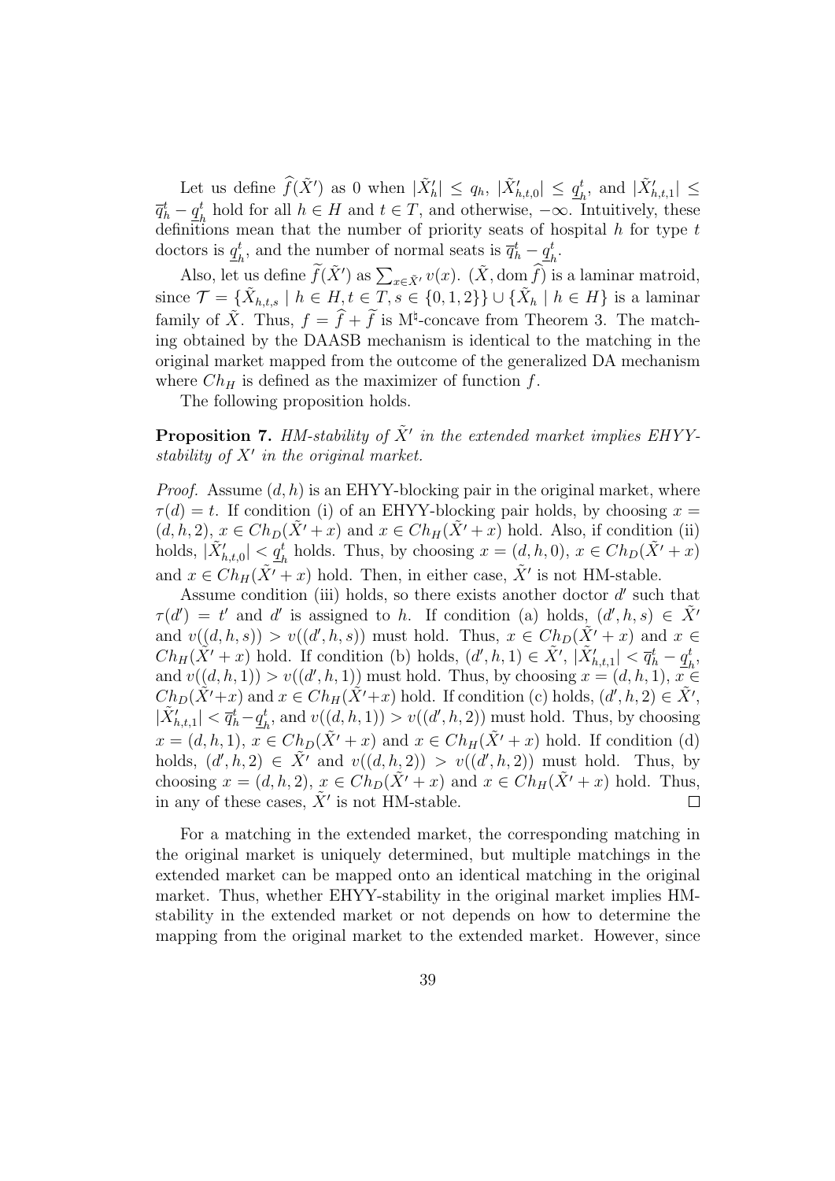Let us define $\widehat{f}(\tilde{X}')$ as 0 when $|\tilde{X}'_h| \leq q_h$, $|\tilde{X}'_{h,t,0}| \leq \underline{q}^t_h$, and $|\tilde{X}'_{h,t,1}| \leq \overline{q}^t_h - \underline{q}^t_h$ hold for all $h \in H$ and $t \in T$, and otherwise, $-\infty$. Intuitively, these definitions mean that the number of priority seats of hospital $h$ for type $t$ doctors is $\underline{q}^t_h$, and the number of normal seats is $\overline{q}^t_h - \underline{q}^t_h$.

Also, let us define $\widetilde{f}(\tilde{X}')$ as $\sum_{x \in \tilde{X}'} v(x)$. $(\tilde{X}, \text{dom}\, \widehat{f})$ is a laminar matroid, since $\mathcal{T} = \{\tilde{X}_{h,t,s} \mid h \in H, t \in T, s \in \{0,1,2\}\} \cup \{\tilde{X}_h \mid h \in H\}$ is a laminar family of $\tilde{X}$. Thus, $f = \widehat{f} + \widetilde{f}$ is M$^\natural$-concave from Theorem 3. The matching obtained by the DAASB mechanism is identical to the matching in the original market mapped from the outcome of the generalized DA mechanism where $Ch_H$ is defined as the maximizer of function $f$.

The following proposition holds.

**Proposition 7.** *HM-stability of $\tilde{X}'$ in the extended market implies EHYY-stability of $X'$ in the original market.*

*Proof.* Assume $(d, h)$ is an EHYY-blocking pair in the original market, where $\tau(d) = t$. If condition (i) of an EHYY-blocking pair holds, by choosing $x = (d, h, 2)$, $x \in Ch_D(\tilde{X}' + x)$ and $x \in Ch_H(\tilde{X}' + x)$ hold. Also, if condition (ii) holds, $|\tilde{X}'_{h,t,0}| < \underline{q}^t_h$ holds. Thus, by choosing $x = (d, h, 0)$, $x \in Ch_D(\tilde{X}' + x)$ and $x \in Ch_H(\tilde{X}' + x)$ hold. Then, in either case, $\tilde{X}'$ is not HM-stable.

Assume condition (iii) holds, so there exists another doctor $d'$ such that $\tau(d') = t'$ and $d'$ is assigned to $h$. If condition (a) holds, $(d', h, s) \in \tilde{X}'$ and $v((d, h, s)) > v((d', h, s))$ must hold. Thus, $x \in Ch_D(\tilde{X}' + x)$ and $x \in Ch_H(\tilde{X}' + x)$ hold. If condition (b) holds, $(d', h, 1) \in \tilde{X}'$, $|\tilde{X}'_{h,t,1}| < \overline{q}^t_h - \underline{q}^t_h$, and $v((d, h, 1)) > v((d', h, 1))$ must hold. Thus, by choosing $x = (d, h, 1)$, $x \in Ch_D(\tilde{X}' + x)$ and $x \in Ch_H(\tilde{X}' + x)$ hold. If condition (c) holds, $(d', h, 2) \in \tilde{X}'$, $|\tilde{X}'_{h,t,1}| < \overline{q}^t_h - \underline{q}^t_h$, and $v((d, h, 1)) > v((d', h, 2))$ must hold. Thus, by choosing $x = (d, h, 1)$, $x \in Ch_D(\tilde{X}' + x)$ and $x \in Ch_H(\tilde{X}' + x)$ hold. If condition (d) holds, $(d', h, 2) \in \tilde{X}'$ and $v((d, h, 2)) > v((d', h, 2))$ must hold. Thus, by choosing $x = (d, h, 2)$, $x \in Ch_D(\tilde{X}' + x)$ and $x \in Ch_H(\tilde{X}' + x)$ hold. Thus, in any of these cases, $\tilde{X}'$ is not HM-stable. $\square$

For a matching in the extended market, the corresponding matching in the original market is uniquely determined, but multiple matchings in the extended market can be mapped onto an identical matching in the original market. Thus, whether EHYY-stability in the original market implies HM-stability in the extended market or not depends on how to determine the mapping from the original market to the extended market. However, since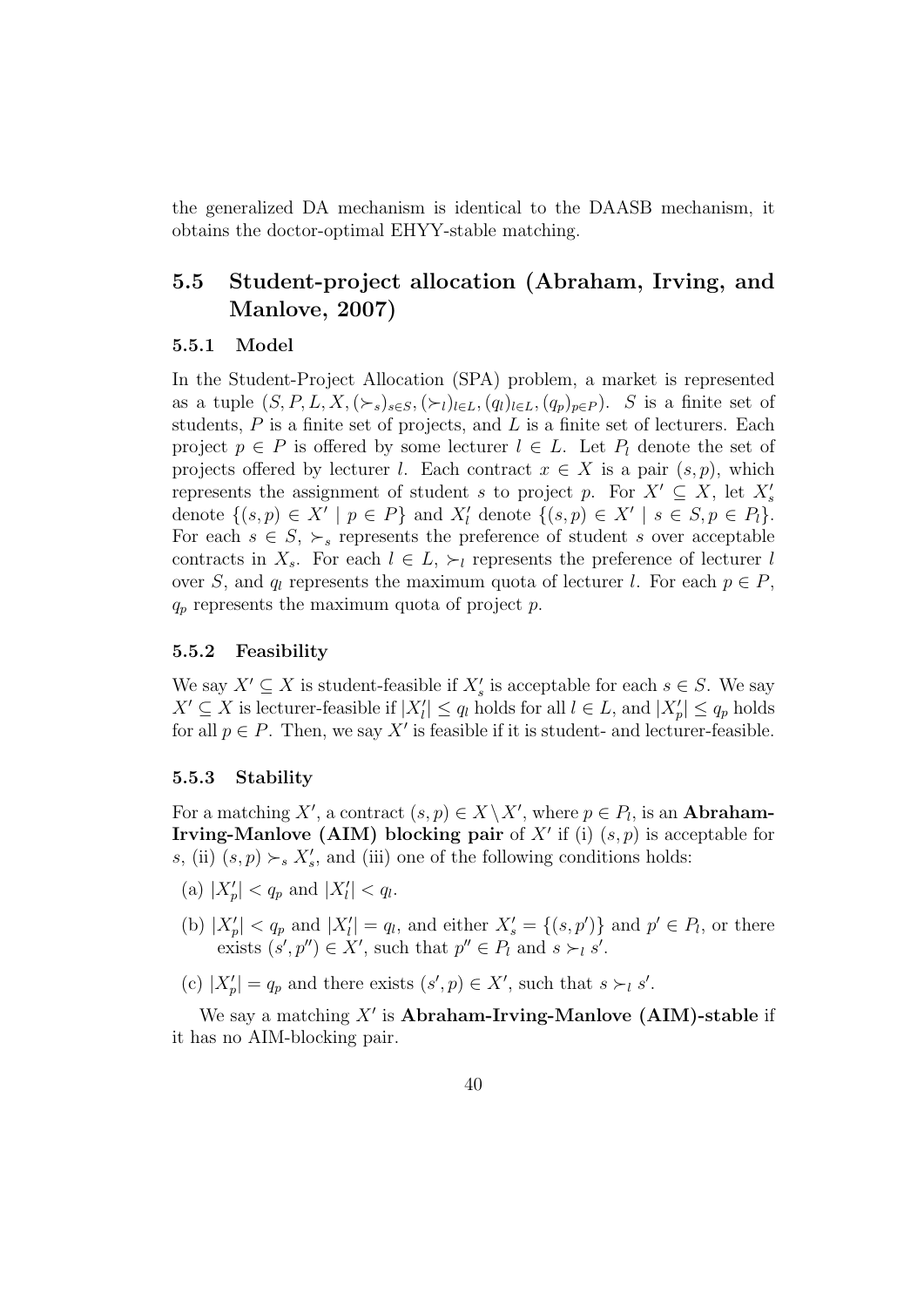the generalized DA mechanism is identical to the DAASB mechanism, it obtains the doctor-optimal EHYY-stable matching.

## 5.5 Student-project allocation (Abraham, Irving, and Manlove, 2007)

### 5.5.1 Model

In the Student-Project Allocation (SPA) problem, a market is represented as a tuple $(S, P, L, X, (\succ_s)_{s \in S}, (\succ_l)_{l \in L}, (q_l)_{l \in L}, (q_p)_{p \in P})$. $S$ is a finite set of students, $P$ is a finite set of projects, and $L$ is a finite set of lecturers. Each project $p \in P$ is offered by some lecturer $l \in L$. Let $P_l$ denote the set of projects offered by lecturer $l$. Each contract $x \in X$ is a pair $(s, p)$, which represents the assignment of student $s$ to project $p$. For $X' \subseteq X$, let $X'_s$ denote $\{(s, p) \in X' \mid p \in P\}$ and $X'_l$ denote $\{(s, p) \in X' \mid s \in S, p \in P_l\}$. For each $s \in S$, $\succ_s$ represents the preference of student $s$ over acceptable contracts in $X_s$. For each $l \in L$, $\succ_l$ represents the preference of lecturer $l$ over $S$, and $q_l$ represents the maximum quota of lecturer $l$. For each $p \in P$, $q_p$ represents the maximum quota of project $p$.

### 5.5.2 Feasibility

We say $X' \subseteq X$ is student-feasible if $X'_s$ is acceptable for each $s \in S$. We say $X' \subseteq X$ is lecturer-feasible if $|X'_l| \leq q_l$ holds for all $l \in L$, and $|X'_p| \leq q_p$ holds for all $p \in P$. Then, we say $X'$ is feasible if it is student- and lecturer-feasible.

### 5.5.3 Stability

For a matching $X'$, a contract $(s, p) \in X \setminus X'$, where $p \in P_l$, is an **Abraham-Irving-Manlove (AIM) blocking pair** of $X'$ if (i) $(s, p)$ is acceptable for $s$, (ii) $(s, p) \succ_s X'_s$, and (iii) one of the following conditions holds:

(a) $|X'_p| < q_p$ and $|X'_l| < q_l$.

(b) $|X'_p| < q_p$ and $|X'_l| = q_l$, and either $X'_s = \{(s, p')\}$ and $p' \in P_l$, or there exists $(s', p'') \in X'$, such that $p'' \in P_l$ and $s \succ_l s'$.

(c) $|X'_p| = q_p$ and there exists $(s', p) \in X'$, such that $s \succ_l s'$.

We say a matching $X'$ is **Abraham-Irving-Manlove (AIM)-stable** if it has no AIM-blocking pair.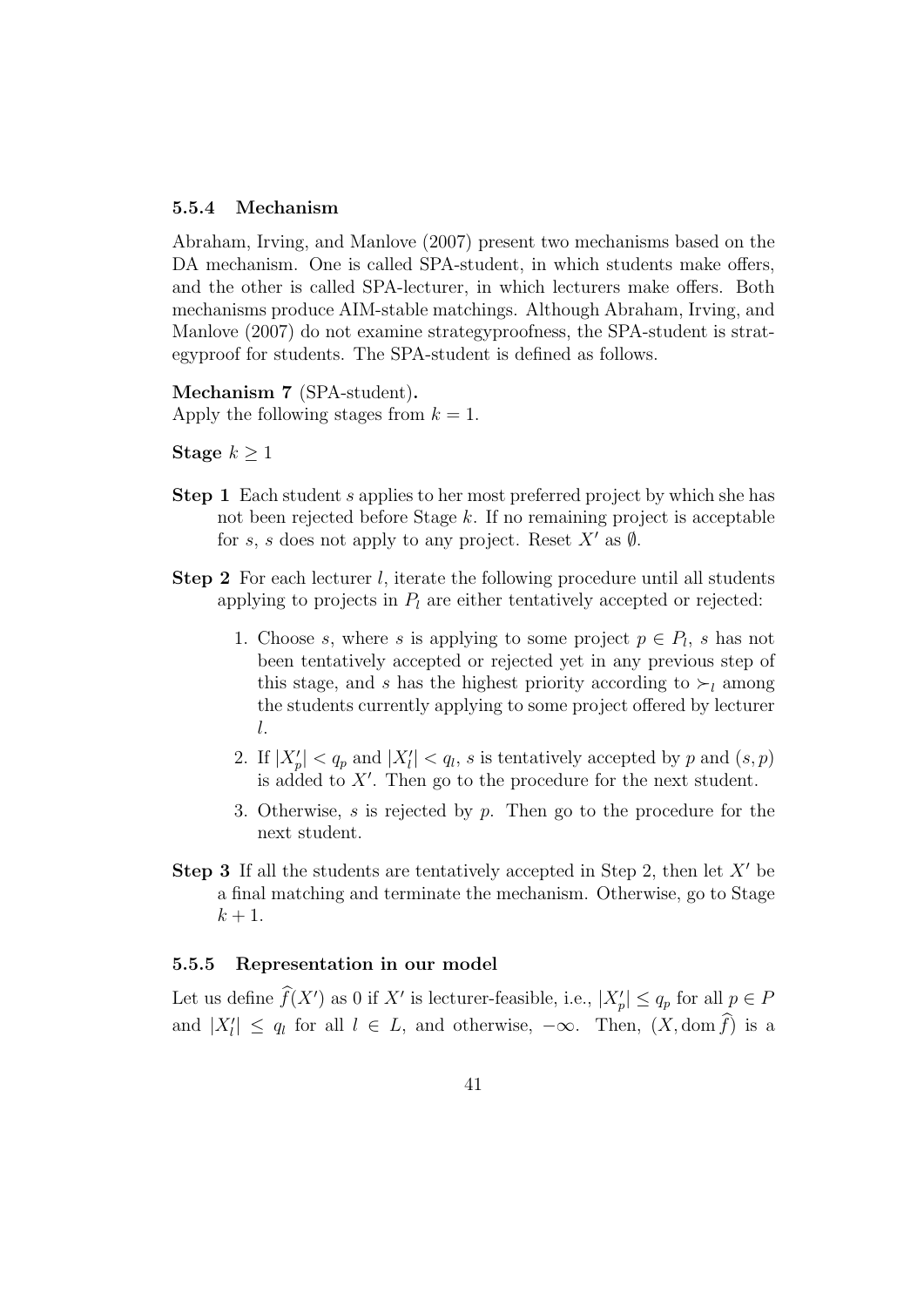### 5.5.4 Mechanism

Abraham, Irving, and Manlove (2007) present two mechanisms based on the DA mechanism. One is called SPA-student, in which students make offers, and the other is called SPA-lecturer, in which lecturers make offers. Both mechanisms produce AIM-stable matchings. Although Abraham, Irving, and Manlove (2007) do not examine strategyproofness, the SPA-student is strategyproof for students. The SPA-student is defined as follows.

**Mechanism 7** (SPA-student)**.**
Apply the following stages from $k = 1$.

**Stage** $k \geq 1$

**Step 1** Each student $s$ applies to her most preferred project by which she has not been rejected before Stage $k$. If no remaining project is acceptable for $s$, $s$ does not apply to any project. Reset $X'$ as $\emptyset$.

**Step 2** For each lecturer $l$, iterate the following procedure until all students applying to projects in $P_l$ are either tentatively accepted or rejected:

1. Choose $s$, where $s$ is applying to some project $p \in P_l$, $s$ has not been tentatively accepted or rejected yet in any previous step of this stage, and $s$ has the highest priority according to $\succ_l$ among the students currently applying to some project offered by lecturer $l$.
2. If $|X'_p| < q_p$ and $|X'_l| < q_l$, $s$ is tentatively accepted by $p$ and $(s, p)$ is added to $X'$. Then go to the procedure for the next student.
3. Otherwise, $s$ is rejected by $p$. Then go to the procedure for the next student.

**Step 3** If all the students are tentatively accepted in Step 2, then let $X'$ be a final matching and terminate the mechanism. Otherwise, go to Stage $k + 1$.

### 5.5.5 Representation in our model

Let us define $\widehat{f}(X')$ as 0 if $X'$ is lecturer-feasible, i.e., $|X'_p| \leq q_p$ for all $p \in P$ and $|X'_l| \leq q_l$ for all $l \in L$, and otherwise, $-\infty$. Then, $(X, \operatorname{dom} \widehat{f})$ is a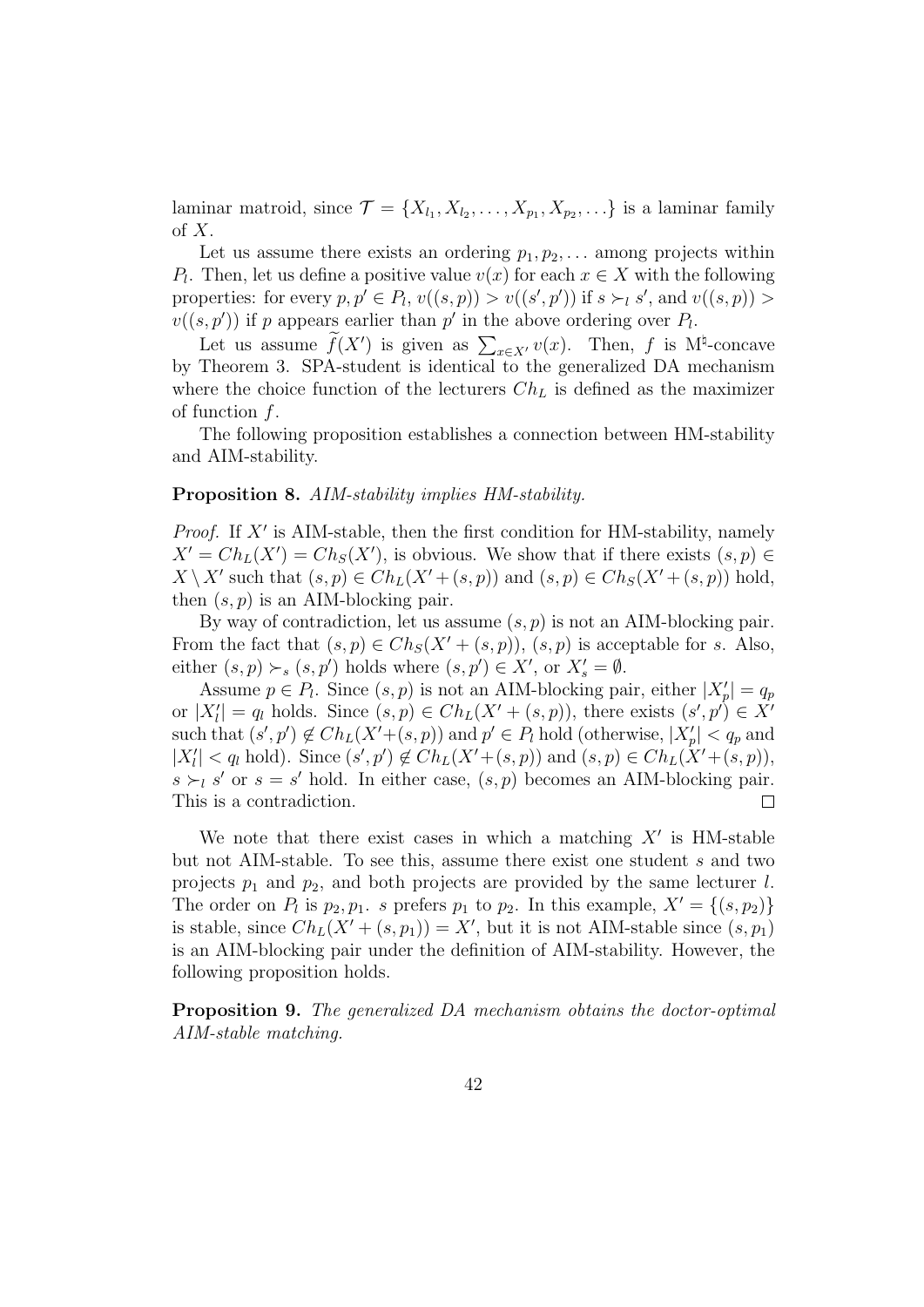laminar matroid, since $\mathcal{T} = \{X_{l_1}, X_{l_2}, \ldots, X_{p_1}, X_{p_2}, \ldots\}$ is a laminar family of $X$.

Let us assume there exists an ordering $p_1, p_2, \ldots$ among projects within $P_l$. Then, let us define a positive value $v(x)$ for each $x \in X$ with the following properties: for every $p, p' \in P_l$, $v((s,p)) > v((s',p'))$ if $s \succ_l s'$, and $v((s,p)) > v((s,p'))$ if $p$ appears earlier than $p'$ in the above ordering over $P_l$.

Let us assume $\widetilde{f}(X')$ is given as $\sum_{x \in X'} v(x)$. Then, $f$ is M$^\natural$-concave by Theorem 3. SPA-student is identical to the generalized DA mechanism where the choice function of the lecturers $Ch_L$ is defined as the maximizer of function $f$.

The following proposition establishes a connection between HM-stability and AIM-stability.

**Proposition 8.** *AIM-stability implies HM-stability.*

*Proof.* If $X'$ is AIM-stable, then the first condition for HM-stability, namely $X' = Ch_L(X') = Ch_S(X')$, is obvious. We show that if there exists $(s,p) \in X \setminus X'$ such that $(s,p) \in Ch_L(X' + (s,p))$ and $(s,p) \in Ch_S(X' + (s,p))$ hold, then $(s,p)$ is an AIM-blocking pair.

By way of contradiction, let us assume $(s,p)$ is not an AIM-blocking pair. From the fact that $(s,p) \in Ch_S(X' + (s,p))$, $(s,p)$ is acceptable for $s$. Also, either $(s,p) \succ_s (s,p')$ holds where $(s,p') \in X'$, or $X'_s = \emptyset$.

Assume $p \in P_l$. Since $(s,p)$ is not an AIM-blocking pair, either $|X'_p| = q_p$ or $|X'_l| = q_l$ holds. Since $(s,p) \in Ch_L(X' + (s,p))$, there exists $(s',p') \in X'$ such that $(s',p') \notin Ch_L(X' + (s,p))$ and $p' \in P_l$ hold (otherwise, $|X'_p| < q_p$ and $|X'_l| < q_l$ hold). Since $(s',p') \notin Ch_L(X' + (s,p))$ and $(s,p) \in Ch_L(X' + (s,p))$, $s \succ_l s'$ or $s = s'$ hold. In either case, $(s,p)$ becomes an AIM-blocking pair. This is a contradiction. $\square$

We note that there exist cases in which a matching $X'$ is HM-stable but not AIM-stable. To see this, assume there exist one student $s$ and two projects $p_1$ and $p_2$, and both projects are provided by the same lecturer $l$. The order on $P_l$ is $p_2, p_1$. $s$ prefers $p_1$ to $p_2$. In this example, $X' = \{(s, p_2)\}$ is stable, since $Ch_L(X' + (s, p_1)) = X'$, but it is not AIM-stable since $(s, p_1)$ is an AIM-blocking pair under the definition of AIM-stability. However, the following proposition holds.

**Proposition 9.** *The generalized DA mechanism obtains the doctor-optimal AIM-stable matching.*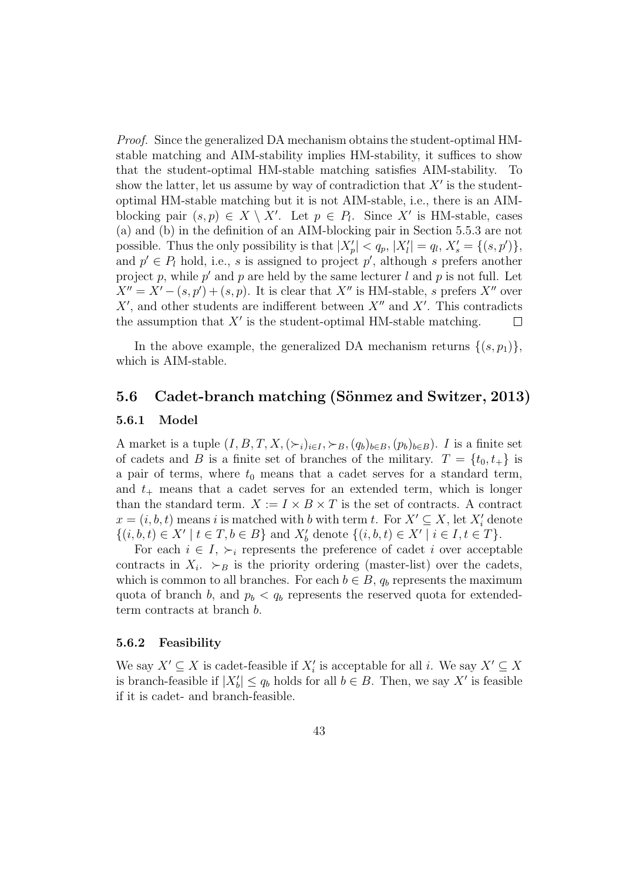*Proof.* Since the generalized DA mechanism obtains the student-optimal HM-stable matching and AIM-stability implies HM-stability, it suffices to show that the student-optimal HM-stable matching satisfies AIM-stability. To show the latter, let us assume by way of contradiction that $X'$ is the student-optimal HM-stable matching but it is not AIM-stable, i.e., there is an AIM-blocking pair $(s, p) \in X \setminus X'$. Let $p \in P_l$. Since $X'$ is HM-stable, cases (a) and (b) in the definition of an AIM-blocking pair in Section 5.5.3 are not possible. Thus the only possibility is that $|X'_p| < q_p$, $|X'_l| = q_l$, $X'_s = \{(s, p')\}$, and $p' \in P_l$ hold, i.e., $s$ is assigned to project $p'$, although $s$ prefers another project $p$, while $p'$ and $p$ are held by the same lecturer $l$ and $p$ is not full. Let $X'' = X' - (s, p') + (s, p)$. It is clear that $X''$ is HM-stable, $s$ prefers $X''$ over $X'$, and other students are indifferent between $X''$ and $X'$. This contradicts the assumption that $X'$ is the student-optimal HM-stable matching. $\square$

In the above example, the generalized DA mechanism returns $\{(s, p_1)\}$, which is AIM-stable.

## 5.6 Cadet-branch matching (Sönmez and Switzer, 2013)

### 5.6.1 Model

A market is a tuple $(I, B, T, X, (\succ_i)_{i \in I}, \succ_B, (q_b)_{b \in B}, (p_b)_{b \in B})$. $I$ is a finite set of cadets and $B$ is a finite set of branches of the military. $T = \{t_0, t_+\}$ is a pair of terms, where $t_0$ means that a cadet serves for a standard term, and $t_+$ means that a cadet serves for an extended term, which is longer than the standard term. $X := I \times B \times T$ is the set of contracts. A contract $x = (i, b, t)$ means $i$ is matched with $b$ with term $t$. For $X' \subseteq X$, let $X'_i$ denote $\{(i, b, t) \in X' \mid t \in T, b \in B\}$ and $X'_b$ denote $\{(i, b, t) \in X' \mid i \in I, t \in T\}$.

For each $i \in I$, $\succ_i$ represents the preference of cadet $i$ over acceptable contracts in $X_i$. $\succ_B$ is the priority ordering (master-list) over the cadets, which is common to all branches. For each $b \in B$, $q_b$ represents the maximum quota of branch $b$, and $p_b < q_b$ represents the reserved quota for extended-term contracts at branch $b$.

### 5.6.2 Feasibility

We say $X' \subseteq X$ is cadet-feasible if $X'_i$ is acceptable for all $i$. We say $X' \subseteq X$ is branch-feasible if $|X'_b| \leq q_b$ holds for all $b \in B$. Then, we say $X'$ is feasible if it is cadet- and branch-feasible.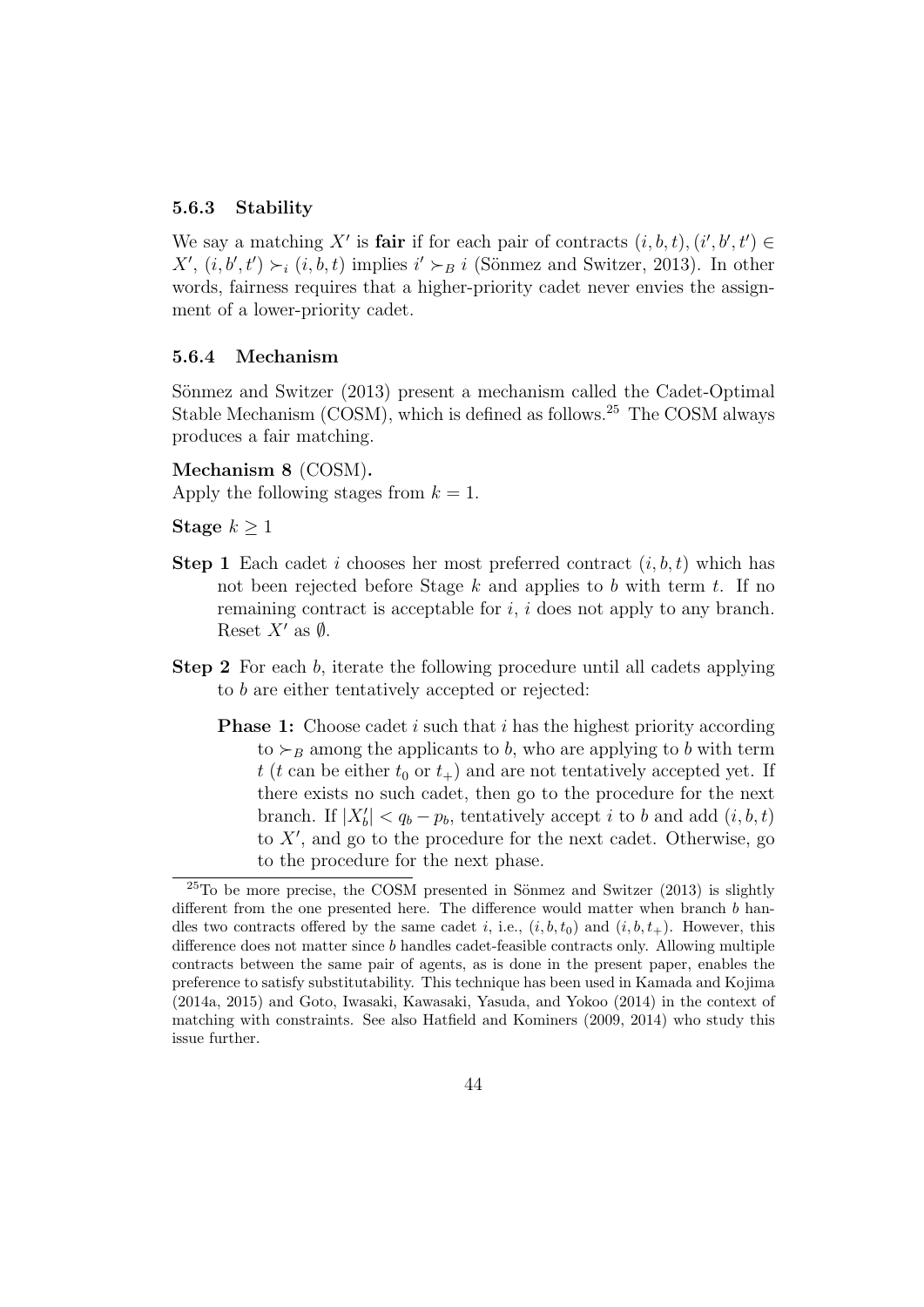### 5.6.3 Stability

We say a matching $X'$ is **fair** if for each pair of contracts $(i, b, t), (i', b', t') \in X'$, $(i, b', t') \succ_i (i, b, t)$ implies $i' \succ_B i$ (Sönmez and Switzer, 2013). In other words, fairness requires that a higher-priority cadet never envies the assignment of a lower-priority cadet.

### 5.6.4 Mechanism

Sönmez and Switzer (2013) present a mechanism called the Cadet-Optimal Stable Mechanism (COSM), which is defined as follows.[25] The COSM always produces a fair matching.

**Mechanism 8** (COSM)**.**
Apply the following stages from $k = 1$.

**Stage** $k \geq 1$

**Step 1** Each cadet $i$ chooses her most preferred contract $(i, b, t)$ which has not been rejected before Stage $k$ and applies to $b$ with term $t$. If no remaining contract is acceptable for $i$, $i$ does not apply to any branch. Reset $X'$ as $\emptyset$.

**Step 2** For each $b$, iterate the following procedure until all cadets applying to $b$ are either tentatively accepted or rejected:

**Phase 1:** Choose cadet $i$ such that $i$ has the highest priority according to $\succ_B$ among the applicants to $b$, who are applying to $b$ with term $t$ ($t$ can be either $t_0$ or $t_+$) and are not tentatively accepted yet. If there exists no such cadet, then go to the procedure for the next branch. If $|X'_b| < q_b - p_b$, tentatively accept $i$ to $b$ and add $(i, b, t)$ to $X'$, and go to the procedure for the next cadet. Otherwise, go to the procedure for the next phase.

[25] To be more precise, the COSM presented in Sönmez and Switzer (2013) is slightly different from the one presented here. The difference would matter when branch $b$ handles two contracts offered by the same cadet $i$, i.e., $(i, b, t_0)$ and $(i, b, t_+)$. However, this difference does not matter since $b$ handles cadet-feasible contracts only. Allowing multiple contracts between the same pair of agents, as is done in the present paper, enables the preference to satisfy substitutability. This technique has been used in Kamada and Kojima (2014a, 2015) and Goto, Iwasaki, Kawasaki, Yasuda, and Yokoo (2014) in the context of matching with constraints. See also Hatfield and Kominers (2009, 2014) who study this issue further.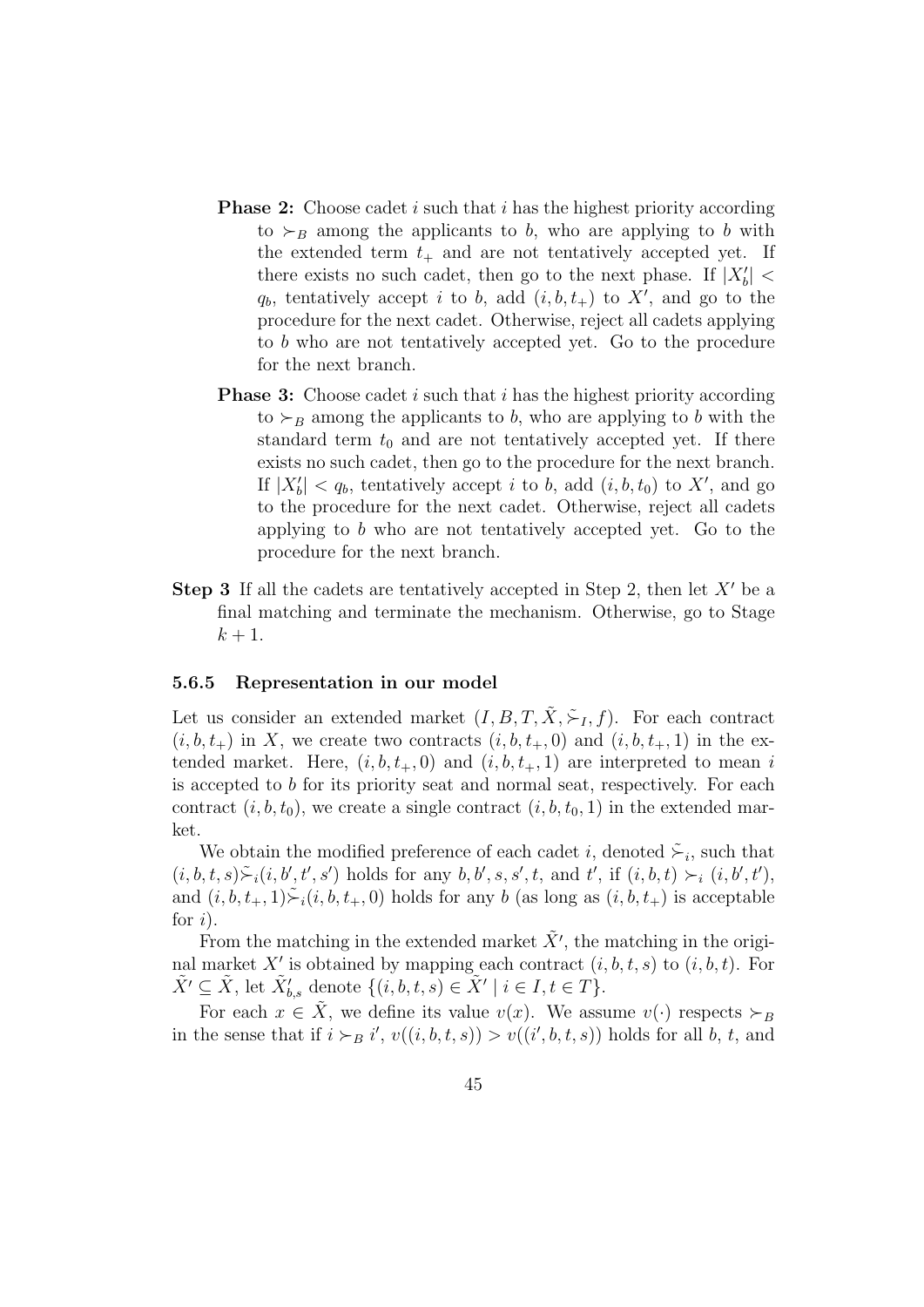**Phase 2:** Choose cadet $i$ such that $i$ has the highest priority according to $\succ_B$ among the applicants to $b$, who are applying to $b$ with the extended term $t_+$ and are not tentatively accepted yet. If there exists no such cadet, then go to the next phase. If $|X'_b| < q_b$, tentatively accept $i$ to $b$, add $(i, b, t_+)$ to $X'$, and go to the procedure for the next cadet. Otherwise, reject all cadets applying to $b$ who are not tentatively accepted yet. Go to the procedure for the next branch.

**Phase 3:** Choose cadet $i$ such that $i$ has the highest priority according to $\succ_B$ among the applicants to $b$, who are applying to $b$ with the standard term $t_0$ and are not tentatively accepted yet. If there exists no such cadet, then go to the procedure for the next branch. If $|X'_b| < q_b$, tentatively accept $i$ to $b$, add $(i, b, t_0)$ to $X'$, and go to the procedure for the next cadet. Otherwise, reject all cadets applying to $b$ who are not tentatively accepted yet. Go to the procedure for the next branch.

**Step 3** If all the cadets are tentatively accepted in Step 2, then let $X'$ be a final matching and terminate the mechanism. Otherwise, go to Stage $k + 1$.

### 5.6.5 Representation in our model

Let us consider an extended market $(I, B, T, \tilde{X}, \tilde{\succ}_I, f)$. For each contract $(i, b, t_+)$ in $X$, we create two contracts $(i, b, t_+, 0)$ and $(i, b, t_+, 1)$ in the extended market. Here, $(i, b, t_+, 0)$ and $(i, b, t_+, 1)$ are interpreted to mean $i$ is accepted to $b$ for its priority seat and normal seat, respectively. For each contract $(i, b, t_0)$, we create a single contract $(i, b, t_0, 1)$ in the extended market.

We obtain the modified preference of each cadet $i$, denoted $\tilde{\succ}_i$, such that $(i, b, t, s)\tilde{\succ}_i(i, b', t', s')$ holds for any $b, b', s, s', t$, and $t'$, if $(i, b, t) \succ_i (i, b', t')$, and $(i, b, t_+, 1)\tilde{\succ}_i(i, b, t_+, 0)$ holds for any $b$ (as long as $(i, b, t_+)$ is acceptable for $i$).

From the matching in the extended market $\tilde{X}'$, the matching in the original market $X'$ is obtained by mapping each contract $(i, b, t, s)$ to $(i, b, t)$. For $\tilde{X}' \subseteq \tilde{X}$, let $\tilde{X}'_{b,s}$ denote $\{(i, b, t, s) \in \tilde{X}' \mid i \in I, t \in T\}$.

For each $x \in \tilde{X}$, we define its value $v(x)$. We assume $v(\cdot)$ respects $\succ_B$ in the sense that if $i \succ_B i'$, $v((i, b, t, s)) > v((i', b, t, s))$ holds for all $b$, $t$, and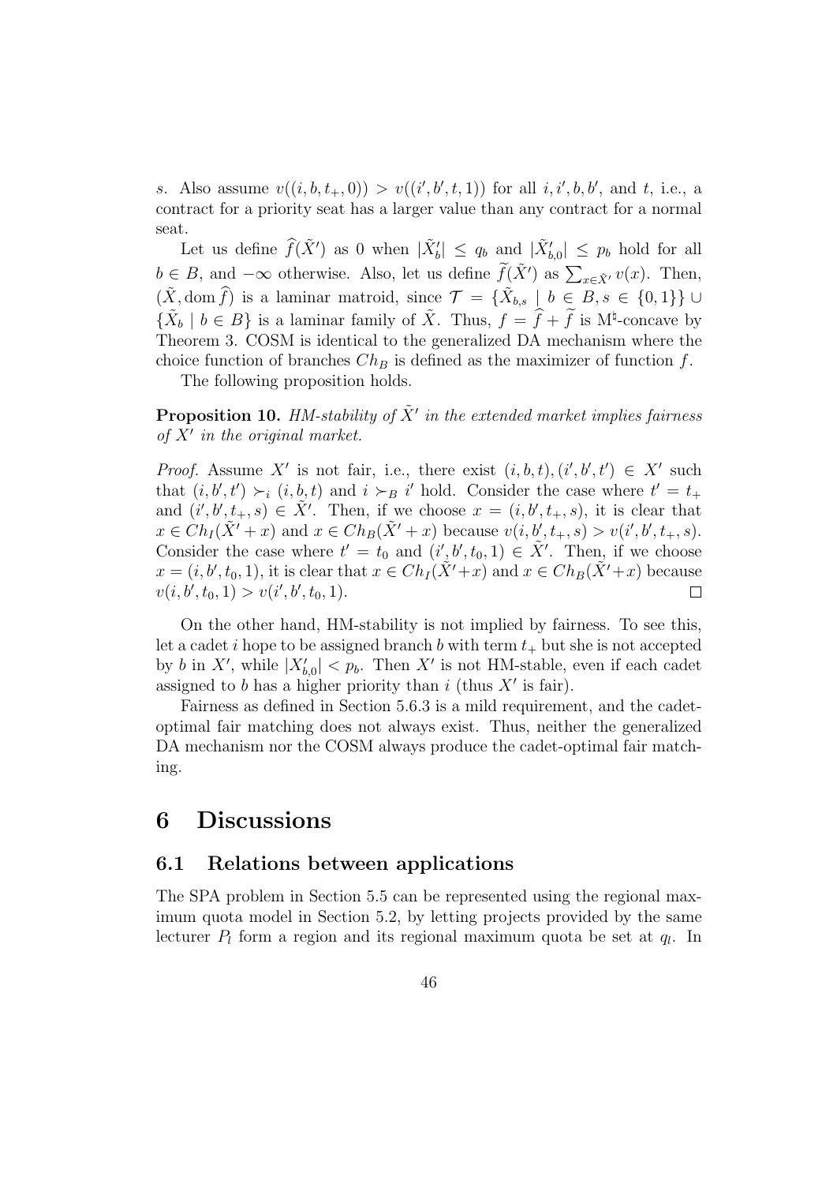$s$. Also assume $v((i, b, t_+, 0)) > v((i', b', t, 1))$ for all $i, i', b, b'$, and $t$, i.e., a contract for a priority seat has a larger value than any contract for a normal seat.

Let us define $\widehat{f}(\tilde{X}')$ as 0 when $|\tilde{X}'_b| \le q_b$ and $|\tilde{X}'_{b,0}| \le p_b$ hold for all $b \in B$, and $-\infty$ otherwise. Also, let us define $\widetilde{f}(\tilde{X}')$ as $\sum_{x \in \tilde{X}'} v(x)$. Then, $(\tilde{X}, \mathrm{dom}\, \widehat{f})$ is a laminar matroid, since $\mathcal{T} = \{\tilde{X}_{b,s} \mid b \in B, s \in \{0,1\}\} \cup \{\tilde{X}_b \mid b \in B\}$ is a laminar family of $\tilde{X}$. Thus, $f = \widehat{f} + \widetilde{f}$ is M$^\natural$-concave by Theorem 3. COSM is identical to the generalized DA mechanism where the choice function of branches $Ch_B$ is defined as the maximizer of function $f$.

The following proposition holds.

**Proposition 10.** *HM-stability of $\tilde{X}'$ in the extended market implies fairness of $X'$ in the original market.*

*Proof.* Assume $X'$ is not fair, i.e., there exist $(i, b, t), (i', b', t') \in X'$ such that $(i, b', t') \succ_i (i, b, t)$ and $i \succ_B i'$ hold. Consider the case where $t' = t_+$ and $(i', b', t_+, s) \in \tilde{X}'$. Then, if we choose $x = (i, b', t_+, s)$, it is clear that $x \in Ch_I(\tilde{X}' + x)$ and $x \in Ch_B(\tilde{X}' + x)$ because $v(i, b', t_+, s) > v(i', b', t_+, s)$. Consider the case where $t' = t_0$ and $(i', b', t_0, 1) \in \tilde{X}'$. Then, if we choose $x = (i, b', t_0, 1)$, it is clear that $x \in Ch_I(\tilde{X}' + x)$ and $x \in Ch_B(\tilde{X}' + x)$ because $v(i, b', t_0, 1) > v(i', b', t_0, 1)$. $\square$

On the other hand, HM-stability is not implied by fairness. To see this, let a cadet $i$ hope to be assigned branch $b$ with term $t_+$ but she is not accepted by $b$ in $X'$, while $|X'_{b,0}| < p_b$. Then $X'$ is not HM-stable, even if each cadet assigned to $b$ has a higher priority than $i$ (thus $X'$ is fair).

Fairness as defined in Section 5.6.3 is a mild requirement, and the cadet-optimal fair matching does not always exist. Thus, neither the generalized DA mechanism nor the COSM always produce the cadet-optimal fair matching.

# 6 Discussions

## 6.1 Relations between applications

The SPA problem in Section 5.5 can be represented using the regional maximum quota model in Section 5.2, by letting projects provided by the same lecturer $P_l$ form a region and its regional maximum quota be set at $q_l$. In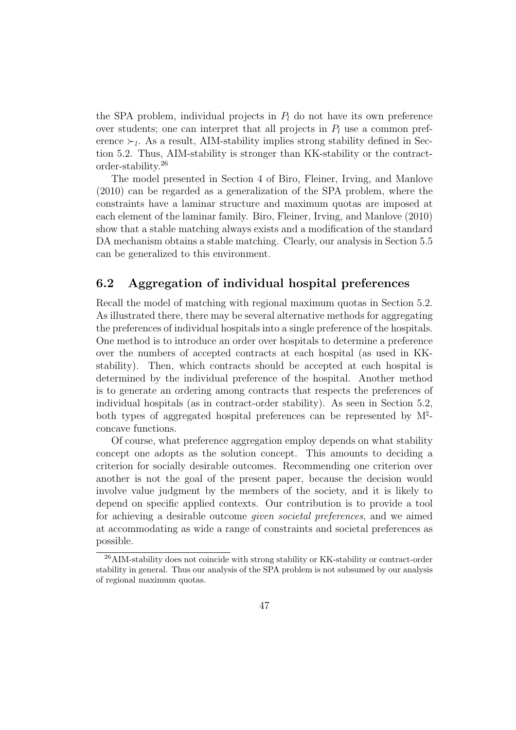the SPA problem, individual projects in $P_l$ do not have its own preference over students; one can interpret that all projects in $P_l$ use a common preference $\succ_l$. As a result, AIM-stability implies strong stability defined in Section 5.2. Thus, AIM-stability is stronger than KK-stability or the contract-order-stability.[26]

The model presented in Section 4 of Biro, Fleiner, Irving, and Manlove (2010) can be regarded as a generalization of the SPA problem, where the constraints have a laminar structure and maximum quotas are imposed at each element of the laminar family. Biro, Fleiner, Irving, and Manlove (2010) show that a stable matching always exists and a modification of the standard DA mechanism obtains a stable matching. Clearly, our analysis in Section 5.5 can be generalized to this environment.

## 6.2 Aggregation of individual hospital preferences

Recall the model of matching with regional maximum quotas in Section 5.2. As illustrated there, there may be several alternative methods for aggregating the preferences of individual hospitals into a single preference of the hospitals. One method is to introduce an order over hospitals to determine a preference over the numbers of accepted contracts at each hospital (as used in KK-stability). Then, which contracts should be accepted at each hospital is determined by the individual preference of the hospital. Another method is to generate an ordering among contracts that respects the preferences of individual hospitals (as in contract-order stability). As seen in Section 5.2, both types of aggregated hospital preferences can be represented by $\mathrm{M}^\natural$-concave functions.

Of course, what preference aggregation employ depends on what stability concept one adopts as the solution concept. This amounts to deciding a criterion for socially desirable outcomes. Recommending one criterion over another is not the goal of the present paper, because the decision would involve value judgment by the members of the society, and it is likely to depend on specific applied contexts. Our contribution is to provide a tool for achieving a desirable outcome *given societal preferences*, and we aimed at accommodating as wide a range of constraints and societal preferences as possible.

[26] AIM-stability does not coincide with strong stability or KK-stability or contract-order stability in general. Thus our analysis of the SPA problem is not subsumed by our analysis of regional maximum quotas.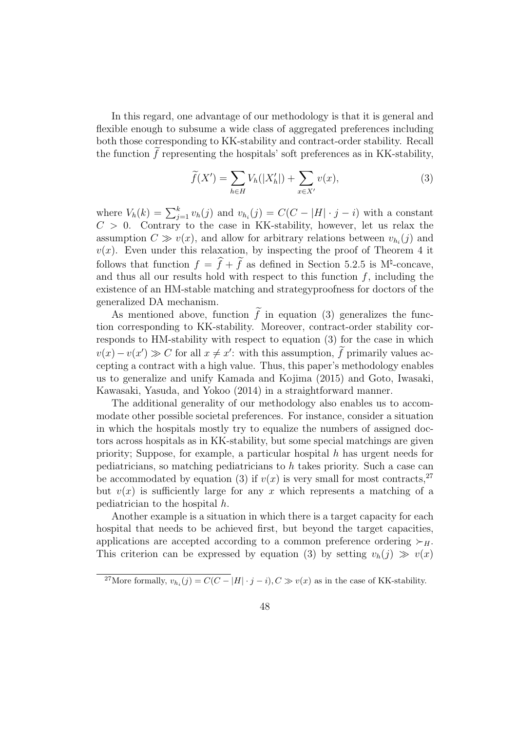In this regard, one advantage of our methodology is that it is general and flexible enough to subsume a wide class of aggregated preferences including both those corresponding to KK-stability and contract-order stability. Recall the function $\widetilde{f}$ representing the hospitals' soft preferences as in KK-stability,

$$\widetilde{f}(X') = \sum_{h \in H} V_h(|X'_h|) + \sum_{x \in X'} v(x), \tag{3}$$

where $V_h(k) = \sum_{j=1}^{k} v_h(j)$ and $v_{h_i}(j) = C(C - |H| \cdot j - i)$ with a constant $C > 0$. Contrary to the case in KK-stability, however, let us relax the assumption $C \gg v(x)$, and allow for arbitrary relations between $v_{h_i}(j)$ and $v(x)$. Even under this relaxation, by inspecting the proof of Theorem 4 it follows that function $f = \widehat{f} + \widetilde{f}$ as defined in Section 5.2.5 is M$^\natural$-concave, and thus all our results hold with respect to this function $f$, including the existence of an HM-stable matching and strategyproofness for doctors of the generalized DA mechanism.

As mentioned above, function $\widetilde{f}$ in equation (3) generalizes the function corresponding to KK-stability. Moreover, contract-order stability corresponds to HM-stability with respect to equation (3) for the case in which $v(x) - v(x') \gg C$ for all $x \neq x'$: with this assumption, $\widetilde{f}$ primarily values accepting a contract with a high value. Thus, this paper's methodology enables us to generalize and unify Kamada and Kojima (2015) and Goto, Iwasaki, Kawasaki, Yasuda, and Yokoo (2014) in a straightforward manner.

The additional generality of our methodology also enables us to accommodate other possible societal preferences. For instance, consider a situation in which the hospitals mostly try to equalize the numbers of assigned doctors across hospitals as in KK-stability, but some special matchings are given priority; Suppose, for example, a particular hospital $h$ has urgent needs for pediatricians, so matching pediatricians to $h$ takes priority. Such a case can be accommodated by equation (3) if $v(x)$ is very small for most contracts,[27] but $v(x)$ is sufficiently large for any $x$ which represents a matching of a pediatrician to the hospital $h$.

Another example is a situation in which there is a target capacity for each hospital that needs to be achieved first, but beyond the target capacities, applications are accepted according to a common preference ordering $\succ_H$. This criterion can be expressed by equation (3) by setting $v_h(j) \gg v(x)$

[27] More formally, $v_{h_i}(j) = C(C - |H| \cdot j - i), C \gg v(x)$ as in the case of KK-stability.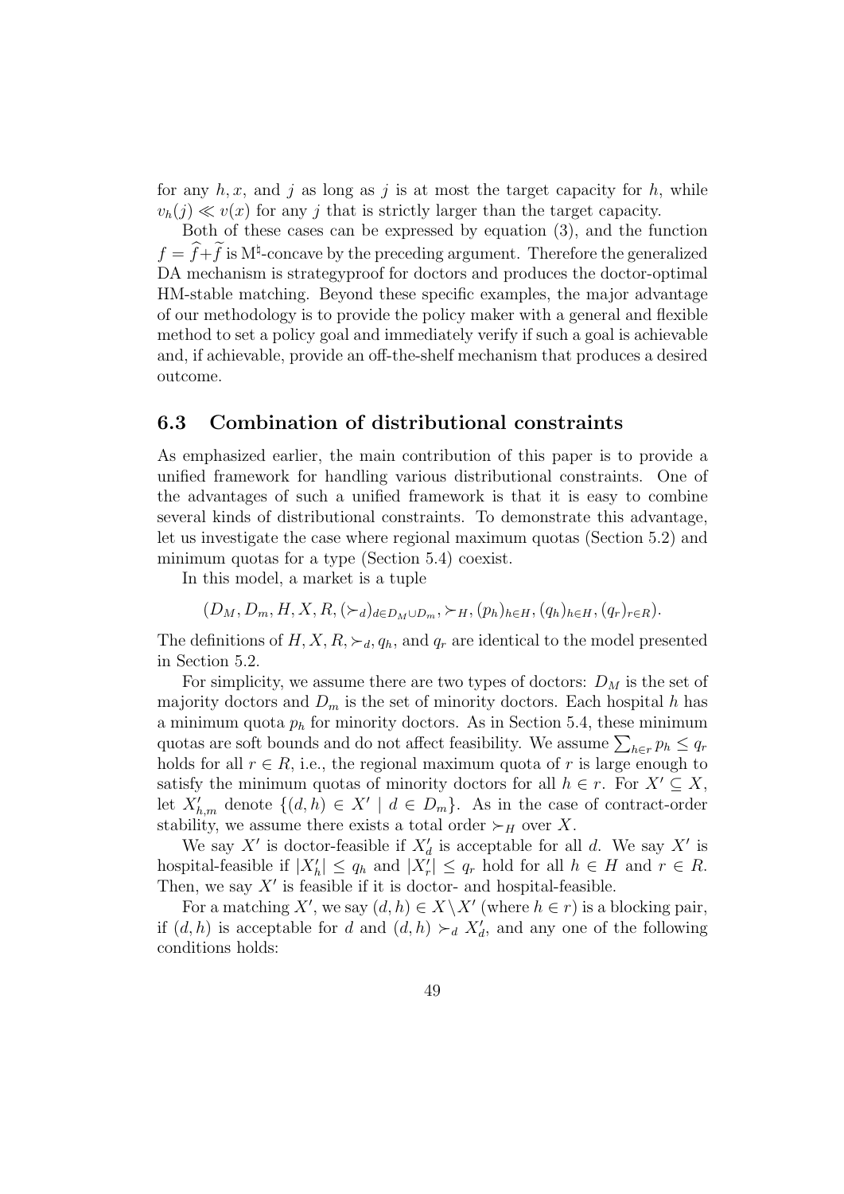for any $h, x$, and $j$ as long as $j$ is at most the target capacity for $h$, while $v_h(j) \ll v(x)$ for any $j$ that is strictly larger than the target capacity.

Both of these cases can be expressed by equation (3), and the function $f = \widehat{f} + \widetilde{f}$ is M$^\natural$-concave by the preceding argument. Therefore the generalized DA mechanism is strategyproof for doctors and produces the doctor-optimal HM-stable matching. Beyond these specific examples, the major advantage of our methodology is to provide the policy maker with a general and flexible method to set a policy goal and immediately verify if such a goal is achievable and, if achievable, provide an off-the-shelf mechanism that produces a desired outcome.

### 6.3 Combination of distributional constraints

As emphasized earlier, the main contribution of this paper is to provide a unified framework for handling various distributional constraints. One of the advantages of such a unified framework is that it is easy to combine several kinds of distributional constraints. To demonstrate this advantage, let us investigate the case where regional maximum quotas (Section 5.2) and minimum quotas for a type (Section 5.4) coexist.

In this model, a market is a tuple

$$(D_M, D_m, H, X, R, (\succ_d)_{d \in D_M \cup D_m}, \succ_H, (p_h)_{h \in H}, (q_h)_{h \in H}, (q_r)_{r \in R}).$$

The definitions of $H, X, R, \succ_d, q_h$, and $q_r$ are identical to the model presented in Section 5.2.

For simplicity, we assume there are two types of doctors: $D_M$ is the set of majority doctors and $D_m$ is the set of minority doctors. Each hospital $h$ has a minimum quota $p_h$ for minority doctors. As in Section 5.4, these minimum quotas are soft bounds and do not affect feasibility. We assume $\sum_{h \in r} p_h \leq q_r$ holds for all $r \in R$, i.e., the regional maximum quota of $r$ is large enough to satisfy the minimum quotas of minority doctors for all $h \in r$. For $X' \subseteq X$, let $X'_{h,m}$ denote $\{(d, h) \in X' \mid d \in D_m\}$. As in the case of contract-order stability, we assume there exists a total order $\succ_H$ over $X$.

We say $X'$ is doctor-feasible if $X'_d$ is acceptable for all $d$. We say $X'$ is hospital-feasible if $|X'_h| \leq q_h$ and $|X'_r| \leq q_r$ hold for all $h \in H$ and $r \in R$. Then, we say $X'$ is feasible if it is doctor- and hospital-feasible.

For a matching $X'$, we say $(d, h) \in X \setminus X'$ (where $h \in r$) is a blocking pair, if $(d, h)$ is acceptable for $d$ and $(d, h) \succ_d X'_d$, and any one of the following conditions holds: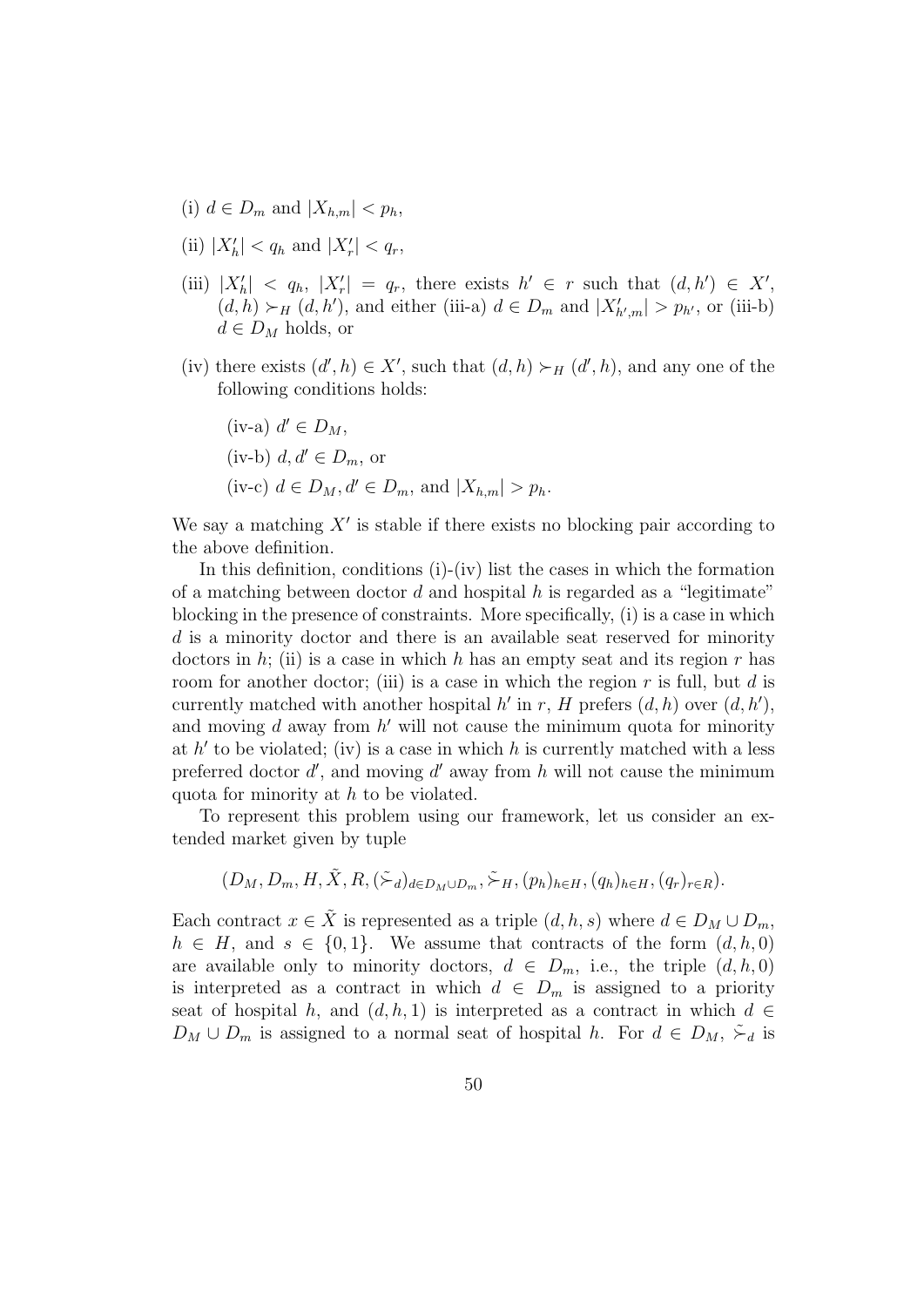(i) $d \in D_m$ and $|X_{h,m}| < p_h$,

(ii) $|X'_h| < q_h$ and $|X'_r| < q_r$,

(iii) $|X'_h| < q_h$, $|X'_r| = q_r$, there exists $h' \in r$ such that $(d, h') \in X'$, $(d, h) \succ_H (d, h')$, and either (iii-a) $d \in D_m$ and $|X'_{h',m}| > p_{h'}$, or (iii-b) $d \in D_M$ holds, or

(iv) there exists $(d', h) \in X'$, such that $(d, h) \succ_H (d', h)$, and any one of the following conditions holds:

   (iv-a) $d' \in D_M$,

   (iv-b) $d, d' \in D_m$, or

   (iv-c) $d \in D_M, d' \in D_m$, and $|X_{h,m}| > p_h$.

We say a matching $X'$ is stable if there exists no blocking pair according to the above definition.

In this definition, conditions (i)-(iv) list the cases in which the formation of a matching between doctor $d$ and hospital $h$ is regarded as a "legitimate" blocking in the presence of constraints. More specifically, (i) is a case in which $d$ is a minority doctor and there is an available seat reserved for minority doctors in $h$; (ii) is a case in which $h$ has an empty seat and its region $r$ has room for another doctor; (iii) is a case in which the region $r$ is full, but $d$ is currently matched with another hospital $h'$ in $r$, $H$ prefers $(d, h)$ over $(d, h')$, and moving $d$ away from $h'$ will not cause the minimum quota for minority at $h'$ to be violated; (iv) is a case in which $h$ is currently matched with a less preferred doctor $d'$, and moving $d'$ away from $h$ will not cause the minimum quota for minority at $h$ to be violated.

To represent this problem using our framework, let us consider an extended market given by tuple

$$(D_M, D_m, H, \tilde{X}, R, (\tilde{\succ}_d)_{d \in D_M \cup D_m}, \tilde{\succ}_H, (p_h)_{h \in H}, (q_h)_{h \in H}, (q_r)_{r \in R}).$$

Each contract $x \in \tilde{X}$ is represented as a triple $(d, h, s)$ where $d \in D_M \cup D_m$, $h \in H$, and $s \in \{0, 1\}$. We assume that contracts of the form $(d, h, 0)$ are available only to minority doctors, $d \in D_m$, i.e., the triple $(d, h, 0)$ is interpreted as a contract in which $d \in D_m$ is assigned to a priority seat of hospital $h$, and $(d, h, 1)$ is interpreted as a contract in which $d \in D_M \cup D_m$ is assigned to a normal seat of hospital $h$. For $d \in D_M$, $\tilde{\succ}_d$ is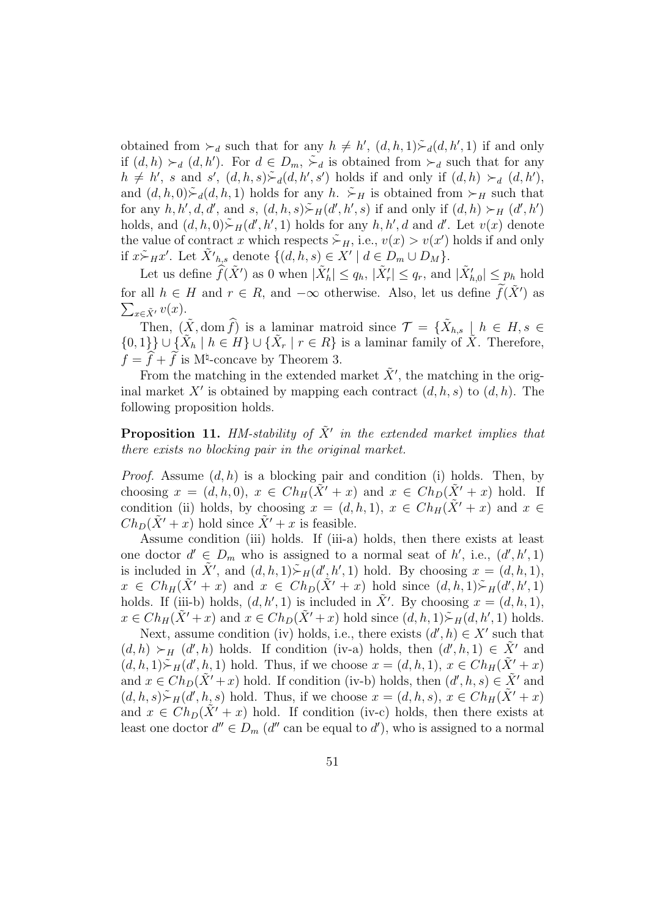obtained from $\succ_d$ such that for any $h \neq h'$, $(d, h, 1) \tilde{\succ}_d (d, h', 1)$ if and only if $(d, h) \succ_d (d, h')$. For $d \in D_m$, $\tilde{\succ}_d$ is obtained from $\succ_d$ such that for any $h \neq h'$, $s$ and $s'$, $(d, h, s) \tilde{\succ}_d (d, h', s')$ holds if and only if $(d, h) \succ_d (d, h')$, and $(d, h, 0) \tilde{\succ}_d (d, h, 1)$ holds for any $h$. $\tilde{\succ}_H$ is obtained from $\succ_H$ such that for any $h, h', d, d'$, and $s$, $(d, h, s) \tilde{\succ}_H (d', h', s)$ if and only if $(d, h) \succ_H (d', h')$ holds, and $(d, h, 0) \tilde{\succ}_H (d', h', 1)$ holds for any $h, h', d$ and $d'$. Let $v(x)$ denote the value of contract $x$ which respects $\tilde{\succ}_H$, i.e., $v(x) > v(x')$ holds if and only if $x \tilde{\succ}_H x'$. Let $\tilde{X}'_{h,s}$ denote $\{(d, h, s) \in X' \mid d \in D_m \cup D_M\}$.

Let us define $\widehat{f}(\tilde{X}')$ as 0 when $|\tilde{X}'_h| \leq q_h$, $|\tilde{X}'_r| \leq q_r$, and $|\tilde{X}'_{h,0}| \leq p_h$ hold for all $h \in H$ and $r \in R$, and $-\infty$ otherwise. Also, let us define $\widetilde{f}(\tilde{X}')$ as $\sum_{x \in \tilde{X}'} v(x)$.

Then, $(\tilde{X}, \mathrm{dom}\, \widehat{f})$ is a laminar matroid since $\mathcal{T} = \{\tilde{X}_{h,s} \mid h \in H, s \in \{0,1\}\} \cup \{\tilde{X}_h \mid h \in H\} \cup \{\tilde{X}_r \mid r \in R\}$ is a laminar family of $\tilde{X}$. Therefore, $f = \widehat{f} + \widetilde{f}$ is M$^\natural$-concave by Theorem 3.

From the matching in the extended market $\tilde{X}'$, the matching in the original market $X'$ is obtained by mapping each contract $(d, h, s)$ to $(d, h)$. The following proposition holds.

**Proposition 11.** *HM-stability of $\tilde{X}'$ in the extended market implies that there exists no blocking pair in the original market.*

*Proof.* Assume $(d, h)$ is a blocking pair and condition (i) holds. Then, by choosing $x = (d, h, 0)$, $x \in Ch_H(\tilde{X}' + x)$ and $x \in Ch_D(\tilde{X}' + x)$ hold. If condition (ii) holds, by choosing $x = (d, h, 1)$, $x \in Ch_H(\tilde{X}' + x)$ and $x \in Ch_D(\tilde{X}' + x)$ hold since $\tilde{X}' + x$ is feasible.

Assume condition (iii) holds. If (iii-a) holds, then there exists at least one doctor $d' \in D_m$ who is assigned to a normal seat of $h'$, i.e., $(d', h', 1)$ is included in $\tilde{X}'$, and $(d, h, 1) \tilde{\succ}_H (d', h', 1)$ hold. By choosing $x = (d, h, 1)$, $x \in Ch_H(\tilde{X}' + x)$ and $x \in Ch_D(\tilde{X}' + x)$ hold since $(d, h, 1) \tilde{\succ}_H (d', h', 1)$ holds. If (iii-b) holds, $(d, h', 1)$ is included in $\tilde{X}'$. By choosing $x = (d, h, 1)$, $x \in Ch_H(\tilde{X}' + x)$ and $x \in Ch_D(\tilde{X}' + x)$ hold since $(d, h, 1) \tilde{\succ}_H (d, h', 1)$ holds.

Next, assume condition (iv) holds, i.e., there exists $(d', h) \in X'$ such that $(d, h) \succ_H (d', h)$ holds. If condition (iv-a) holds, then $(d', h, 1) \in \tilde{X}'$ and $(d, h, 1) \tilde{\succ}_H (d', h, 1)$ hold. Thus, if we choose $x = (d, h, 1)$, $x \in Ch_H(\tilde{X}' + x)$ and $x \in Ch_D(\tilde{X}' + x)$ hold. If condition (iv-b) holds, then $(d', h, s) \in \tilde{X}'$ and $(d, h, s) \tilde{\succ}_H (d', h, s)$ hold. Thus, if we choose $x = (d, h, s)$, $x \in Ch_H(\tilde{X}' + x)$ and $x \in Ch_D(\tilde{X}' + x)$ hold. If condition (iv-c) holds, then there exists at least one doctor $d'' \in D_m$ ($d''$ can be equal to $d'$), who is assigned to a normal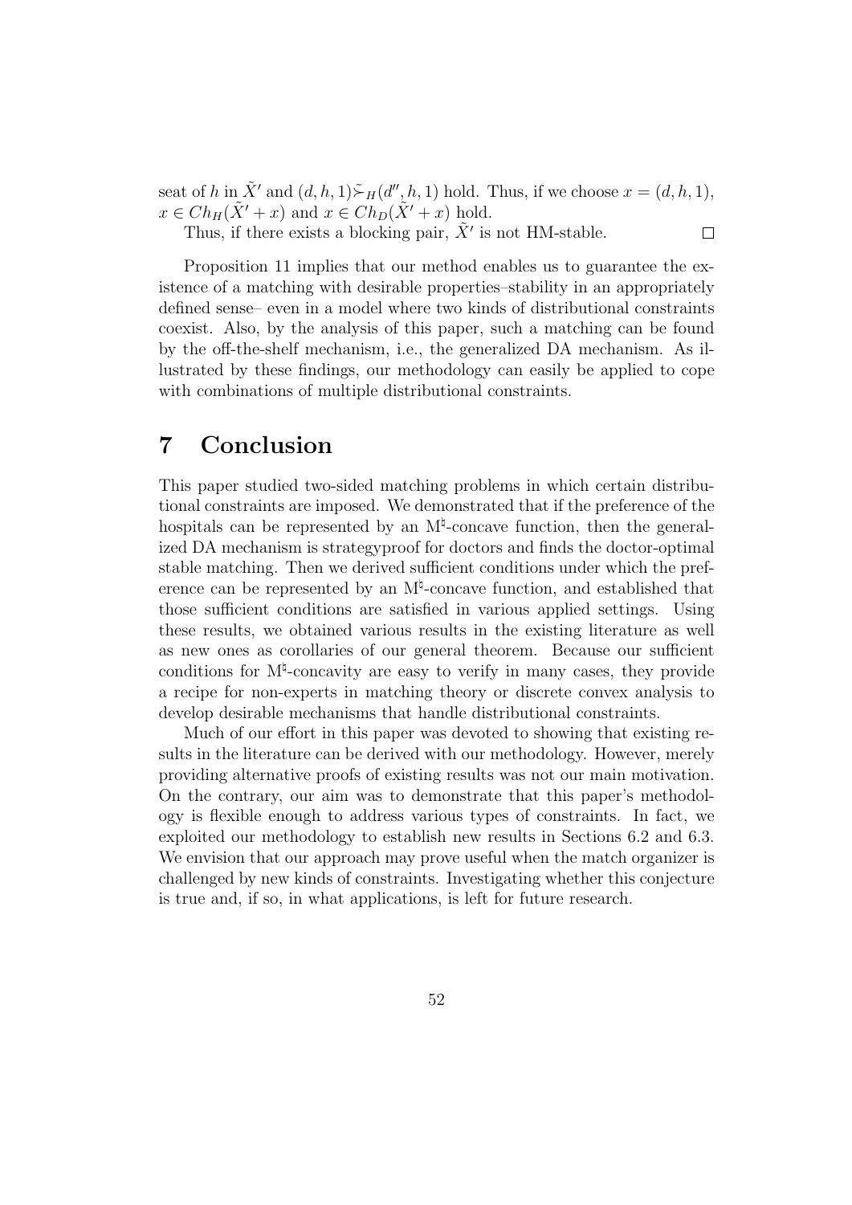seat of $h$ in $\tilde{X}'$ and $(d,h,1)\tilde{\succ}_H(d'',h,1)$ hold. Thus, if we choose $x=(d,h,1)$, $x \in Ch_H(\tilde{X}'+x)$ and $x \in Ch_D(\tilde{X}'+x)$ hold.

Thus, if there exists a blocking pair, $\tilde{X}'$ is not HM-stable. $\square$

Proposition 11 implies that our method enables us to guarantee the existence of a matching with desirable properties–stability in an appropriately defined sense– even in a model where two kinds of distributional constraints coexist. Also, by the analysis of this paper, such a matching can be found by the off-the-shelf mechanism, i.e., the generalized DA mechanism. As illustrated by these findings, our methodology can easily be applied to cope with combinations of multiple distributional constraints.

# 7 Conclusion

This paper studied two-sided matching problems in which certain distributional constraints are imposed. We demonstrated that if the preference of the hospitals can be represented by an M$^\natural$-concave function, then the generalized DA mechanism is strategyproof for doctors and finds the doctor-optimal stable matching. Then we derived sufficient conditions under which the preference can be represented by an M$^\natural$-concave function, and established that those sufficient conditions are satisfied in various applied settings. Using these results, we obtained various results in the existing literature as well as new ones as corollaries of our general theorem. Because our sufficient conditions for M$^\natural$-concavity are easy to verify in many cases, they provide a recipe for non-experts in matching theory or discrete convex analysis to develop desirable mechanisms that handle distributional constraints.

Much of our effort in this paper was devoted to showing that existing results in the literature can be derived with our methodology. However, merely providing alternative proofs of existing results was not our main motivation. On the contrary, our aim was to demonstrate that this paper's methodology is flexible enough to address various types of constraints. In fact, we exploited our methodology to establish new results in Sections 6.2 and 6.3. We envision that our approach may prove useful when the match organizer is challenged by new kinds of constraints. Investigating whether this conjecture is true and, if so, in what applications, is left for future research.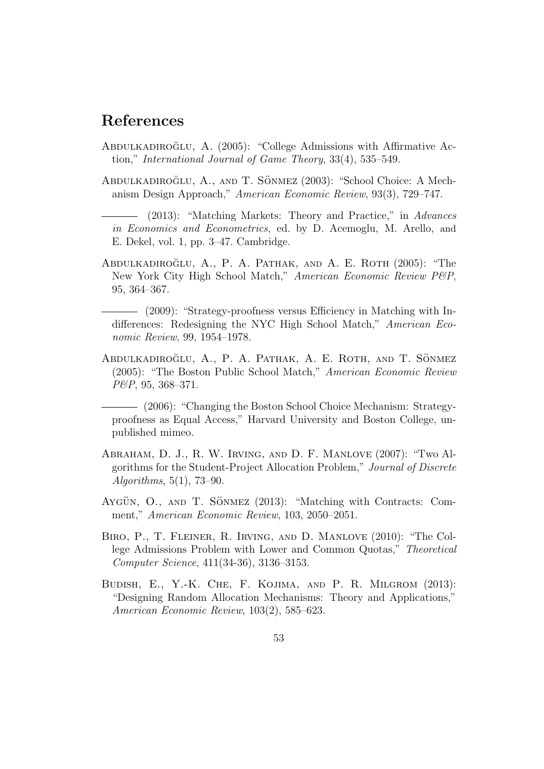## References

Abdulkadiroğlu, A. (2005): "College Admissions with Affirmative Action," *International Journal of Game Theory*, 33(4), 535–549.

Abdulkadiroğlu, A., and T. Sönmez (2003): "School Choice: A Mechanism Design Approach," *American Economic Review*, 93(3), 729–747.

——— (2013): "Matching Markets: Theory and Practice," in *Advances in Economics and Econometrics*, ed. by D. Acemoglu, M. Arello, and E. Dekel, vol. 1, pp. 3–47. Cambridge.

Abdulkadiroğlu, A., P. A. Pathak, and A. E. Roth (2005): "The New York City High School Match," *American Economic Review P&P*, 95, 364–367.

——— (2009): "Strategy-proofness versus Efficiency in Matching with Indifferences: Redesigning the NYC High School Match," *American Economic Review*, 99, 1954–1978.

Abdulkadiroğlu, A., P. A. Pathak, A. E. Roth, and T. Sönmez (2005): "The Boston Public School Match," *American Economic Review P&P*, 95, 368–371.

——— (2006): "Changing the Boston School Choice Mechanism: Strategy-proofness as Equal Access," Harvard University and Boston College, unpublished mimeo.

Abraham, D. J., R. W. Irving, and D. F. Manlove (2007): "Two Algorithms for the Student-Project Allocation Problem," *Journal of Discrete Algorithms*, 5(1), 73–90.

Aygün, O., and T. Sönmez (2013): "Matching with Contracts: Comment," *American Economic Review*, 103, 2050–2051.

Biro, P., T. Fleiner, R. Irving, and D. Manlove (2010): "The College Admissions Problem with Lower and Common Quotas," *Theoretical Computer Science*, 411(34-36), 3136–3153.

Budish, E., Y.-K. Che, F. Kojima, and P. R. Milgrom (2013): "Designing Random Allocation Mechanisms: Theory and Applications," *American Economic Review*, 103(2), 585–623.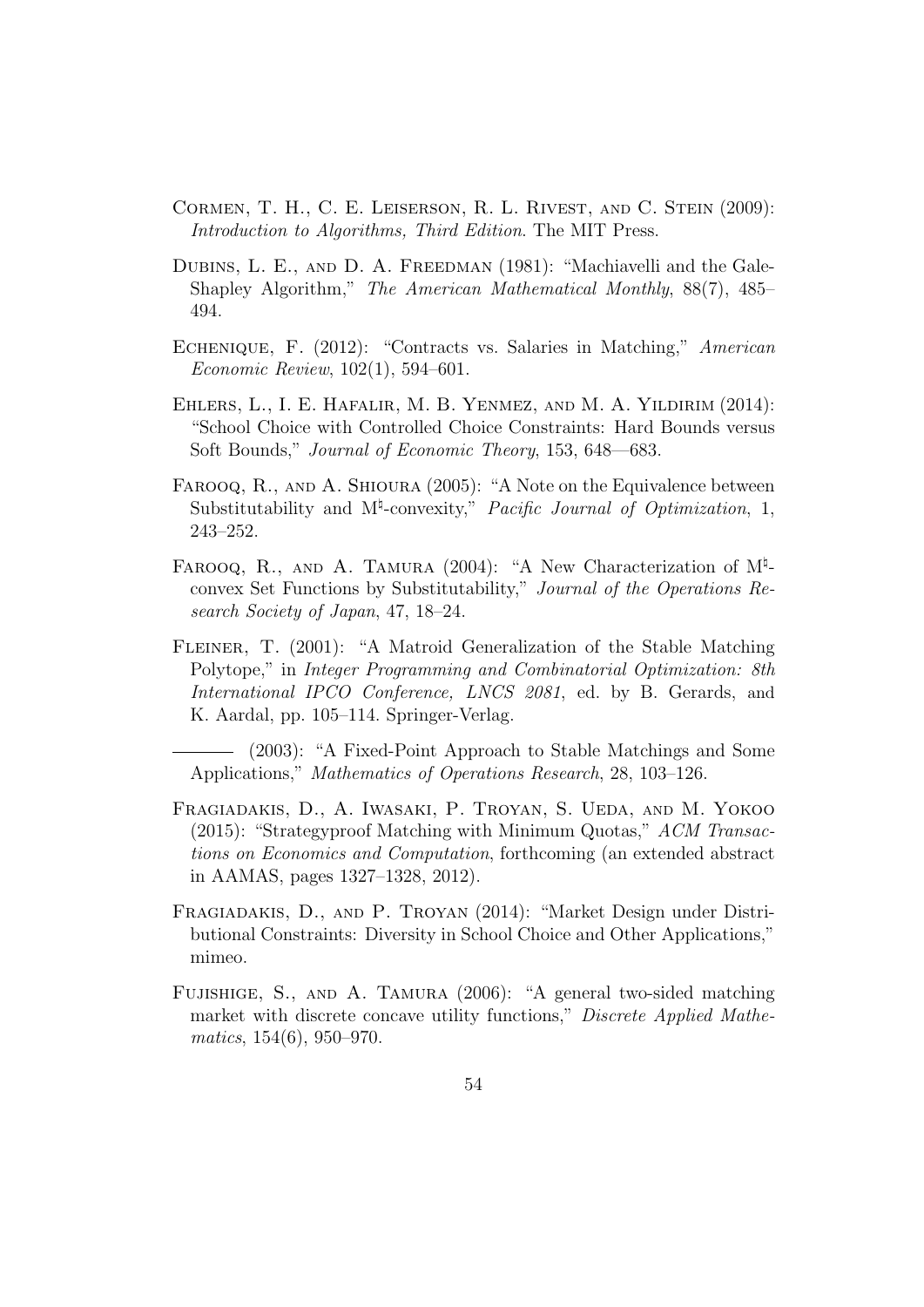Cormen, T. H., C. E. Leiserson, R. L. Rivest, and C. Stein (2009): *Introduction to Algorithms, Third Edition*. The MIT Press.

Dubins, L. E., and D. A. Freedman (1981): "Machiavelli and the Gale-Shapley Algorithm," *The American Mathematical Monthly*, 88(7), 485–494.

Echenique, F. (2012): "Contracts vs. Salaries in Matching," *American Economic Review*, 102(1), 594–601.

Ehlers, L., I. E. Hafalir, M. B. Yenmez, and M. A. Yildirim (2014): "School Choice with Controlled Choice Constraints: Hard Bounds versus Soft Bounds," *Journal of Economic Theory*, 153, 648—683.

Farooq, R., and A. Shioura (2005): "A Note on the Equivalence between Substitutability and $M^\natural$-convexity," *Pacific Journal of Optimization*, 1, 243–252.

Farooq, R., and A. Tamura (2004): "A New Characterization of $M^\natural$-convex Set Functions by Substitutability," *Journal of the Operations Research Society of Japan*, 47, 18–24.

Fleiner, T. (2001): "A Matroid Generalization of the Stable Matching Polytope," in *Integer Programming and Combinatorial Optimization: 8th International IPCO Conference, LNCS 2081*, ed. by B. Gerards, and K. Aardal, pp. 105–114. Springer-Verlag.

——— (2003): "A Fixed-Point Approach to Stable Matchings and Some Applications," *Mathematics of Operations Research*, 28, 103–126.

Fragiadakis, D., A. Iwasaki, P. Troyan, S. Ueda, and M. Yokoo (2015): "Strategyproof Matching with Minimum Quotas," *ACM Transactions on Economics and Computation*, forthcoming (an extended abstract in AAMAS, pages 1327–1328, 2012).

Fragiadakis, D., and P. Troyan (2014): "Market Design under Distributional Constraints: Diversity in School Choice and Other Applications," mimeo.

Fujishige, S., and A. Tamura (2006): "A general two-sided matching market with discrete concave utility functions," *Discrete Applied Mathematics*, 154(6), 950–970.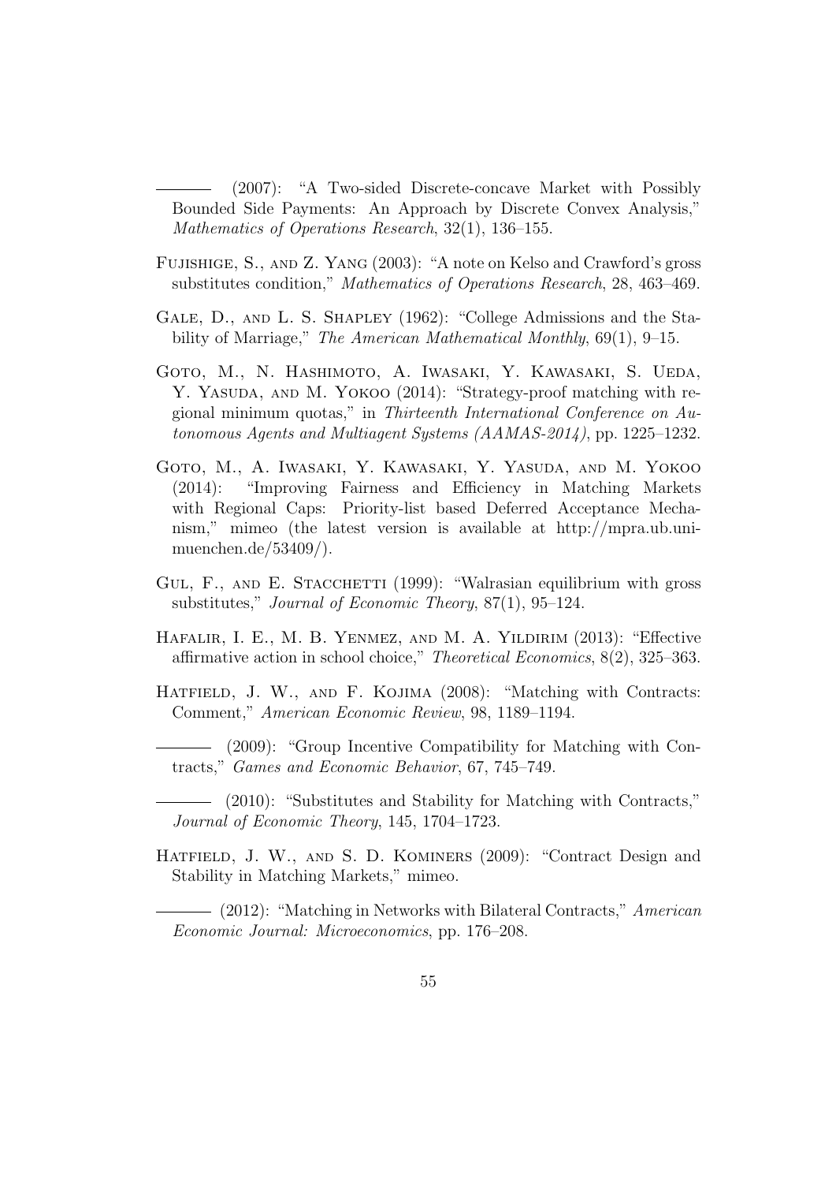——— (2007): "A Two-sided Discrete-concave Market with Possibly Bounded Side Payments: An Approach by Discrete Convex Analysis," *Mathematics of Operations Research*, 32(1), 136–155.

Fujishige, S., and Z. Yang (2003): "A note on Kelso and Crawford's gross substitutes condition," *Mathematics of Operations Research*, 28, 463–469.

Gale, D., and L. S. Shapley (1962): "College Admissions and the Stability of Marriage," *The American Mathematical Monthly*, 69(1), 9–15.

Goto, M., N. Hashimoto, A. Iwasaki, Y. Kawasaki, S. Ueda, Y. Yasuda, and M. Yokoo (2014): "Strategy-proof matching with regional minimum quotas," in *Thirteenth International Conference on Autonomous Agents and Multiagent Systems (AAMAS-2014)*, pp. 1225–1232.

Goto, M., A. Iwasaki, Y. Kawasaki, Y. Yasuda, and M. Yokoo (2014): "Improving Fairness and Efficiency in Matching Markets with Regional Caps: Priority-list based Deferred Acceptance Mechanism," mimeo (the latest version is available at http://mpra.ub.uni-muenchen.de/53409/).

Gul, F., and E. Stacchetti (1999): "Walrasian equilibrium with gross substitutes," *Journal of Economic Theory*, 87(1), 95–124.

Hafalir, I. E., M. B. Yenmez, and M. A. Yildirim (2013): "Effective affirmative action in school choice," *Theoretical Economics*, 8(2), 325–363.

Hatfield, J. W., and F. Kojima (2008): "Matching with Contracts: Comment," *American Economic Review*, 98, 1189–1194.

——— (2009): "Group Incentive Compatibility for Matching with Contracts," *Games and Economic Behavior*, 67, 745–749.

——— (2010): "Substitutes and Stability for Matching with Contracts," *Journal of Economic Theory*, 145, 1704–1723.

Hatfield, J. W., and S. D. Kominers (2009): "Contract Design and Stability in Matching Markets," mimeo.

——— (2012): "Matching in Networks with Bilateral Contracts," *American Economic Journal: Microeconomics*, pp. 176–208.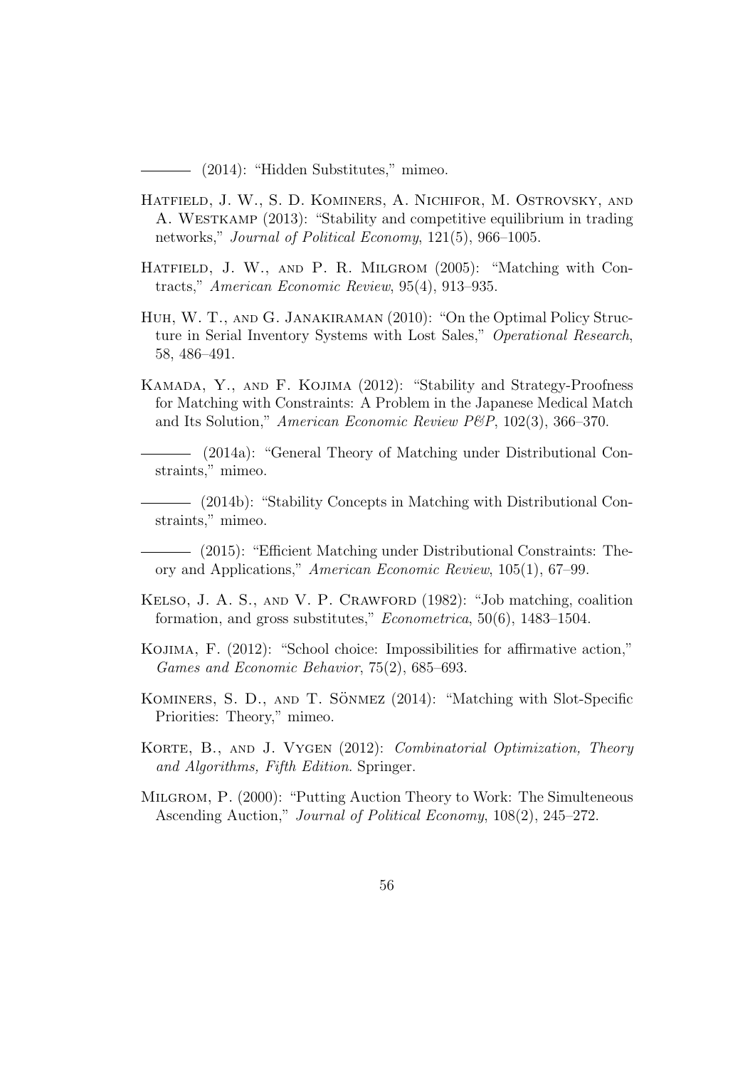——— (2014): "Hidden Substitutes," mimeo.

Hatfield, J. W., S. D. Kominers, A. Nichifor, M. Ostrovsky, and A. Westkamp (2013): "Stability and competitive equilibrium in trading networks," *Journal of Political Economy*, 121(5), 966–1005.

Hatfield, J. W., and P. R. Milgrom (2005): "Matching with Contracts," *American Economic Review*, 95(4), 913–935.

Huh, W. T., and G. Janakiraman (2010): "On the Optimal Policy Structure in Serial Inventory Systems with Lost Sales," *Operational Research*, 58, 486–491.

Kamada, Y., and F. Kojima (2012): "Stability and Strategy-Proofness for Matching with Constraints: A Problem in the Japanese Medical Match and Its Solution," *American Economic Review P&P*, 102(3), 366–370.

——— (2014a): "General Theory of Matching under Distributional Constraints," mimeo.

——— (2014b): "Stability Concepts in Matching with Distributional Constraints," mimeo.

——— (2015): "Efficient Matching under Distributional Constraints: Theory and Applications," *American Economic Review*, 105(1), 67–99.

Kelso, J. A. S., and V. P. Crawford (1982): "Job matching, coalition formation, and gross substitutes," *Econometrica*, 50(6), 1483–1504.

Kojima, F. (2012): "School choice: Impossibilities for affirmative action," *Games and Economic Behavior*, 75(2), 685–693.

Kominers, S. D., and T. Sönmez (2014): "Matching with Slot-Specific Priorities: Theory," mimeo.

Korte, B., and J. Vygen (2012): *Combinatorial Optimization, Theory and Algorithms, Fifth Edition*. Springer.

Milgrom, P. (2000): "Putting Auction Theory to Work: The Simulteneous Ascending Auction," *Journal of Political Economy*, 108(2), 245–272.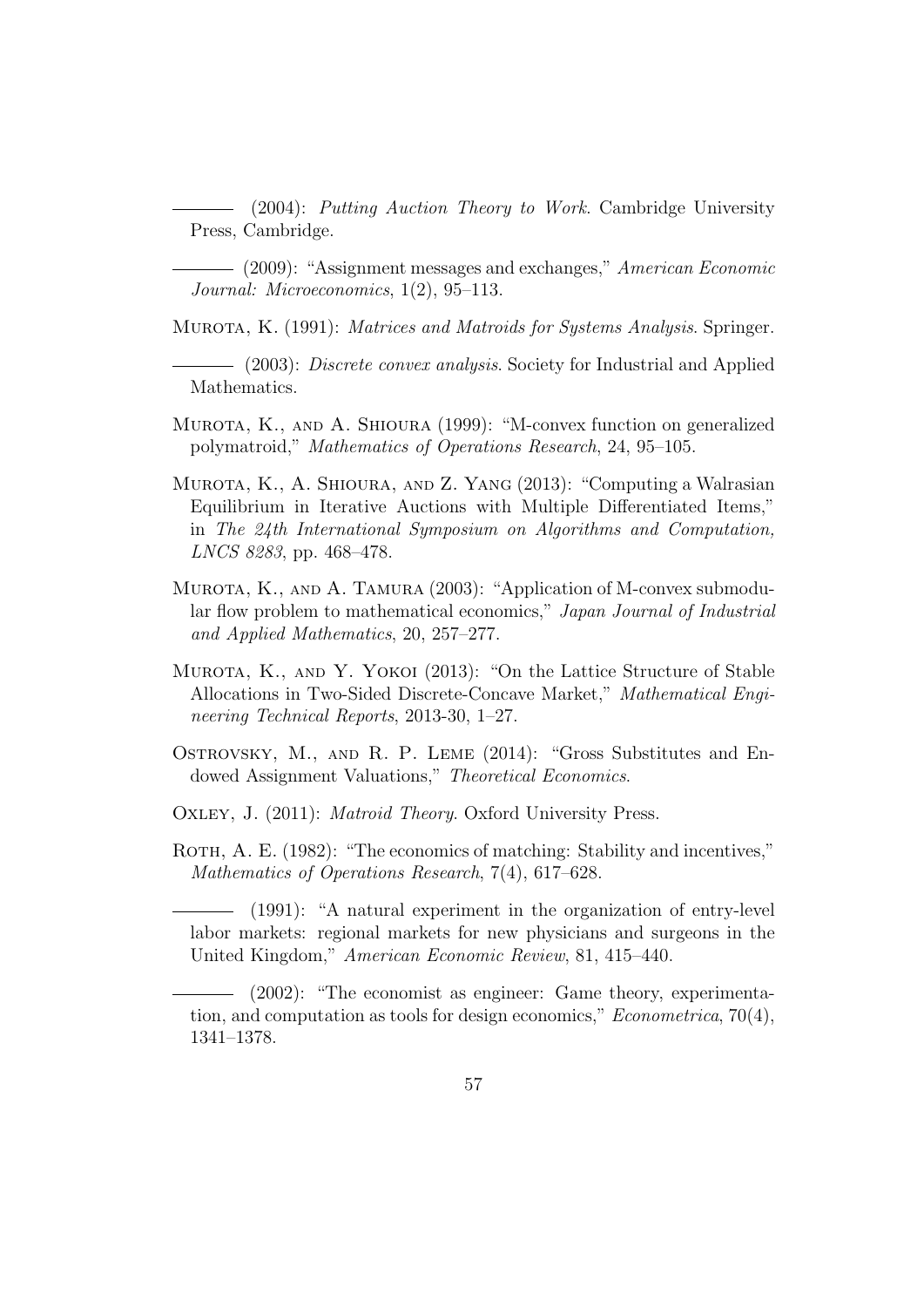——— (2004): *Putting Auction Theory to Work*. Cambridge University Press, Cambridge.

——— (2009): "Assignment messages and exchanges," *American Economic Journal: Microeconomics*, 1(2), 95–113.

Murota, K. (1991): *Matrices and Matroids for Systems Analysis*. Springer.

——— (2003): *Discrete convex analysis*. Society for Industrial and Applied Mathematics.

Murota, K., and A. Shioura (1999): "M-convex function on generalized polymatroid," *Mathematics of Operations Research*, 24, 95–105.

Murota, K., A. Shioura, and Z. Yang (2013): "Computing a Walrasian Equilibrium in Iterative Auctions with Multiple Differentiated Items," in *The 24th International Symposium on Algorithms and Computation, LNCS 8283*, pp. 468–478.

Murota, K., and A. Tamura (2003): "Application of M-convex submodular flow problem to mathematical economics," *Japan Journal of Industrial and Applied Mathematics*, 20, 257–277.

Murota, K., and Y. Yokoi (2013): "On the Lattice Structure of Stable Allocations in Two-Sided Discrete-Concave Market," *Mathematical Engineering Technical Reports*, 2013-30, 1–27.

Ostrovsky, M., and R. P. Leme (2014): "Gross Substitutes and Endowed Assignment Valuations," *Theoretical Economics*.

Oxley, J. (2011): *Matroid Theory*. Oxford University Press.

Roth, A. E. (1982): "The economics of matching: Stability and incentives," *Mathematics of Operations Research*, 7(4), 617–628.

——— (1991): "A natural experiment in the organization of entry-level labor markets: regional markets for new physicians and surgeons in the United Kingdom," *American Economic Review*, 81, 415–440.

——— (2002): "The economist as engineer: Game theory, experimentation, and computation as tools for design economics," *Econometrica*, 70(4), 1341–1378.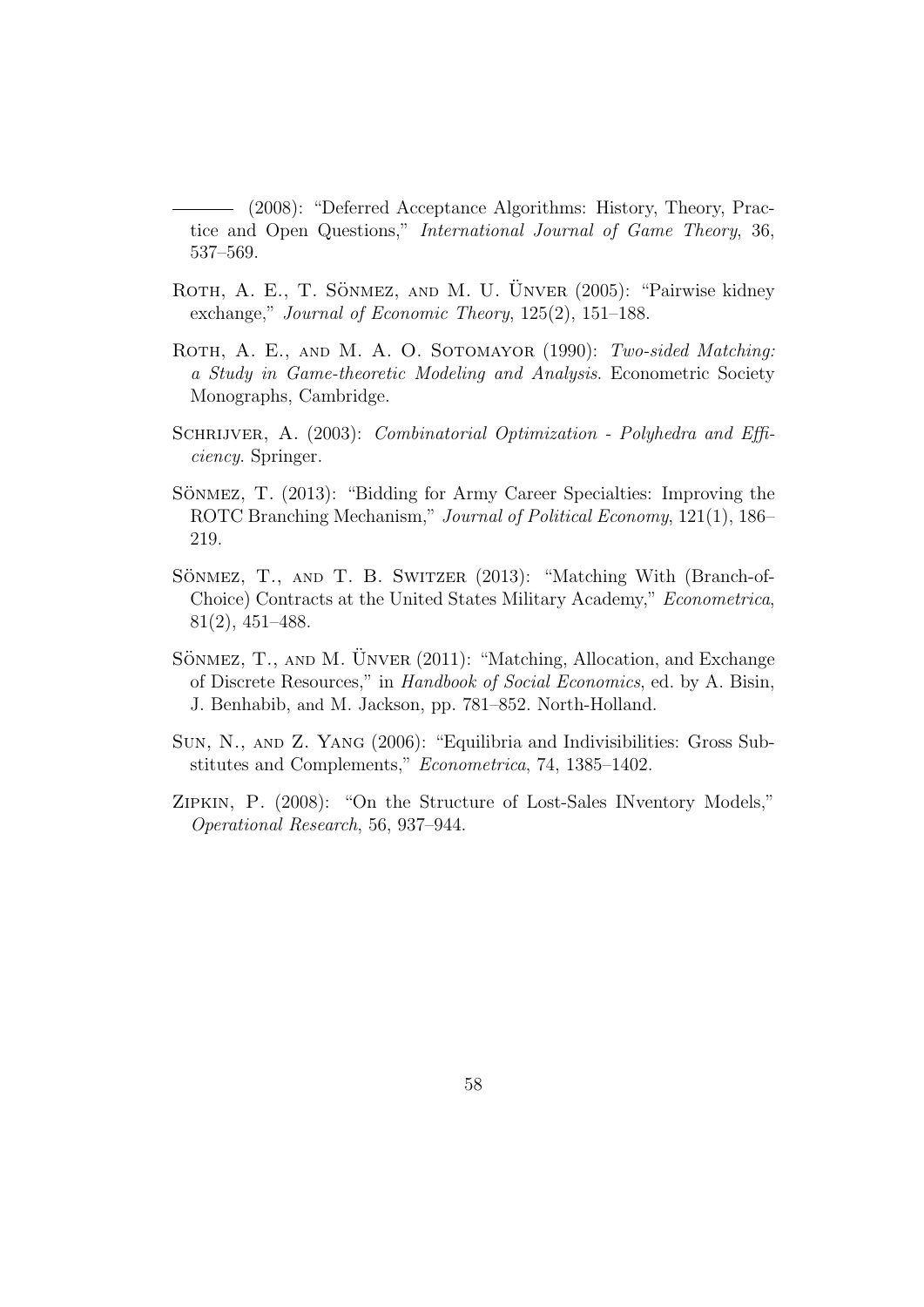——— (2008): "Deferred Acceptance Algorithms: History, Theory, Practice and Open Questions," *International Journal of Game Theory*, 36, 537–569.

Roth, A. E., T. Sönmez, and M. U. Ünver (2005): "Pairwise kidney exchange," *Journal of Economic Theory*, 125(2), 151–188.

Roth, A. E., and M. A. O. Sotomayor (1990): *Two-sided Matching: a Study in Game-theoretic Modeling and Analysis*. Econometric Society Monographs, Cambridge.

Schrijver, A. (2003): *Combinatorial Optimization - Polyhedra and Efficiency*. Springer.

Sönmez, T. (2013): "Bidding for Army Career Specialties: Improving the ROTC Branching Mechanism," *Journal of Political Economy*, 121(1), 186–219.

Sönmez, T., and T. B. Switzer (2013): "Matching With (Branch-of-Choice) Contracts at the United States Military Academy," *Econometrica*, 81(2), 451–488.

Sönmez, T., and M. Ünver (2011): "Matching, Allocation, and Exchange of Discrete Resources," in *Handbook of Social Economics*, ed. by A. Bisin, J. Benhabib, and M. Jackson, pp. 781–852. North-Holland.

Sun, N., and Z. Yang (2006): "Equilibria and Indivisibilities: Gross Substitutes and Complements," *Econometrica*, 74, 1385–1402.

Zipkin, P. (2008): "On the Structure of Lost-Sales INventory Models," *Operational Research*, 56, 937–944.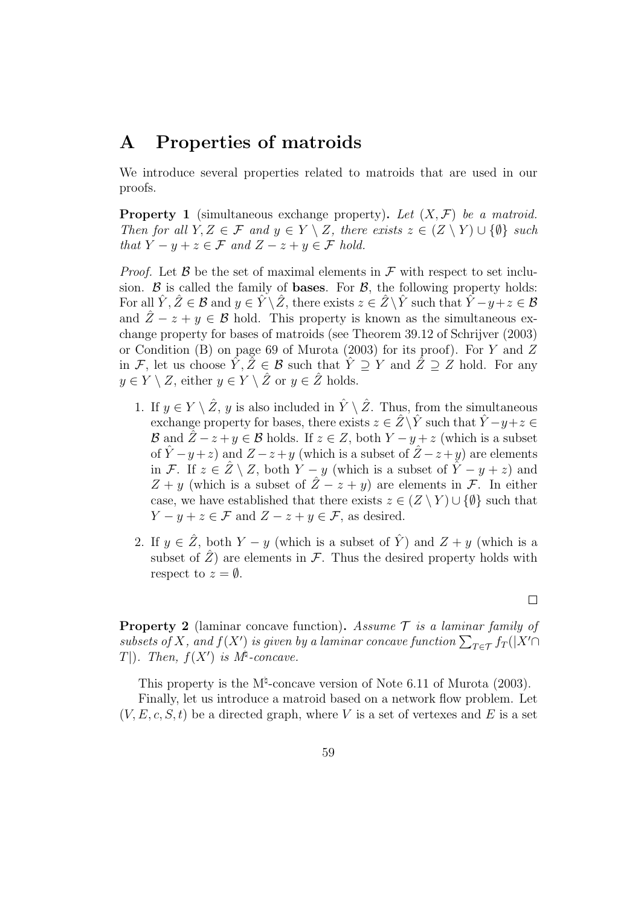# A Properties of matroids

We introduce several properties related to matroids that are used in our proofs.

**Property 1** (simultaneous exchange property)**.** *Let $(X, \mathcal{F})$ be a matroid. Then for all $Y, Z \in \mathcal{F}$ and $y \in Y \setminus Z$, there exists $z \in (Z \setminus Y) \cup \{\emptyset\}$ such that $Y - y + z \in \mathcal{F}$ and $Z - z + y \in \mathcal{F}$ hold.*

*Proof.* Let $\mathcal{B}$ be the set of maximal elements in $\mathcal{F}$ with respect to set inclusion. $\mathcal{B}$ is called the family of **bases**. For $\mathcal{B}$, the following property holds: For all $\hat{Y}, \hat{Z} \in \mathcal{B}$ and $y \in \hat{Y} \setminus \hat{Z}$, there exists $z \in \hat{Z} \setminus \hat{Y}$ such that $\hat{Y} - y + z \in \mathcal{B}$ and $\hat{Z} - z + y \in \mathcal{B}$ hold. This property is known as the simultaneous exchange property for bases of matroids (see Theorem 39.12 of Schrijver (2003) or Condition (B) on page 69 of Murota (2003) for its proof). For $Y$ and $Z$ in $\mathcal{F}$, let us choose $\hat{Y}, \hat{Z} \in \mathcal{B}$ such that $\hat{Y} \supseteq Y$ and $\hat{Z} \supseteq Z$ hold. For any $y \in Y \setminus Z$, either $y \in Y \setminus \hat{Z}$ or $y \in \hat{Z}$ holds.

1. If $y \in Y \setminus \hat{Z}$, $y$ is also included in $\hat{Y} \setminus \hat{Z}$. Thus, from the simultaneous exchange property for bases, there exists $z \in \hat{Z} \setminus \hat{Y}$ such that $\hat{Y} - y + z \in \mathcal{B}$ and $\hat{Z} - z + y \in \mathcal{B}$ holds. If $z \in Z$, both $Y - y + z$ (which is a subset of $\hat{Y} - y + z$) and $Z - z + y$ (which is a subset of $\hat{Z} - z + y$) are elements in $\mathcal{F}$. If $z \in \hat{Z} \setminus Z$, both $Y - y$ (which is a subset of $\hat{Y} - y + z$) and $Z + y$ (which is a subset of $\hat{Z} - z + y$) are elements in $\mathcal{F}$. In either case, we have established that there exists $z \in (Z \setminus Y) \cup \{\emptyset\}$ such that $Y - y + z \in \mathcal{F}$ and $Z - z + y \in \mathcal{F}$, as desired.

2. If $y \in \hat{Z}$, both $Y - y$ (which is a subset of $\hat{Y}$) and $Z + y$ (which is a subset of $\hat{Z}$) are elements in $\mathcal{F}$. Thus the desired property holds with respect to $z = \emptyset$.

□

**Property 2** (laminar concave function)**.** *Assume $\mathcal{T}$ is a laminar family of subsets of $X$, and $f(X')$ is given by a laminar concave function $\sum_{T \in \mathcal{T}} f_T(|X' \cap T|)$. Then, $f(X')$ is M$^\natural$-concave.*

This property is the M$^\natural$-concave version of Note 6.11 of Murota (2003).

Finally, let us introduce a matroid based on a network flow problem. Let $(V, E, c, S, t)$ be a directed graph, where $V$ is a set of vertexes and $E$ is a set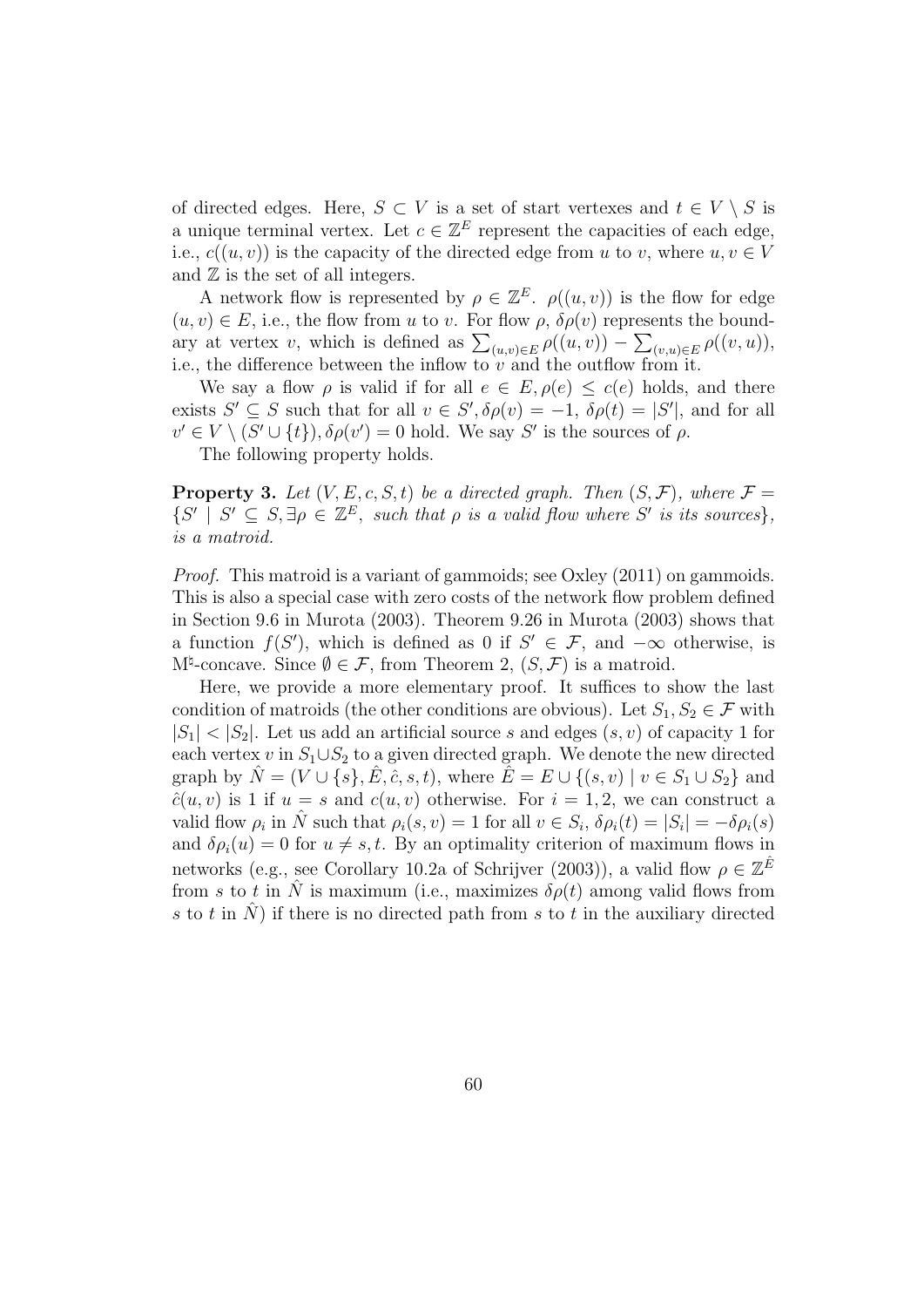of directed edges. Here, $S \subset V$ is a set of start vertexes and $t \in V \setminus S$ is a unique terminal vertex. Let $c \in \mathbb{Z}^E$ represent the capacities of each edge, i.e., $c((u,v))$ is the capacity of the directed edge from $u$ to $v$, where $u, v \in V$ and $\mathbb{Z}$ is the set of all integers.

A network flow is represented by $\rho \in \mathbb{Z}^E$. $\rho((u,v))$ is the flow for edge $(u,v) \in E$, i.e., the flow from $u$ to $v$. For flow $\rho$, $\delta\rho(v)$ represents the boundary at vertex $v$, which is defined as $\sum_{(u,v)\in E} \rho((u,v)) - \sum_{(v,u)\in E} \rho((v,u))$, i.e., the difference between the inflow to $v$ and the outflow from it.

We say a flow $\rho$ is valid if for all $e \in E, \rho(e) \leq c(e)$ holds, and there exists $S' \subseteq S$ such that for all $v \in S', \delta\rho(v) = -1$, $\delta\rho(t) = |S'|$, and for all $v' \in V \setminus (S' \cup \{t\}), \delta\rho(v') = 0$ hold. We say $S'$ is the sources of $\rho$.

The following property holds.

**Property 3.** *Let $(V, E, c, S, t)$ be a directed graph. Then $(S, \mathcal{F})$, where $\mathcal{F} = \{S' \mid S' \subseteq S, \exists\rho \in \mathbb{Z}^E,$ such that $\rho$ is a valid flow where $S'$ is its sources$\}$, is a matroid.*

*Proof.* This matroid is a variant of gammoids; see Oxley (2011) on gammoids. This is also a special case with zero costs of the network flow problem defined in Section 9.6 in Murota (2003). Theorem 9.26 in Murota (2003) shows that a function $f(S')$, which is defined as 0 if $S' \in \mathcal{F}$, and $-\infty$ otherwise, is $\mathrm{M}^\natural$-concave. Since $\emptyset \in \mathcal{F}$, from Theorem 2, $(S, \mathcal{F})$ is a matroid.

Here, we provide a more elementary proof. It suffices to show the last condition of matroids (the other conditions are obvious). Let $S_1, S_2 \in \mathcal{F}$ with $|S_1| < |S_2|$. Let us add an artificial source $s$ and edges $(s, v)$ of capacity 1 for each vertex $v$ in $S_1 \cup S_2$ to a given directed graph. We denote the new directed graph by $\hat{N} = (V \cup \{s\}, \hat{E}, \hat{c}, s, t)$, where $\hat{E} = E \cup \{(s, v) \mid v \in S_1 \cup S_2\}$ and $\hat{c}(u, v)$ is 1 if $u = s$ and $c(u, v)$ otherwise. For $i = 1, 2$, we can construct a valid flow $\rho_i$ in $\hat{N}$ such that $\rho_i(s, v) = 1$ for all $v \in S_i$, $\delta\rho_i(t) = |S_i| = -\delta\rho_i(s)$ and $\delta\rho_i(u) = 0$ for $u \neq s, t$. By an optimality criterion of maximum flows in networks (e.g., see Corollary 10.2a of Schrijver (2003)), a valid flow $\rho \in \mathbb{Z}^{\hat{E}}$ from $s$ to $t$ in $\hat{N}$ is maximum (i.e., maximizes $\delta\rho(t)$ among valid flows from $s$ to $t$ in $\hat{N}$) if there is no directed path from $s$ to $t$ in the auxiliary directed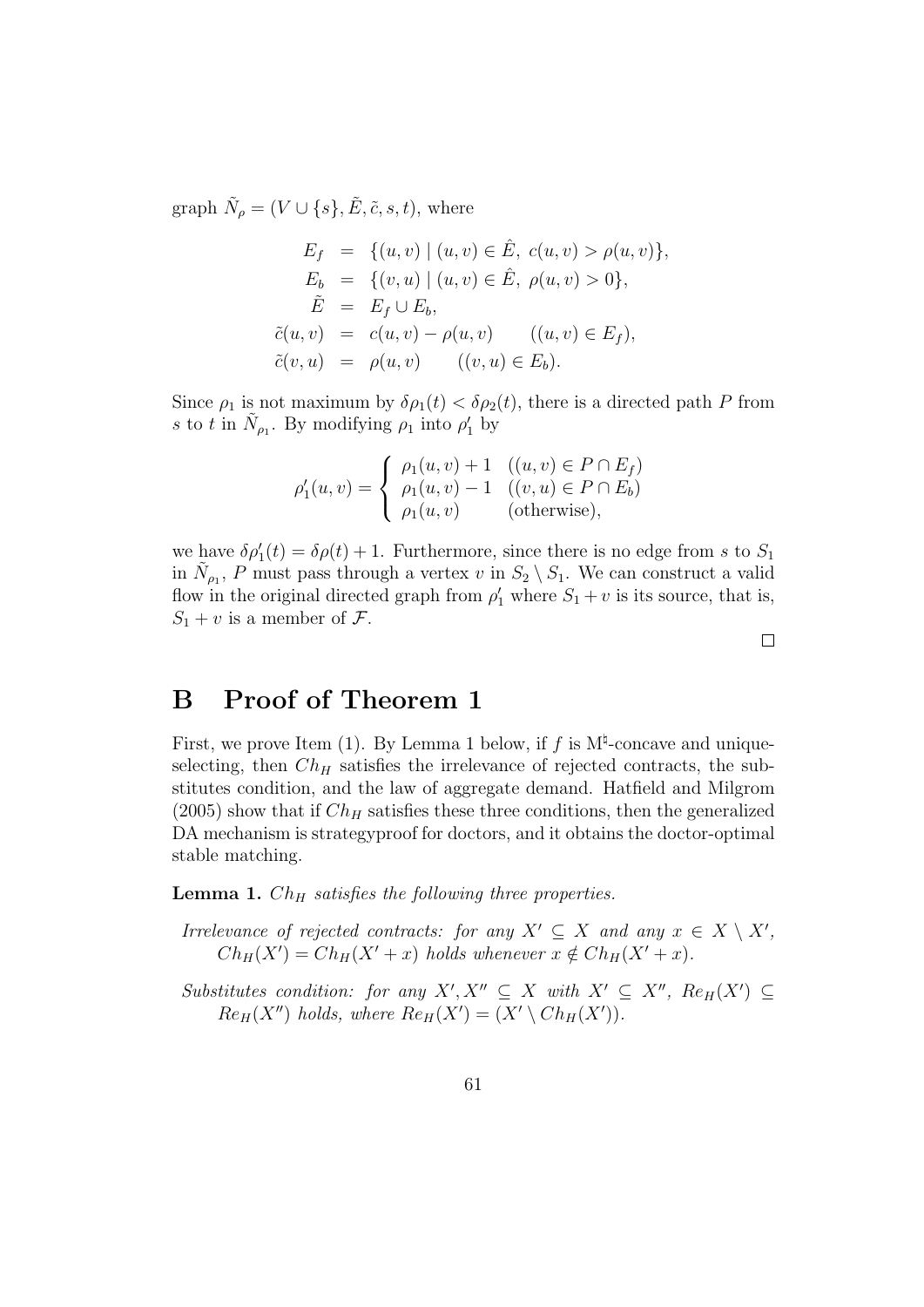graph $\tilde{N}_\rho = (V \cup \{s\}, \tilde{E}, \tilde{c}, s, t)$, where

$$
\begin{aligned}
E_f &= \{(u,v) \mid (u,v) \in \hat{E},\ c(u,v) > \rho(u,v)\}, \\
E_b &= \{(v,u) \mid (u,v) \in \hat{E},\ \rho(u,v) > 0\}, \\
\tilde{E} &= E_f \cup E_b, \\
\tilde{c}(u,v) &= c(u,v) - \rho(u,v) \qquad ((u,v) \in E_f), \\
\tilde{c}(v,u) &= \rho(u,v) \qquad ((v,u) \in E_b).
\end{aligned}
$$

Since $\rho_1$ is not maximum by $\delta\rho_1(t) < \delta\rho_2(t)$, there is a directed path $P$ from $s$ to $t$ in $\tilde{N}_{\rho_1}$. By modifying $\rho_1$ into $\rho_1'$ by

$$
\rho_1'(u,v) = \begin{cases} \rho_1(u,v) + 1 & ((u,v) \in P \cap E_f) \\ \rho_1(u,v) - 1 & ((v,u) \in P \cap E_b) \\ \rho_1(u,v) & \text{(otherwise)}, \end{cases}
$$

we have $\delta\rho_1'(t) = \delta\rho(t) + 1$. Furthermore, since there is no edge from $s$ to $S_1$ in $\tilde{N}_{\rho_1}$, $P$ must pass through a vertex $v$ in $S_2 \setminus S_1$. We can construct a valid flow in the original directed graph from $\rho_1'$ where $S_1 + v$ is its source, that is, $S_1 + v$ is a member of $\mathcal{F}$.

□

# B Proof of Theorem 1

First, we prove Item (1). By Lemma 1 below, if $f$ is M$^\natural$-concave and unique-selecting, then $Ch_H$ satisfies the irrelevance of rejected contracts, the substitutes condition, and the law of aggregate demand. Hatfield and Milgrom (2005) show that if $Ch_H$ satisfies these three conditions, then the generalized DA mechanism is strategyproof for doctors, and it obtains the doctor-optimal stable matching.

**Lemma 1.** *$Ch_H$ satisfies the following three properties.*

*Irrelevance of rejected contracts: for any $X' \subseteq X$ and any $x \in X \setminus X'$, $Ch_H(X') = Ch_H(X' + x)$ holds whenever $x \notin Ch_H(X' + x)$.*

*Substitutes condition: for any $X', X'' \subseteq X$ with $X' \subseteq X''$, $Re_H(X') \subseteq Re_H(X'')$ holds, where $Re_H(X') = (X' \setminus Ch_H(X'))$.*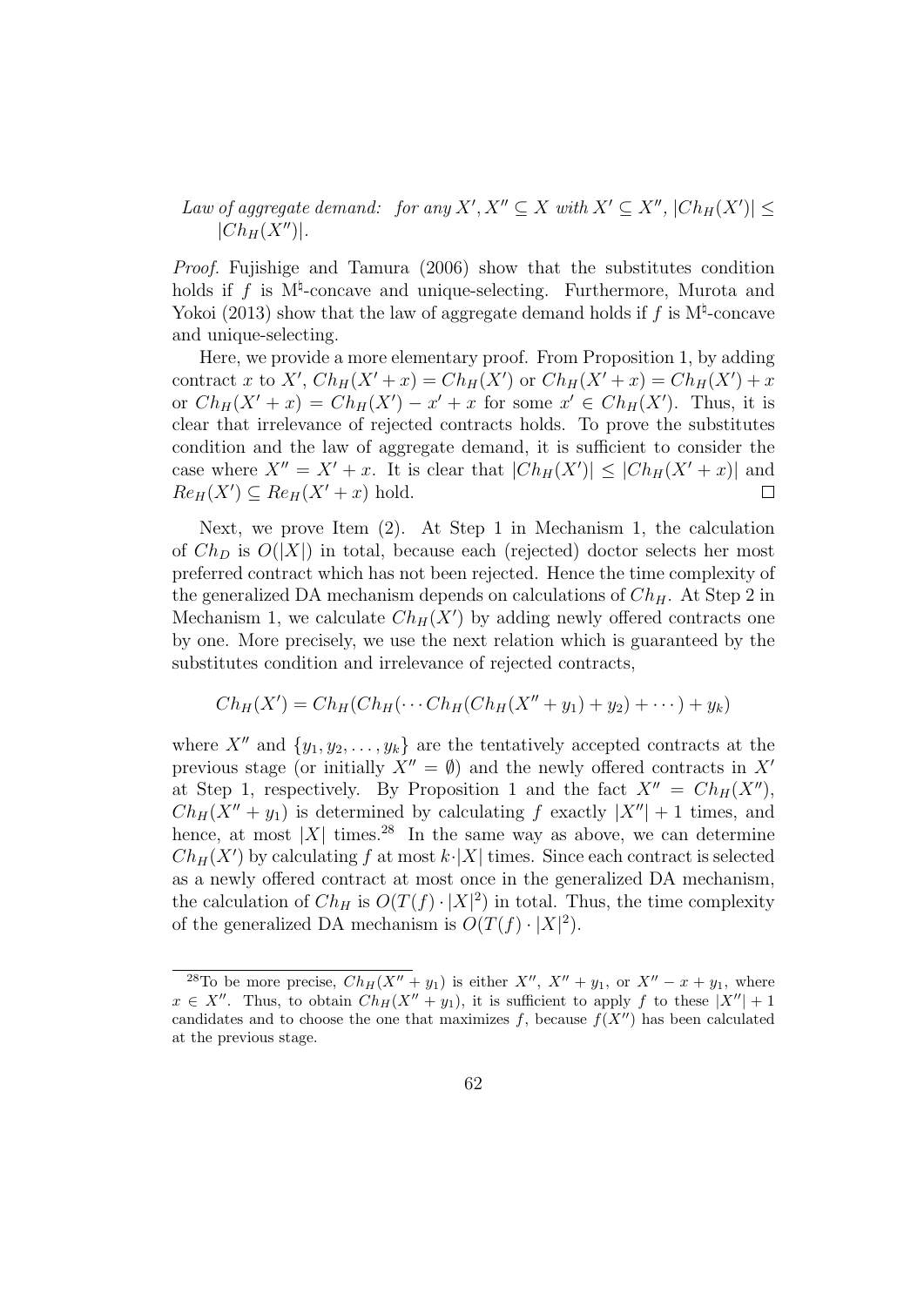*Law of aggregate demand: for any $X', X'' \subseteq X$ with $X' \subseteq X''$, $|Ch_H(X')| \leq |Ch_H(X'')|$.*

*Proof.* Fujishige and Tamura (2006) show that the substitutes condition holds if $f$ is M$^\natural$-concave and unique-selecting. Furthermore, Murota and Yokoi (2013) show that the law of aggregate demand holds if $f$ is M$^\natural$-concave and unique-selecting.

Here, we provide a more elementary proof. From Proposition 1, by adding contract $x$ to $X'$, $Ch_H(X' + x) = Ch_H(X')$ or $Ch_H(X' + x) = Ch_H(X') + x$ or $Ch_H(X' + x) = Ch_H(X') - x' + x$ for some $x' \in Ch_H(X')$. Thus, it is clear that irrelevance of rejected contracts holds. To prove the substitutes condition and the law of aggregate demand, it is sufficient to consider the case where $X'' = X' + x$. It is clear that $|Ch_H(X')| \leq |Ch_H(X' + x)|$ and $Re_H(X') \subseteq Re_H(X' + x)$ hold. $\square$

Next, we prove Item (2). At Step 1 in Mechanism 1, the calculation of $Ch_D$ is $O(|X|)$ in total, because each (rejected) doctor selects her most preferred contract which has not been rejected. Hence the time complexity of the generalized DA mechanism depends on calculations of $Ch_H$. At Step 2 in Mechanism 1, we calculate $Ch_H(X')$ by adding newly offered contracts one by one. More precisely, we use the next relation which is guaranteed by the substitutes condition and irrelevance of rejected contracts,

$$Ch_H(X') = Ch_H(Ch_H(\cdots Ch_H(Ch_H(X'' + y_1) + y_2) + \cdots) + y_k)$$

where $X''$ and $\{y_1, y_2, \ldots, y_k\}$ are the tentatively accepted contracts at the previous stage (or initially $X'' = \emptyset$) and the newly offered contracts in $X'$ at Step 1, respectively. By Proposition 1 and the fact $X'' = Ch_H(X'')$, $Ch_H(X'' + y_1)$ is determined by calculating $f$ exactly $|X''| + 1$ times, and hence, at most $|X|$ times.[28] In the same way as above, we can determine $Ch_H(X')$ by calculating $f$ at most $k \cdot |X|$ times. Since each contract is selected as a newly offered contract at most once in the generalized DA mechanism, the calculation of $Ch_H$ is $O(T(f) \cdot |X|^2)$ in total. Thus, the time complexity of the generalized DA mechanism is $O(T(f) \cdot |X|^2)$.

[28] To be more precise, $Ch_H(X'' + y_1)$ is either $X''$, $X'' + y_1$, or $X'' - x + y_1$, where $x \in X''$. Thus, to obtain $Ch_H(X'' + y_1)$, it is sufficient to apply $f$ to these $|X''| + 1$ candidates and to choose the one that maximizes $f$, because $f(X'')$ has been calculated at the previous stage.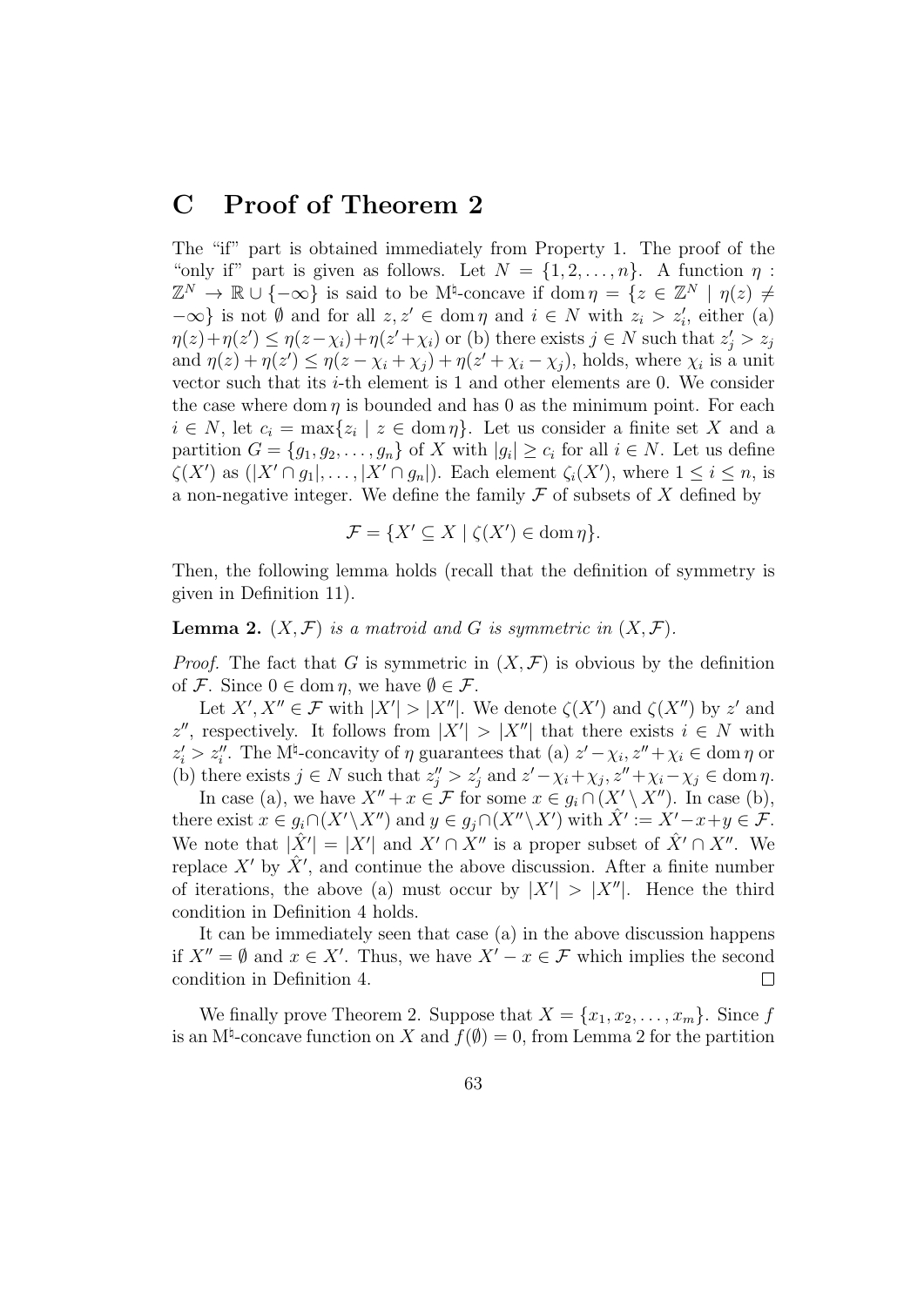# C Proof of Theorem 2

The "if" part is obtained immediately from Property 1. The proof of the "only if" part is given as follows. Let $N = \{1, 2, \ldots, n\}$. A function $\eta : \mathbb{Z}^N \to \mathbb{R} \cup \{-\infty\}$ is said to be M$^\natural$-concave if $\mathrm{dom}\,\eta = \{z \in \mathbb{Z}^N \mid \eta(z) \neq -\infty\}$ is not $\emptyset$ and for all $z, z' \in \mathrm{dom}\,\eta$ and $i \in N$ with $z_i > z'_i$, either (a) $\eta(z)+\eta(z') \leq \eta(z-\chi_i)+\eta(z'+\chi_i)$ or (b) there exists $j \in N$ such that $z'_j > z_j$ and $\eta(z) + \eta(z') \leq \eta(z - \chi_i + \chi_j) + \eta(z' + \chi_i - \chi_j)$, holds, where $\chi_i$ is a unit vector such that its $i$-th element is 1 and other elements are 0. We consider the case where $\mathrm{dom}\,\eta$ is bounded and has 0 as the minimum point. For each $i \in N$, let $c_i = \max\{z_i \mid z \in \mathrm{dom}\,\eta\}$. Let us consider a finite set $X$ and a partition $G = \{g_1, g_2, \ldots, g_n\}$ of $X$ with $|g_i| \geq c_i$ for all $i \in N$. Let us define $\zeta(X')$ as $(|X' \cap g_1|, \ldots, |X' \cap g_n|)$. Each element $\zeta_i(X')$, where $1 \leq i \leq n$, is a non-negative integer. We define the family $\mathcal{F}$ of subsets of $X$ defined by

$$\mathcal{F} = \{X' \subseteq X \mid \zeta(X') \in \mathrm{dom}\,\eta\}.$$

Then, the following lemma holds (recall that the definition of symmetry is given in Definition 11).

**Lemma 2.** *$(X, \mathcal{F})$ is a matroid and $G$ is symmetric in $(X, \mathcal{F})$.*

*Proof.* The fact that $G$ is symmetric in $(X, \mathcal{F})$ is obvious by the definition of $\mathcal{F}$. Since $0 \in \mathrm{dom}\,\eta$, we have $\emptyset \in \mathcal{F}$.

Let $X', X'' \in \mathcal{F}$ with $|X'| > |X''|$. We denote $\zeta(X')$ and $\zeta(X'')$ by $z'$ and $z''$, respectively. It follows from $|X'| > |X''|$ that there exists $i \in N$ with $z'_i > z''_i$. The M$^\natural$-concavity of $\eta$ guarantees that (a) $z' - \chi_i, z'' + \chi_i \in \mathrm{dom}\,\eta$ or (b) there exists $j \in N$ such that $z''_j > z'_j$ and $z' - \chi_i + \chi_j, z'' + \chi_i - \chi_j \in \mathrm{dom}\,\eta$.

In case (a), we have $X'' + x \in \mathcal{F}$ for some $x \in g_i \cap (X' \setminus X'')$. In case (b), there exist $x \in g_i \cap (X' \setminus X'')$ and $y \in g_j \cap (X'' \setminus X')$ with $\hat{X}' := X' - x + y \in \mathcal{F}$. We note that $|\hat{X}'| = |X'|$ and $X' \cap X''$ is a proper subset of $\hat{X}' \cap X''$. We replace $X'$ by $\hat{X}'$, and continue the above discussion. After a finite number of iterations, the above (a) must occur by $|X'| > |X''|$. Hence the third condition in Definition 4 holds.

It can be immediately seen that case (a) in the above discussion happens if $X'' = \emptyset$ and $x \in X'$. Thus, we have $X' - x \in \mathcal{F}$ which implies the second condition in Definition 4. $\square$

We finally prove Theorem 2. Suppose that $X = \{x_1, x_2, \ldots, x_m\}$. Since $f$ is an M$^\natural$-concave function on $X$ and $f(\emptyset) = 0$, from Lemma 2 for the partition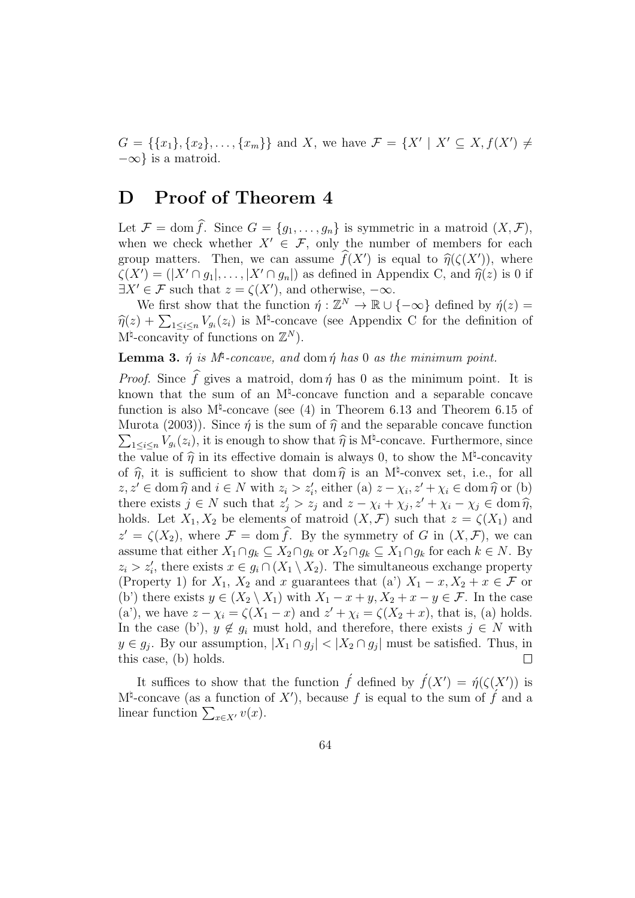$G = \{\{x_1\}, \{x_2\}, \dots, \{x_m\}\}$ and $X$, we have $\mathcal{F} = \{X' \mid X' \subseteq X, f(X') \neq -\infty\}$ is a matroid.

# D Proof of Theorem 4

Let $\mathcal{F} = \operatorname{dom} \widehat{f}$. Since $G = \{g_1, \dots, g_n\}$ is symmetric in a matroid $(X, \mathcal{F})$, when we check whether $X' \in \mathcal{F}$, only the number of members for each group matters. Then, we can assume $\widehat{f}(X')$ is equal to $\widehat{\eta}(\zeta(X'))$, where $\zeta(X') = (|X' \cap g_1|, \dots, |X' \cap g_n|)$ as defined in Appendix C, and $\widehat{\eta}(z)$ is 0 if $\exists X' \in \mathcal{F}$ such that $z = \zeta(X')$, and otherwise, $-\infty$.

We first show that the function $\acute{\eta} : \mathbb{Z}^N \to \mathbb{R} \cup \{-\infty\}$ defined by $\acute{\eta}(z) = \widehat{\eta}(z) + \sum_{1 \leq i \leq n} V_{g_i}(z_i)$ is M$^\natural$-concave (see Appendix C for the definition of M$^\natural$-concavity of functions on $\mathbb{Z}^N$).

**Lemma 3.** *$\acute{\eta}$ is M$^\natural$-concave, and* $\operatorname{dom} \acute{\eta}$ *has 0 as the minimum point.*

*Proof.* Since $\widehat{f}$ gives a matroid, $\operatorname{dom} \acute{\eta}$ has 0 as the minimum point. It is known that the sum of an M$^\natural$-concave function and a separable concave function is also M$^\natural$-concave (see (4) in Theorem 6.13 and Theorem 6.15 of Murota (2003)). Since $\acute{\eta}$ is the sum of $\widehat{\eta}$ and the separable concave function $\sum_{1 \leq i \leq n} V_{g_i}(z_i)$, it is enough to show that $\widehat{\eta}$ is M$^\natural$-concave. Furthermore, since the value of $\widehat{\eta}$ in its effective domain is always 0, to show the M$^\natural$-concavity of $\widehat{\eta}$, it is sufficient to show that $\operatorname{dom} \widehat{\eta}$ is an M$^\natural$-convex set, i.e., for all $z, z' \in \operatorname{dom} \widehat{\eta}$ and $i \in N$ with $z_i > z'_i$, either (a) $z - \chi_i, z' + \chi_i \in \operatorname{dom} \widehat{\eta}$ or (b) there exists $j \in N$ such that $z'_j > z_j$ and $z - \chi_i + \chi_j, z' + \chi_i - \chi_j \in \operatorname{dom} \widehat{\eta}$, holds. Let $X_1, X_2$ be elements of matroid $(X, \mathcal{F})$ such that $z = \zeta(X_1)$ and $z' = \zeta(X_2)$, where $\mathcal{F} = \operatorname{dom} \widehat{f}$. By the symmetry of $G$ in $(X, \mathcal{F})$, we can assume that either $X_1 \cap g_k \subseteq X_2 \cap g_k$ or $X_2 \cap g_k \subseteq X_1 \cap g_k$ for each $k \in N$. By $z_i > z'_i$, there exists $x \in g_i \cap (X_1 \setminus X_2)$. The simultaneous exchange property (Property 1) for $X_1$, $X_2$ and $x$ guarantees that (a') $X_1 - x, X_2 + x \in \mathcal{F}$ or (b') there exists $y \in (X_2 \setminus X_1)$ with $X_1 - x + y, X_2 + x - y \in \mathcal{F}$. In the case (a'), we have $z - \chi_i = \zeta(X_1 - x)$ and $z' + \chi_i = \zeta(X_2 + x)$, that is, (a) holds. In the case (b'), $y \notin g_i$ must hold, and therefore, there exists $j \in N$ with $y \in g_j$. By our assumption, $|X_1 \cap g_j| < |X_2 \cap g_j|$ must be satisfied. Thus, in this case, (b) holds. $\square$

It suffices to show that the function $\acute{f}$ defined by $\acute{f}(X') = \acute{\eta}(\zeta(X'))$ is M$^\natural$-concave (as a function of $X'$), because $f$ is equal to the sum of $\acute{f}$ and a linear function $\sum_{x \in X'} v(x)$.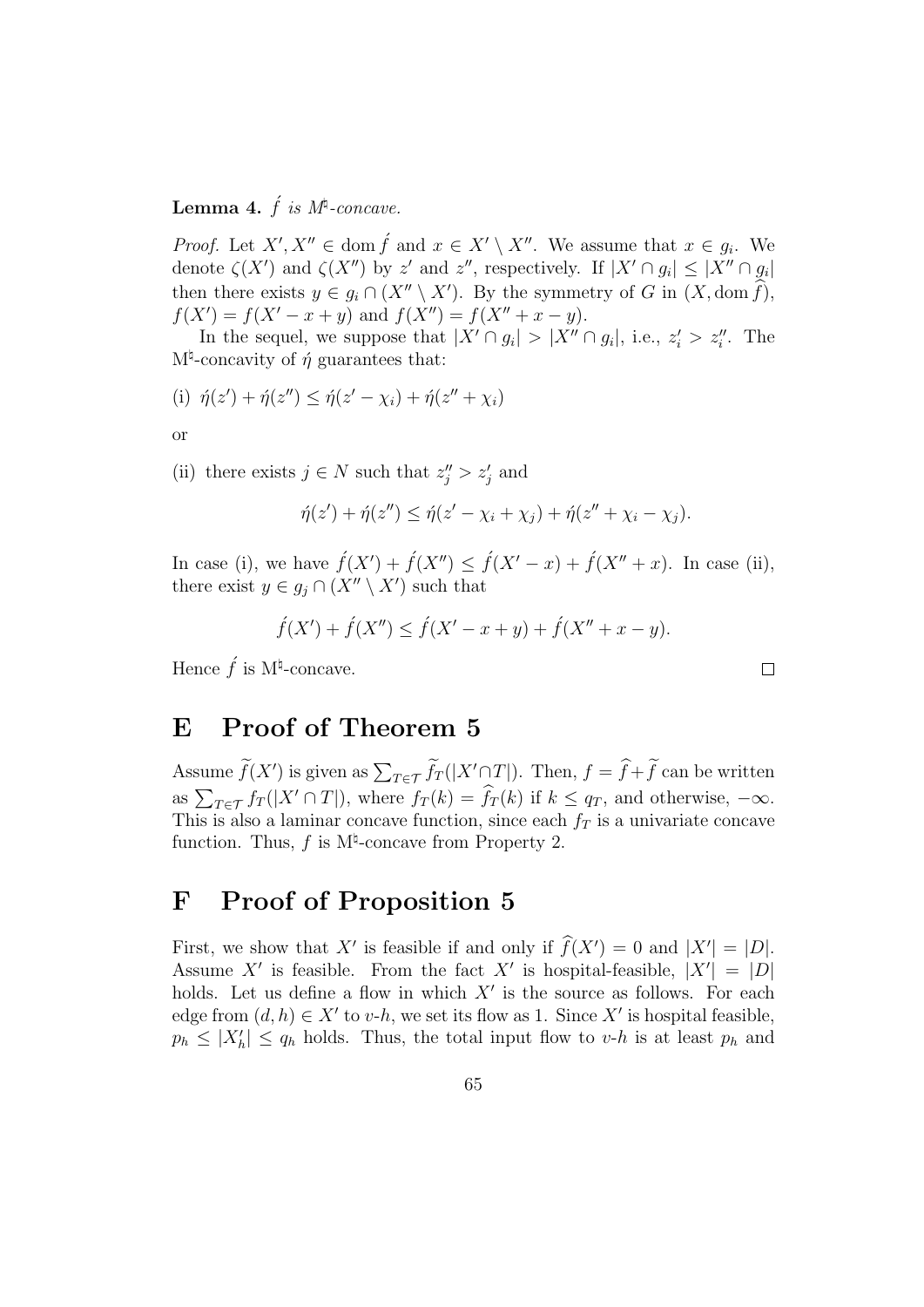**Lemma 4.** $\acute{f}$ *is M$^\natural$-concave.*

*Proof.* Let $X', X'' \in \operatorname{dom} \acute{f}$ and $x \in X' \setminus X''$. We assume that $x \in g_i$. We denote $\zeta(X')$ and $\zeta(X'')$ by $z'$ and $z''$, respectively. If $|X' \cap g_i| \leq |X'' \cap g_i|$ then there exists $y \in g_i \cap (X'' \setminus X')$. By the symmetry of $G$ in $(X, \operatorname{dom} \widehat{f})$, $f(X') = f(X' - x + y)$ and $f(X'') = f(X'' + x - y)$.

In the sequel, we suppose that $|X' \cap g_i| > |X'' \cap g_i|$, i.e., $z'_i > z''_i$. The M$^\natural$-concavity of $\acute{\eta}$ guarantees that:

(i) $\acute{\eta}(z') + \acute{\eta}(z'') \leq \acute{\eta}(z' - \chi_i) + \acute{\eta}(z'' + \chi_i)$

or

(ii) there exists $j \in N$ such that $z''_j > z'_j$ and

$$\acute{\eta}(z') + \acute{\eta}(z'') \leq \acute{\eta}(z' - \chi_i + \chi_j) + \acute{\eta}(z'' + \chi_i - \chi_j).$$

In case (i), we have $\acute{f}(X') + \acute{f}(X'') \leq \acute{f}(X' - x) + \acute{f}(X'' + x)$. In case (ii), there exist $y \in g_j \cap (X'' \setminus X')$ such that

$$\acute{f}(X') + \acute{f}(X'') \leq \acute{f}(X' - x + y) + \acute{f}(X'' + x - y).$$

Hence $\acute{f}$ is M$^\natural$-concave. $\square$

# E Proof of Theorem 5

Assume $\widetilde{f}(X')$ is given as $\sum_{T \in \mathcal{T}} \widetilde{f}_T(|X' \cap T|)$. Then, $f = \widehat{f} + \widetilde{f}$ can be written as $\sum_{T \in \mathcal{T}} f_T(|X' \cap T|)$, where $f_T(k) = \widehat{f}_T(k)$ if $k \leq q_T$, and otherwise, $-\infty$. This is also a laminar concave function, since each $f_T$ is a univariate concave function. Thus, $f$ is M$^\natural$-concave from Property 2.

# F Proof of Proposition 5

First, we show that $X'$ is feasible if and only if $\widehat{f}(X') = 0$ and $|X'| = |D|$. Assume $X'$ is feasible. From the fact $X'$ is hospital-feasible, $|X'| = |D|$ holds. Let us define a flow in which $X'$ is the source as follows. For each edge from $(d, h) \in X'$ to $v$-$h$, we set its flow as 1. Since $X'$ is hospital feasible, $p_h \leq |X'_h| \leq q_h$ holds. Thus, the total input flow to $v$-$h$ is at least $p_h$ and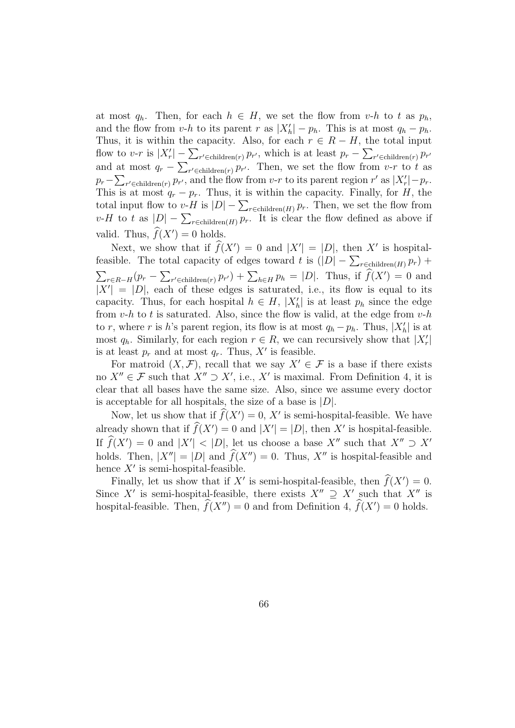at most $q_h$. Then, for each $h \in H$, we set the flow from $v$-$h$ to $t$ as $p_h$, and the flow from $v$-$h$ to its parent $r$ as $|X'_h| - p_h$. This is at most $q_h - p_h$. Thus, it is within the capacity. Also, for each $r \in R - H$, the total input flow to $v$-$r$ is $|X'_r| - \sum_{r' \in \text{children}(r)} p_{r'}$, which is at least $p_r - \sum_{r' \in \text{children}(r)} p_{r'}$ and at most $q_r - \sum_{r' \in \text{children}(r)} p_{r'}$. Then, we set the flow from $v$-$r$ to $t$ as $p_r - \sum_{r' \in \text{children}(r)} p_{r'}$, and the flow from $v$-$r$ to its parent region $r'$ as $|X'_r| - p_r$. This is at most $q_r - p_r$. Thus, it is within the capacity. Finally, for $H$, the total input flow to $v$-$H$ is $|D| - \sum_{r \in \text{children}(H)} p_r$. Then, we set the flow from $v$-$H$ to $t$ as $|D| - \sum_{r \in \text{children}(H)} p_r$. It is clear the flow defined as above if valid. Thus, $\widehat{f}(X') = 0$ holds.

Next, we show that if $\widehat{f}(X') = 0$ and $|X'| = |D|$, then $X'$ is hospital-feasible. The total capacity of edges toward $t$ is $(|D| - \sum_{r \in \text{children}(H)} p_r) + \sum_{r \in R-H}(p_r - \sum_{r' \in \text{children}(r)} p_{r'}) + \sum_{h \in H} p_h = |D|$. Thus, if $\widehat{f}(X') = 0$ and $|X'| = |D|$, each of these edges is saturated, i.e., its flow is equal to its capacity. Thus, for each hospital $h \in H$, $|X'_h|$ is at least $p_h$ since the edge from $v$-$h$ to $t$ is saturated. Also, since the flow is valid, at the edge from $v$-$h$ to $r$, where $r$ is $h$'s parent region, its flow is at most $q_h - p_h$. Thus, $|X'_h|$ is at most $q_h$. Similarly, for each region $r \in R$, we can recursively show that $|X'_r|$ is at least $p_r$ and at most $q_r$. Thus, $X'$ is feasible.

For matroid $(X, \mathcal{F})$, recall that we say $X' \in \mathcal{F}$ is a base if there exists no $X'' \in \mathcal{F}$ such that $X'' \supset X'$, i.e., $X'$ is maximal. From Definition 4, it is clear that all bases have the same size. Also, since we assume every doctor is acceptable for all hospitals, the size of a base is $|D|$.

Now, let us show that if $\widehat{f}(X') = 0$, $X'$ is semi-hospital-feasible. We have already shown that if $\widehat{f}(X') = 0$ and $|X'| = |D|$, then $X'$ is hospital-feasible. If $\widehat{f}(X') = 0$ and $|X'| < |D|$, let us choose a base $X''$ such that $X'' \supset X'$ holds. Then, $|X''| = |D|$ and $\widehat{f}(X'') = 0$. Thus, $X''$ is hospital-feasible and hence $X'$ is semi-hospital-feasible.

Finally, let us show that if $X'$ is semi-hospital-feasible, then $\widehat{f}(X') = 0$. Since $X'$ is semi-hospital-feasible, there exists $X'' \supseteq X'$ such that $X''$ is hospital-feasible. Then, $\widehat{f}(X'') = 0$ and from Definition 4, $\widehat{f}(X') = 0$ holds.